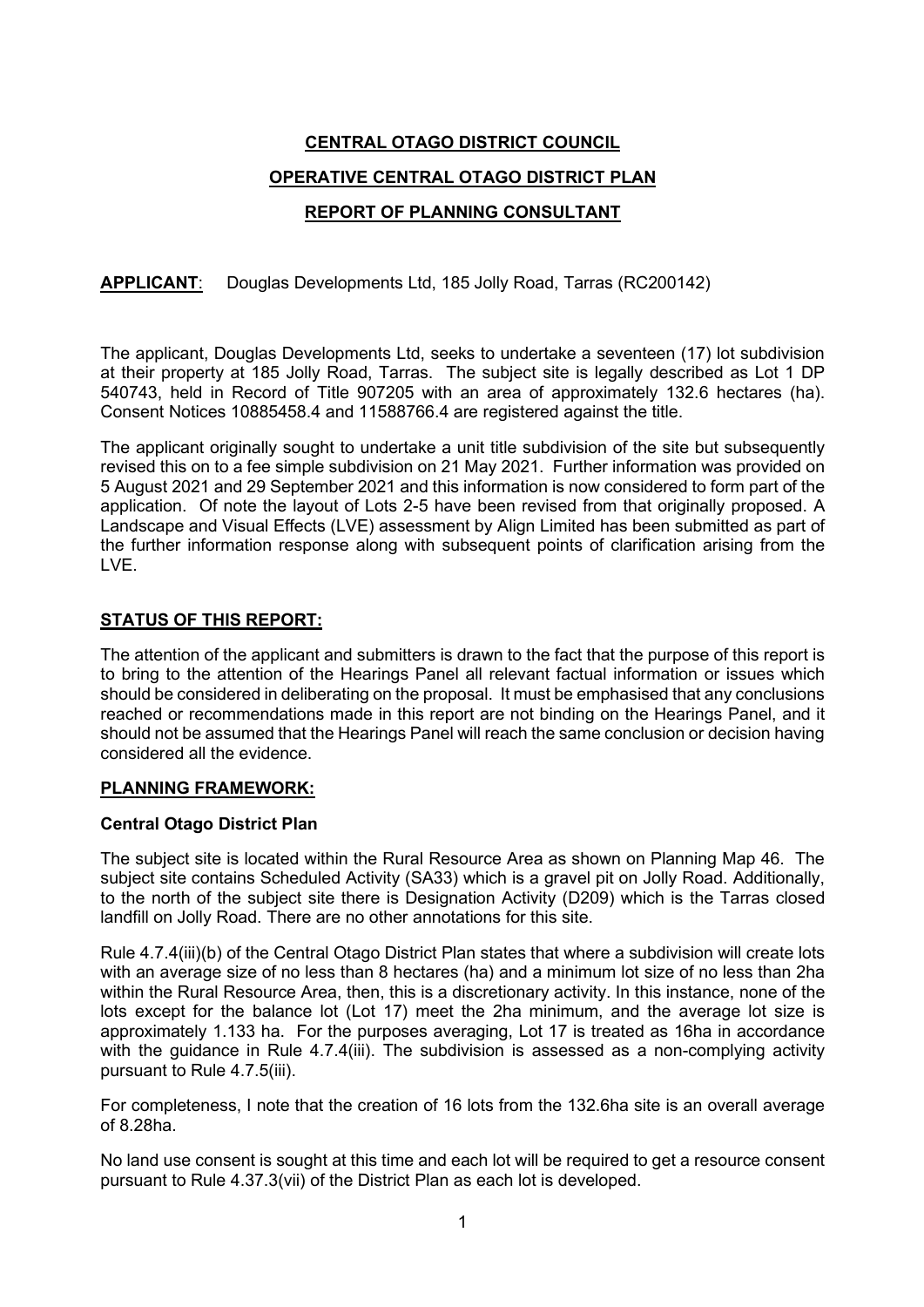**CENTRAL OTAGO DISTRICT COUNCIL**

**OPERATIVE CENTRAL OTAGO DISTRICT PLAN**

**REPORT OF PLANNING CONSULTANT**

**APPLICANT**: Douglas Developments Ltd, 185 Jolly Road, Tarras (RC200142)

The applicant, Douglas Developments Ltd, seeks to undertake a seventeen (17) lot subdivision at their property at 185 Jolly Road, Tarras. The subject site is legally described as Lot 1 DP 540743, held in Record of Title 907205 with an area of approximately 132.6 hectares (ha). Consent Notices 10885458.4 and 11588766.4 are registered against the title.

The applicant originally sought to undertake a unit title subdivision of the site but subsequently revised this on to a fee simple subdivision on 21 May 2021. Further information was provided on 5 August 2021 and 29 September 2021 and this information is now considered to form part of the application. Of note the layout of Lots 2-5 have been revised from that originally proposed. A Landscape and Visual Effects (LVE) assessment by Align Limited has been submitted as part of the further information response along with subsequent points of clarification arising from the LVE.

## STATUS OF THIS REPORT:

The attention of the applicant and submitters is drawn to the fact that the purpose of this report is to bring to the attention of the Hearings Panel all relevant factual information or issues which should be considered in deliberating on the proposal. It must be emphasised that any conclusions reached or recommendations made in this report are not binding on the Hearings Panel, and it should not be assumed that the Hearings Panel will reach the same conclusion or decision having considered all the evidence.

## PLANNING FRAMEWORK:

### Central Otago District Plan

The subject site is located within the Rural Resource Area as shown on Planning Map 46. The subject site contains Scheduled Activity (SA33) which is a gravel pit on Jolly Road. Additionally, to the north of the subject site there is Designation Activity (D209) which is the Tarras closed landfill on Jolly Road. There are no other annotations for this site.

Rule 4.7.4(iii)(b) of the Central Otago District Plan states that where a subdivision will create lots with an average size of no less than 8 hectares (ha) and a minimum lot size of no less than 2ha within the Rural Resource Area, then, this is a discretionary activity. In this instance, none of the lots except for the balance lot (Lot 17) meet the 2ha minimum, and the average lot size is approximately 1.133 ha. For the purposes averaging, Lot 17 is treated as 16ha in accordance with the guidance in Rule 4.7.4(iii). The subdivision is assessed as a non-complying activity pursuant to Rule 4.7.5(iii).

For completeness, I note that the creation of 16 lots from the 132.6ha site is an overall average of 8.28ha.

No land use consent is sought at this time and each lot will be required to get a resource consent pursuant to Rule 4.37.3(vii) of the District Plan as each lot is developed.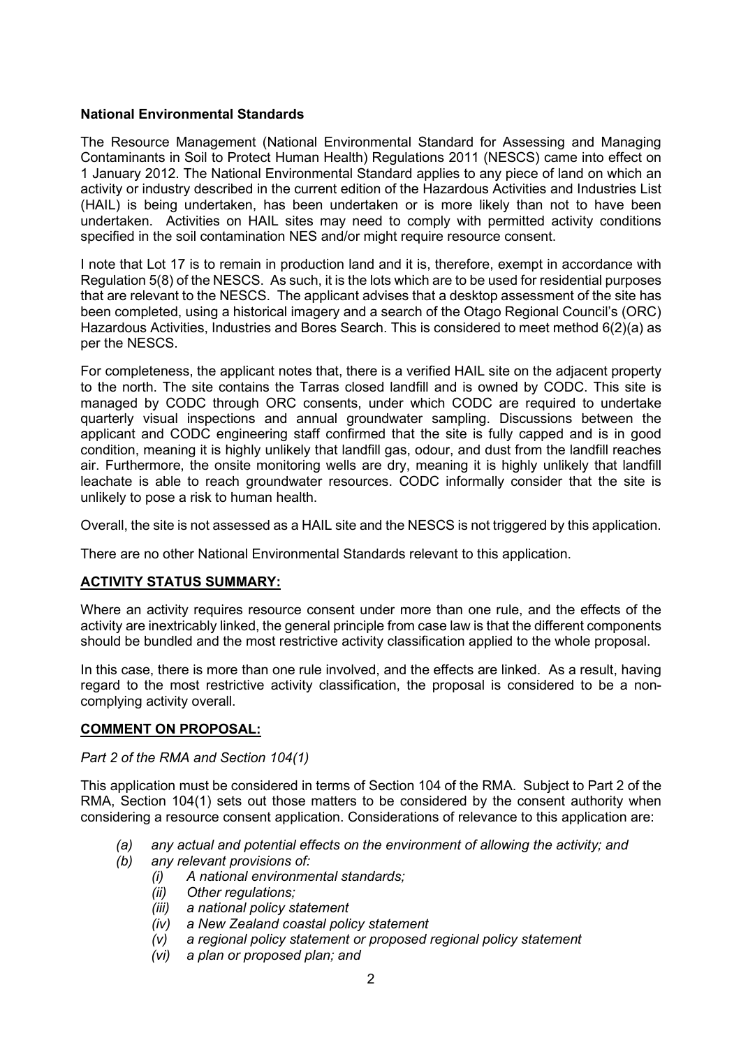**National Environmental Standards**

The Resource Management (National Environmental Standard for Assessing and Managing Contaminants in Soil to Protect Human Health) Regulations 2011 (NESCS) came into effect on 1 January 2012. The National Environmental Standard applies to any piece of land on which an activity or industry described in the current edition of the Hazardous Activities and Industries List (HAIL) is being undertaken, has been undertaken or is more likely than not to have been undertaken. Activities on HAIL sites may need to comply with permitted activity conditions specified in the soil contamination NES and/or might require resource consent.

I note that Lot 17 is to remain in production land and it is, therefore, exempt in accordance with Regulation 5(8) of the NESCS. As such, it is the lots which are to be used for residential purposes that are relevant to the NESCS. The applicant advises that a desktop assessment of the site has been completed, using a historical imagery and a search of the Otago Regional Council's (ORC) Hazardous Activities, Industries and Bores Search. This is considered to meet method 6(2)(a) as per the NESCS.

For completeness, the applicant notes that, there is a verified HAIL site on the adjacent property to the north. The site contains the Tarras closed landfill and is owned by CODC. This site is managed by CODC through ORC consents, under which CODC are required to undertake quarterly visual inspections and annual groundwater sampling. Discussions between the applicant and CODC engineering staff confirmed that the site is fully capped and is in good condition, meaning it is highly unlikely that landfill gas, odour, and dust from the landfill reaches air. Furthermore, the onsite monitoring wells are dry, meaning it is highly unlikely that landfill leachate is able to reach groundwater resources. CODC informally consider that the site is unlikely to pose a risk to human health.

Overall, the site is not assessed as a HAIL site and the NESCS is not triggered by this application.

There are no other National Environmental Standards relevant to this application.

**ACTIVITY STATUS SUMMARY:**

Where an activity requires resource consent under more than one rule, and the effects of the activity are inextricably linked, the general principle from case law is that the different components should be bundled and the most restrictive activity classification applied to the whole proposal.

In this case, there is more than one rule involved, and the effects are linked. As a result, having regard to the most restrictive activity classification, the proposal is considered to be a non-complying activity overall.

**COMMENT ON PROPOSAL:**

*Part 2 of the RMA and Section 104(1)*

This application must be considered in terms of Section 104 of the RMA. Subject to Part 2 of the RMA, Section 104(1) sets out those matters to be considered by the consent authority when considering a resource consent application. Considerations of relevance to this application are:

- *(a) any actual and potential effects on the environment of allowing the activity; and*
- *(b) any relevant provisions of:*
  - *(i) A national environmental standards;*
  - *(ii) Other regulations;*
  - *(iii) a national policy statement*
  - *(iv) a New Zealand coastal policy statement*
  - *(v) a regional policy statement or proposed regional policy statement*
  - *(vi) a plan or proposed plan; and*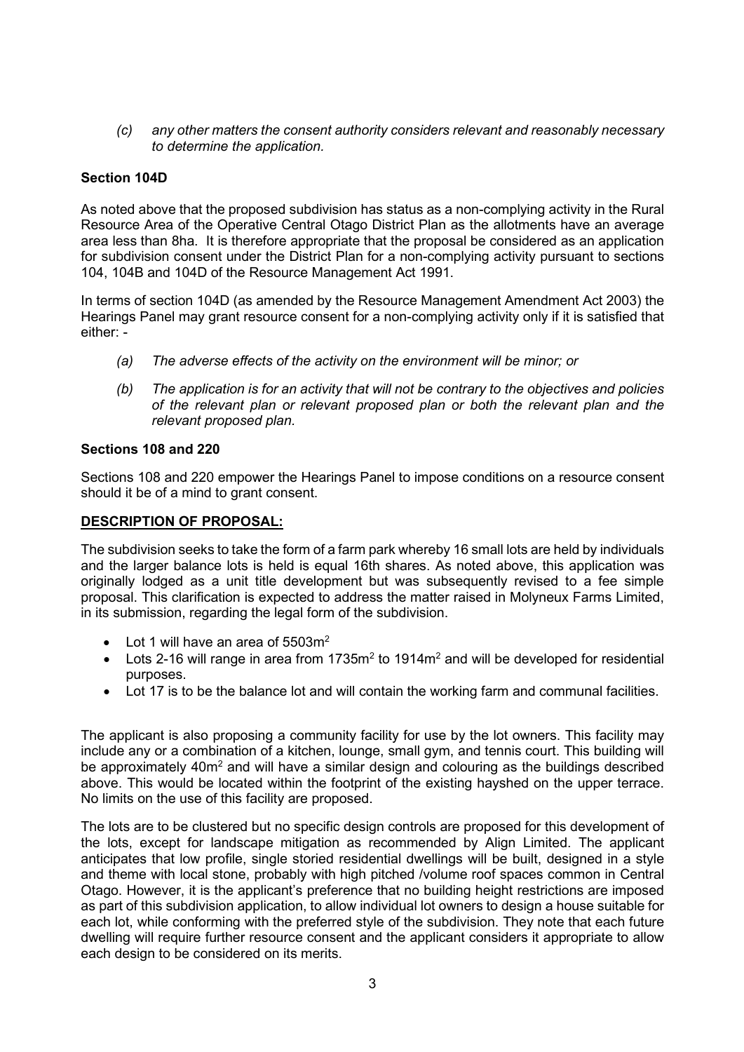*(c) any other matters the consent authority considers relevant and reasonably necessary to determine the application.*

**Section 104D**

As noted above that the proposed subdivision has status as a non-complying activity in the Rural Resource Area of the Operative Central Otago District Plan as the allotments have an average area less than 8ha. It is therefore appropriate that the proposal be considered as an application for subdivision consent under the District Plan for a non-complying activity pursuant to sections 104, 104B and 104D of the Resource Management Act 1991.

In terms of section 104D (as amended by the Resource Management Amendment Act 2003) the Hearings Panel may grant resource consent for a non-complying activity only if it is satisfied that either: -

*(a) The adverse effects of the activity on the environment will be minor; or*

*(b) The application is for an activity that will not be contrary to the objectives and policies of the relevant plan or relevant proposed plan or both the relevant plan and the relevant proposed plan.*

**Sections 108 and 220**

Sections 108 and 220 empower the Hearings Panel to impose conditions on a resource consent should it be of a mind to grant consent.

**DESCRIPTION OF PROPOSAL:**

The subdivision seeks to take the form of a farm park whereby 16 small lots are held by individuals and the larger balance lots is held is equal 16th shares. As noted above, this application was originally lodged as a unit title development but was subsequently revised to a fee simple proposal. This clarification is expected to address the matter raised in Molyneux Farms Limited, in its submission, regarding the legal form of the subdivision.

- Lot 1 will have an area of 5503m$^2$
- Lots 2-16 will range in area from 1735m$^2$ to 1914m$^2$ and will be developed for residential purposes.
- Lot 17 is to be the balance lot and will contain the working farm and communal facilities.

The applicant is also proposing a community facility for use by the lot owners. This facility may include any or a combination of a kitchen, lounge, small gym, and tennis court. This building will be approximately 40m$^2$ and will have a similar design and colouring as the buildings described above. This would be located within the footprint of the existing hayshed on the upper terrace. No limits on the use of this facility are proposed.

The lots are to be clustered but no specific design controls are proposed for this development of the lots, except for landscape mitigation as recommended by Align Limited. The applicant anticipates that low profile, single storied residential dwellings will be built, designed in a style and theme with local stone, probably with high pitched /volume roof spaces common in Central Otago. However, it is the applicant's preference that no building height restrictions are imposed as part of this subdivision application, to allow individual lot owners to design a house suitable for each lot, while conforming with the preferred style of the subdivision. They note that each future dwelling will require further resource consent and the applicant considers it appropriate to allow each design to be considered on its merits.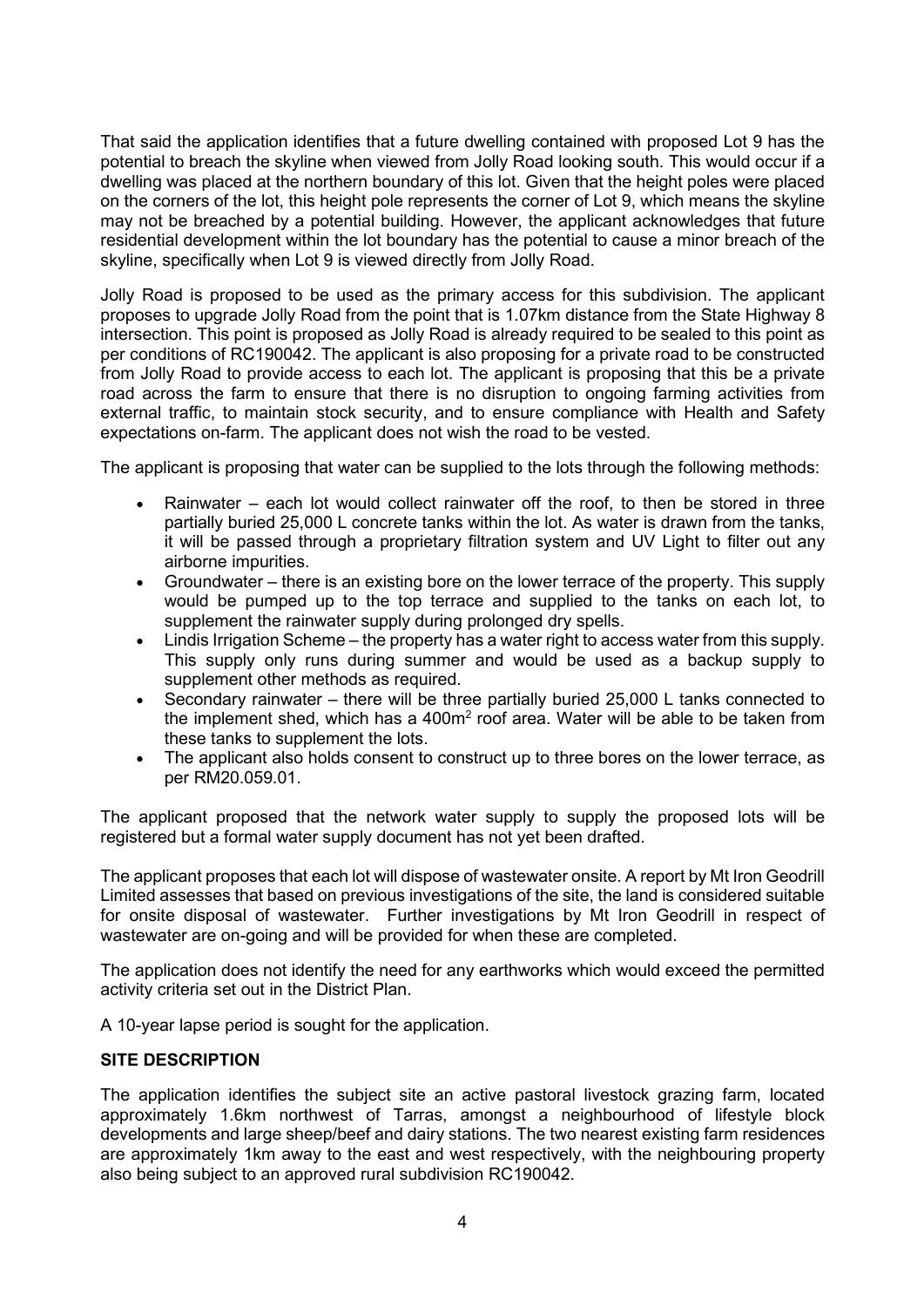That said the application identifies that a future dwelling contained with proposed Lot 9 has the potential to breach the skyline when viewed from Jolly Road looking south. This would occur if a dwelling was placed at the northern boundary of this lot. Given that the height poles were placed on the corners of the lot, this height pole represents the corner of Lot 9, which means the skyline may not be breached by a potential building. However, the applicant acknowledges that future residential development within the lot boundary has the potential to cause a minor breach of the skyline, specifically when Lot 9 is viewed directly from Jolly Road.

Jolly Road is proposed to be used as the primary access for this subdivision. The applicant proposes to upgrade Jolly Road from the point that is 1.07km distance from the State Highway 8 intersection. This point is proposed as Jolly Road is already required to be sealed to this point as per conditions of RC190042. The applicant is also proposing for a private road to be constructed from Jolly Road to provide access to each lot. The applicant is proposing that this be a private road across the farm to ensure that there is no disruption to ongoing farming activities from external traffic, to maintain stock security, and to ensure compliance with Health and Safety expectations on-farm. The applicant does not wish the road to be vested.

The applicant is proposing that water can be supplied to the lots through the following methods:

- Rainwater – each lot would collect rainwater off the roof, to then be stored in three partially buried 25,000 L concrete tanks within the lot. As water is drawn from the tanks, it will be passed through a proprietary filtration system and UV Light to filter out any airborne impurities.
- Groundwater – there is an existing bore on the lower terrace of the property. This supply would be pumped up to the top terrace and supplied to the tanks on each lot, to supplement the rainwater supply during prolonged dry spells.
- Lindis Irrigation Scheme – the property has a water right to access water from this supply. This supply only runs during summer and would be used as a backup supply to supplement other methods as required.
- Secondary rainwater – there will be three partially buried 25,000 L tanks connected to the implement shed, which has a 400m$^2$ roof area. Water will be able to be taken from these tanks to supplement the lots.
- The applicant also holds consent to construct up to three bores on the lower terrace, as per RM20.059.01.

The applicant proposed that the network water supply to supply the proposed lots will be registered but a formal water supply document has not yet been drafted.

The applicant proposes that each lot will dispose of wastewater onsite. A report by Mt Iron Geodrill Limited assesses that based on previous investigations of the site, the land is considered suitable for onsite disposal of wastewater. Further investigations by Mt Iron Geodrill in respect of wastewater are on-going and will be provided for when these are completed.

The application does not identify the need for any earthworks which would exceed the permitted activity criteria set out in the District Plan.

A 10-year lapse period is sought for the application.

**SITE DESCRIPTION**

The application identifies the subject site an active pastoral livestock grazing farm, located approximately 1.6km northwest of Tarras, amongst a neighbourhood of lifestyle block developments and large sheep/beef and dairy stations. The two nearest existing farm residences are approximately 1km away to the east and west respectively, with the neighbouring property also being subject to an approved rural subdivision RC190042.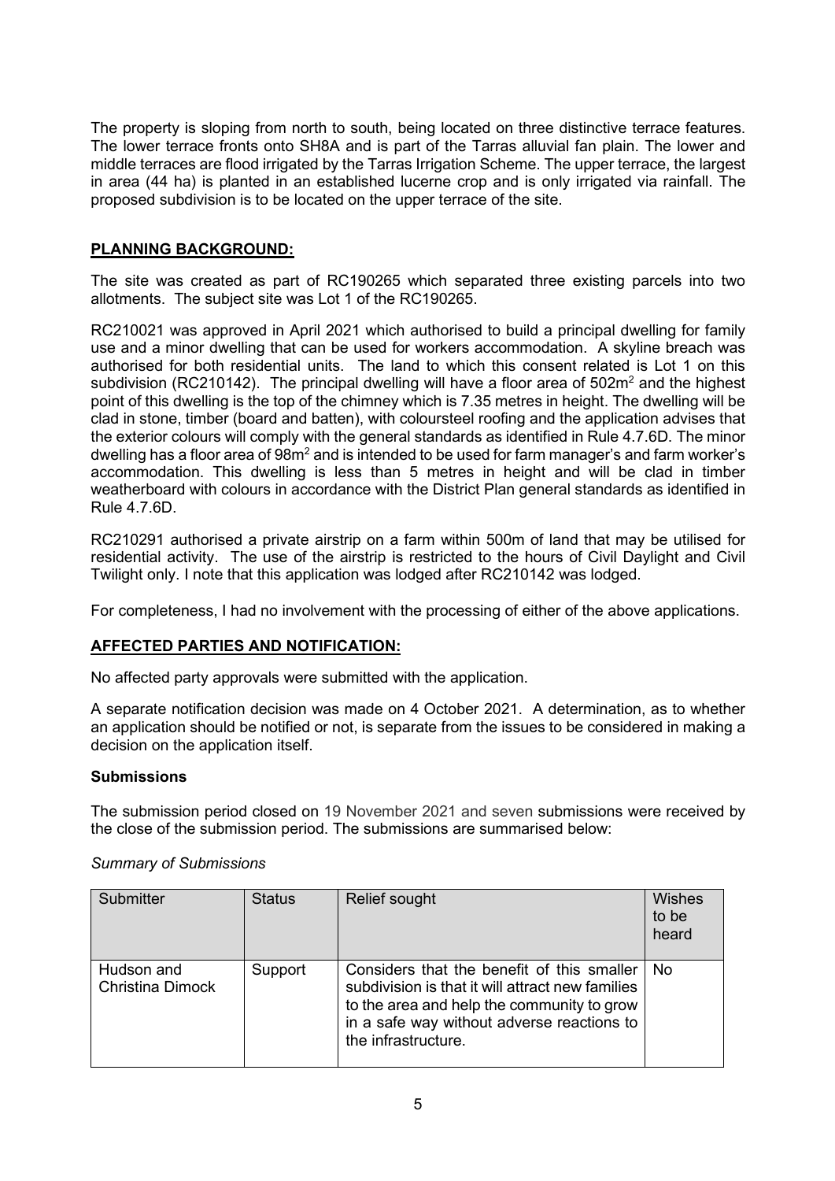The property is sloping from north to south, being located on three distinctive terrace features. The lower terrace fronts onto SH8A and is part of the Tarras alluvial fan plain. The lower and middle terraces are flood irrigated by the Tarras Irrigation Scheme. The upper terrace, the largest in area (44 ha) is planted in an established lucerne crop and is only irrigated via rainfall. The proposed subdivision is to be located on the upper terrace of the site.

## PLANNING BACKGROUND:

The site was created as part of RC190265 which separated three existing parcels into two allotments. The subject site was Lot 1 of the RC190265.

RC210021 was approved in April 2021 which authorised to build a principal dwelling for family use and a minor dwelling that can be used for workers accommodation. A skyline breach was authorised for both residential units. The land to which this consent related is Lot 1 on this subdivision (RC210142). The principal dwelling will have a floor area of 502m$^2$ and the highest point of this dwelling is the top of the chimney which is 7.35 metres in height. The dwelling will be clad in stone, timber (board and batten), with coloursteel roofing and the application advises that the exterior colours will comply with the general standards as identified in Rule 4.7.6D. The minor dwelling has a floor area of 98m$^2$ and is intended to be used for farm manager's and farm worker's accommodation. This dwelling is less than 5 metres in height and will be clad in timber weatherboard with colours in accordance with the District Plan general standards as identified in Rule 4.7.6D.

RC210291 authorised a private airstrip on a farm within 500m of land that may be utilised for residential activity. The use of the airstrip is restricted to the hours of Civil Daylight and Civil Twilight only. I note that this application was lodged after RC210142 was lodged.

For completeness, I had no involvement with the processing of either of the above applications.

## AFFECTED PARTIES AND NOTIFICATION:

No affected party approvals were submitted with the application.

A separate notification decision was made on 4 October 2021. A determination, as to whether an application should be notified or not, is separate from the issues to be considered in making a decision on the application itself.

### Submissions

The submission period closed on 19 November 2021 and seven submissions were received by the close of the submission period. The submissions are summarised below:

*Summary of Submissions*

| Submitter | Status | Relief sought | Wishes to be heard |
|---|---|---|---|
| Hudson and Christina Dimock | Support | Considers that the benefit of this smaller subdivision is that it will attract new families to the area and help the community to grow in a safe way without adverse reactions to the infrastructure. | No |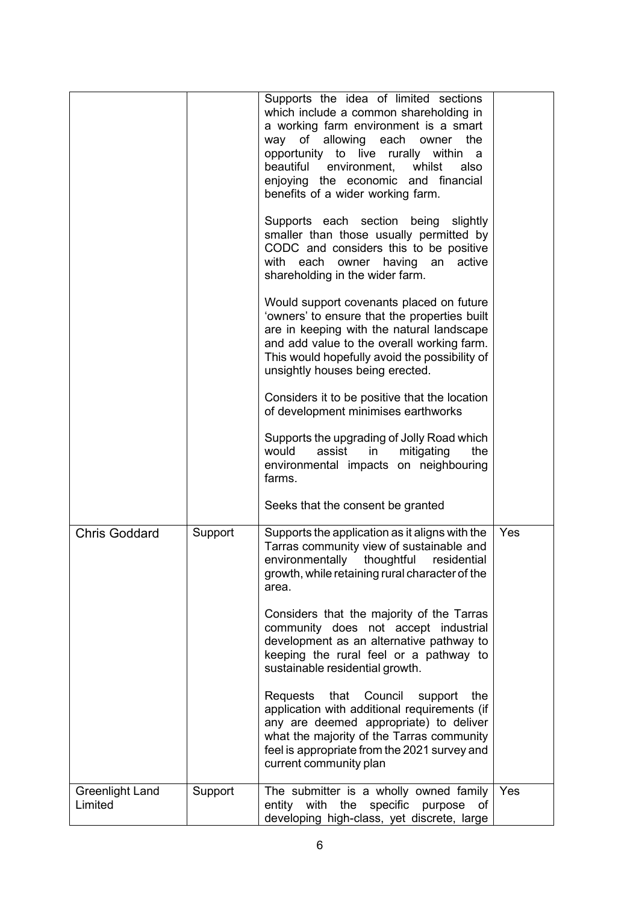| | | | |
|---|---|---|---|
| | | Supports the idea of limited sections which include a common shareholding in a working farm environment is a smart way of allowing each owner the opportunity to live rurally within a beautiful environment, whilst also enjoying the economic and financial benefits of a wider working farm.<br><br>Supports each section being slightly smaller than those usually permitted by CODC and considers this to be positive with each owner having an active shareholding in the wider farm.<br><br>Would support covenants placed on future 'owners' to ensure that the properties built are in keeping with the natural landscape and add value to the overall working farm. This would hopefully avoid the possibility of unsightly houses being erected.<br><br>Considers it to be positive that the location of development minimises earthworks<br><br>Supports the upgrading of Jolly Road which would assist in mitigating the environmental impacts on neighbouring farms.<br><br>Seeks that the consent be granted | |
| Chris Goddard | Support | Supports the application as it aligns with the Tarras community view of sustainable and environmentally thoughtful residential growth, while retaining rural character of the area.<br><br>Considers that the majority of the Tarras community does not accept industrial development as an alternative pathway to keeping the rural feel or a pathway to sustainable residential growth.<br><br>Requests that Council support the application with additional requirements (if any are deemed appropriate) to deliver what the majority of the Tarras community feel is appropriate from the 2021 survey and current community plan | Yes |
| Greenlight Land Limited | Support | The submitter is a wholly owned family entity with the specific purpose of developing high-class, yet discrete, large | Yes |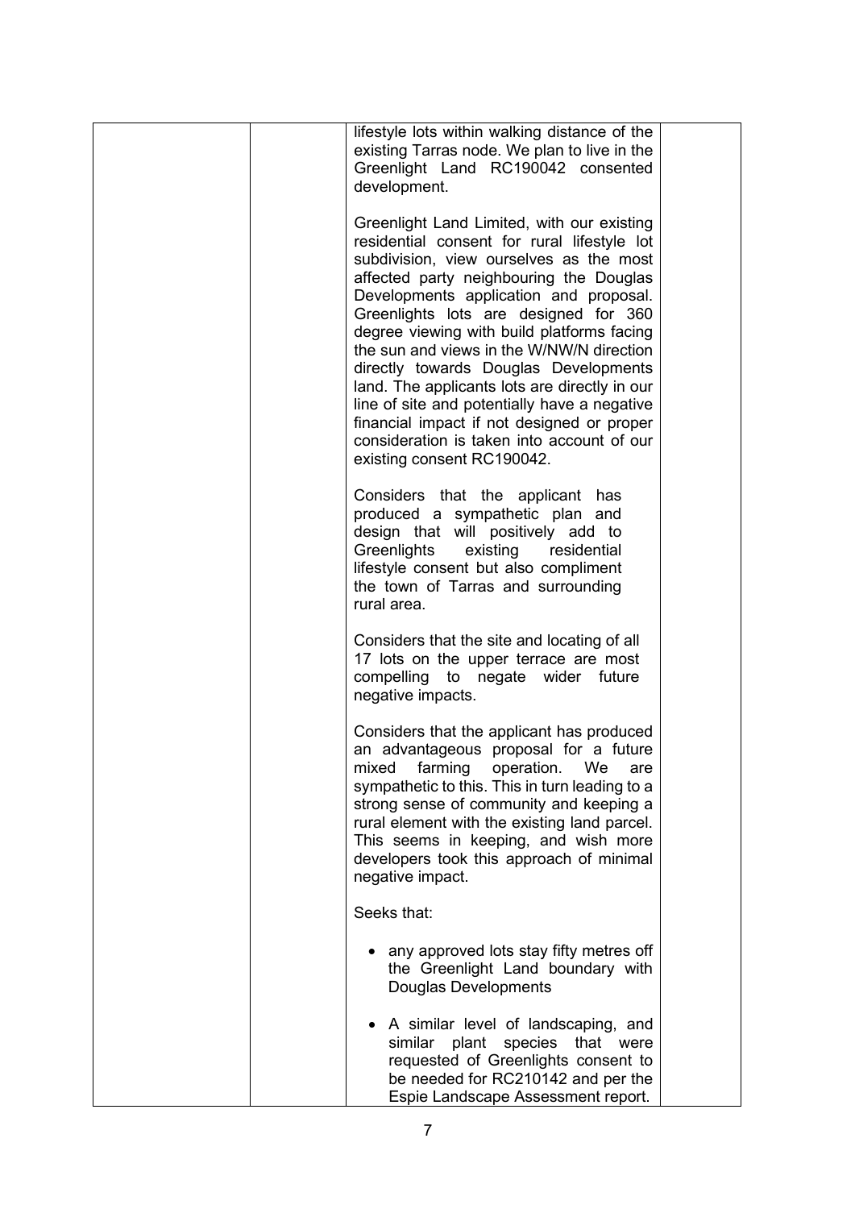| | | | |
|---|---|---|---|
| | | lifestyle lots within walking distance of the existing Tarras node. We plan to live in the Greenlight Land RC190042 consented development.<br><br>Greenlight Land Limited, with our existing residential consent for rural lifestyle lot subdivision, view ourselves as the most affected party neighbouring the Douglas Developments application and proposal. Greenlights lots are designed for 360 degree viewing with build platforms facing the sun and views in the W/NW/N direction directly towards Douglas Developments land. The applicants lots are directly in our line of site and potentially have a negative financial impact if not designed or proper consideration is taken into account of our existing consent RC190042.<br><br>Considers that the applicant has produced a sympathetic plan and design that will positively add to Greenlights existing residential lifestyle consent but also compliment the town of Tarras and surrounding rural area.<br><br>Considers that the site and locating of all 17 lots on the upper terrace are most compelling to negate wider future negative impacts.<br><br>Considers that the applicant has produced an advantageous proposal for a future mixed farming operation. We are sympathetic to this. This in turn leading to a strong sense of community and keeping a rural element with the existing land parcel. This seems in keeping, and wish more developers took this approach of minimal negative impact.<br><br>Seeks that:<br><br>• any approved lots stay fifty metres off the Greenlight Land boundary with Douglas Developments<br><br>• A similar level of landscaping, and similar plant species that were requested of Greenlights consent to be needed for RC210142 and per the Espie Landscape Assessment report. | |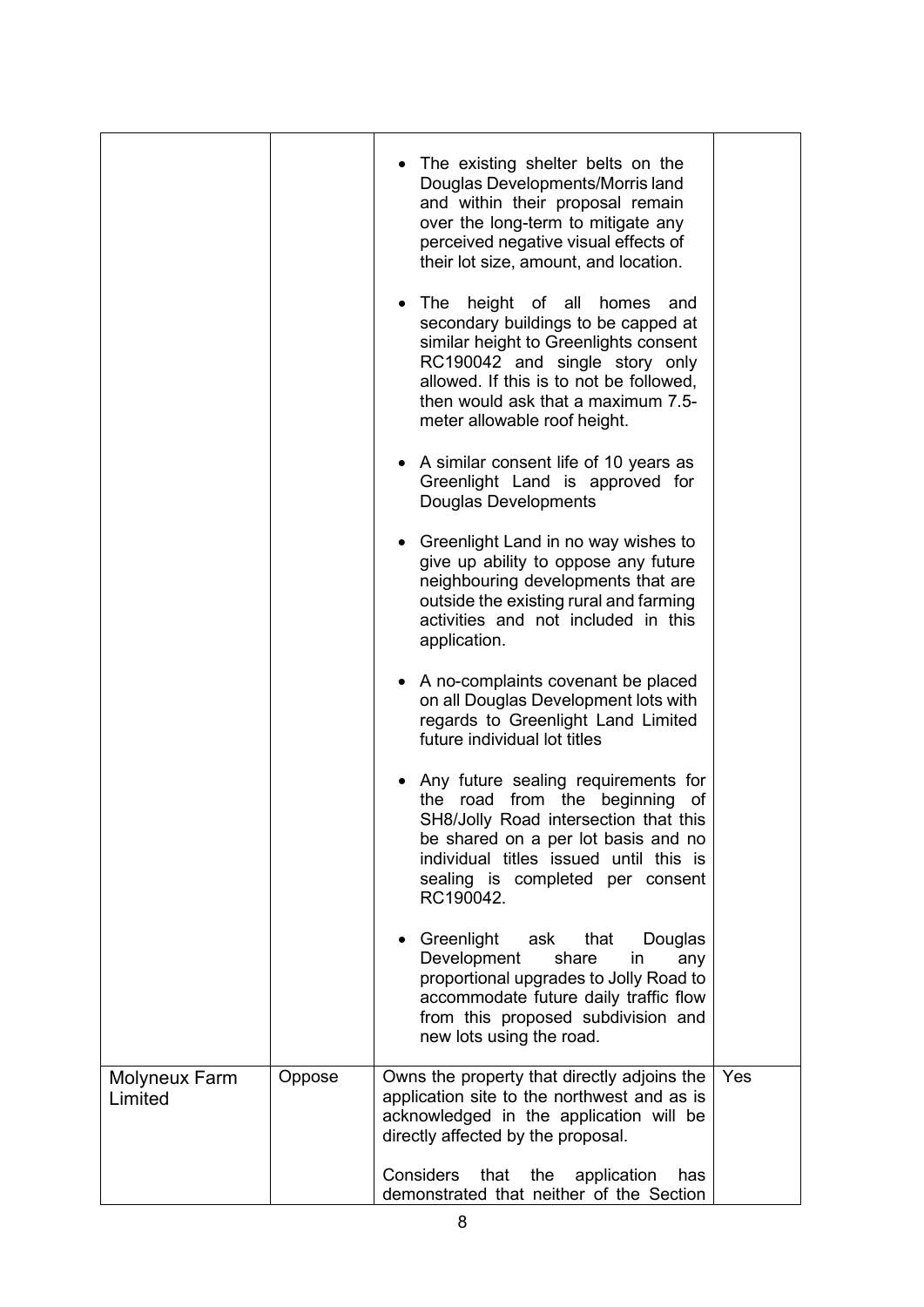| | | | |
|---|---|---|---|
| | | <ul><li>The existing shelter belts on the Douglas Developments/Morris land and within their proposal remain over the long-term to mitigate any perceived negative visual effects of their lot size, amount, and location.</li><li>The height of all homes and secondary buildings to be capped at similar height to Greenlights consent RC190042 and single story only allowed. If this is to not be followed, then would ask that a maximum 7.5-meter allowable roof height.</li><li>A similar consent life of 10 years as Greenlight Land is approved for Douglas Developments</li><li>Greenlight Land in no way wishes to give up ability to oppose any future neighbouring developments that are outside the existing rural and farming activities and not included in this application.</li><li>A no-complaints covenant be placed on all Douglas Development lots with regards to Greenlight Land Limited future individual lot titles</li><li>Any future sealing requirements for the road from the beginning of SH8/Jolly Road intersection that this be shared on a per lot basis and no individual titles issued until this is sealing is completed per consent RC190042.</li><li>Greenlight ask that Douglas Development share in any proportional upgrades to Jolly Road to accommodate future daily traffic flow from this proposed subdivision and new lots using the road.</li></ul> | |
| Molyneux Farm Limited | Oppose | Owns the property that directly adjoins the application site to the northwest and as is acknowledged in the application will be directly affected by the proposal.<br><br>Considers that the application has demonstrated that neither of the Section | Yes |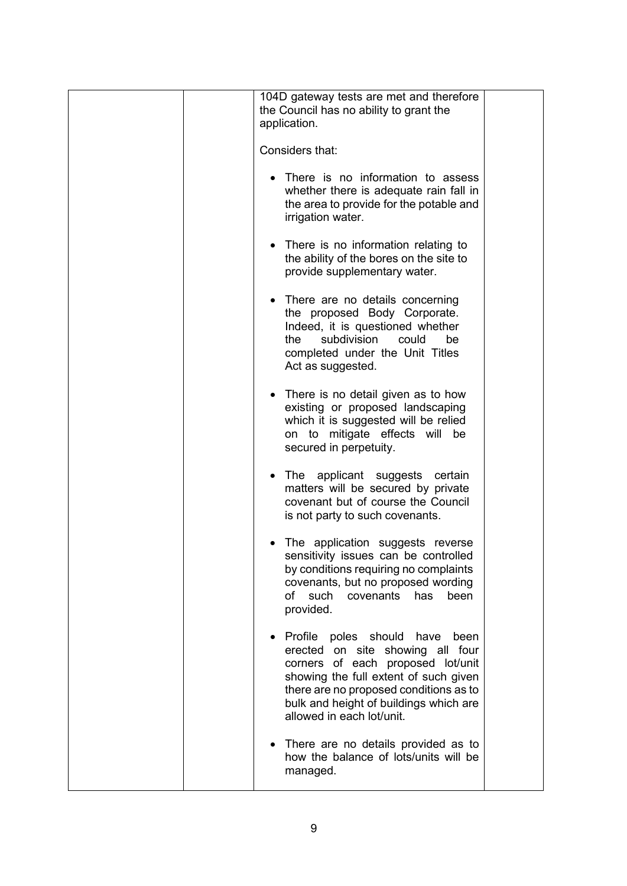| | | 104D gateway tests are met and therefore the Council has no ability to grant the application.<br><br>Considers that:<br><br>• There is no information to assess whether there is adequate rain fall in the area to provide for the potable and irrigation water.<br><br>• There is no information relating to the ability of the bores on the site to provide supplementary water.<br><br>• There are no details concerning the proposed Body Corporate. Indeed, it is questioned whether the subdivision could be completed under the Unit Titles Act as suggested.<br><br>• There is no detail given as to how existing or proposed landscaping which it is suggested will be relied on to mitigate effects will be secured in perpetuity.<br><br>• The applicant suggests certain matters will be secured by private covenant but of course the Council is not party to such covenants.<br><br>• The application suggests reverse sensitivity issues can be controlled by conditions requiring no complaints covenants, but no proposed wording of such covenants has been provided.<br><br>• Profile poles should have been erected on site showing all four corners of each proposed lot/unit showing the full extent of such given there are no proposed conditions as to bulk and height of buildings which are allowed in each lot/unit.<br><br>• There are no details provided as to how the balance of lots/units will be managed. | |
|---|---|---|---|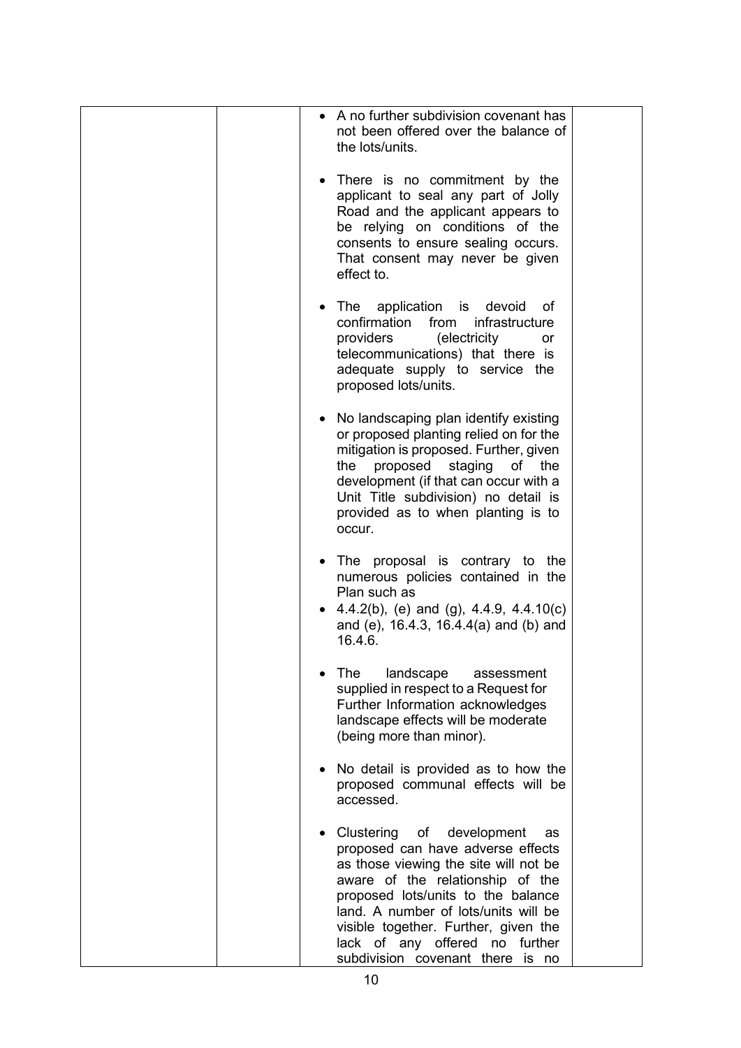|  |  | <ul><li>A no further subdivision covenant has not been offered over the balance of the lots/units.</li><li>There is no commitment by the applicant to seal any part of Jolly Road and the applicant appears to be relying on conditions of the consents to ensure sealing occurs. That consent may never be given effect to.</li><li>The application is devoid of confirmation from infrastructure providers (electricity or telecommunications) that there is adequate supply to service the proposed lots/units.</li><li>No landscaping plan identify existing or proposed planting relied on for the mitigation is proposed. Further, given the proposed staging of the development (if that can occur with a Unit Title subdivision) no detail is provided as to when planting is to occur.</li><li>The proposal is contrary to the numerous policies contained in the Plan such as</li><li>4.4.2(b), (e) and (g), 4.4.9, 4.4.10(c) and (e), 16.4.3, 16.4.4(a) and (b) and 16.4.6.</li><li>The landscape assessment supplied in respect to a Request for Further Information acknowledges landscape effects will be moderate (being more than minor).</li><li>No detail is provided as to how the proposed communal effects will be accessed.</li><li>Clustering of development as proposed can have adverse effects as those viewing the site will not be aware of the relationship of the proposed lots/units to the balance land. A number of lots/units will be visible together. Further, given the lack of any offered no further subdivision covenant there is no</li></ul> |  |
|---|---|---|---|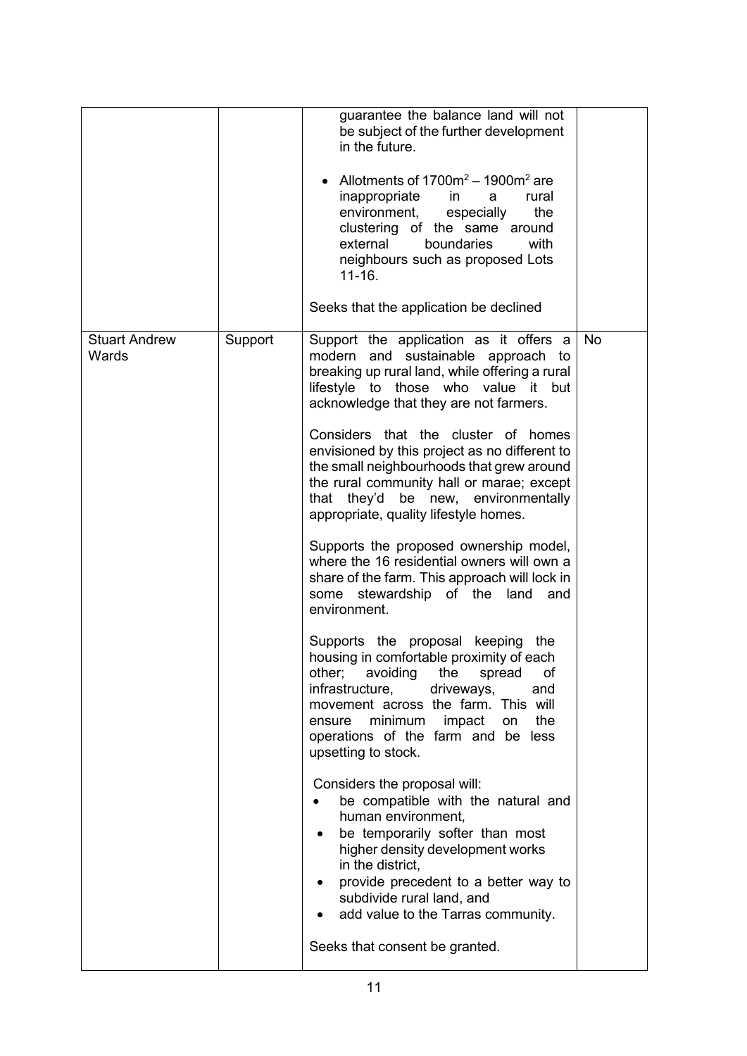| | | | |
|---|---|---|---|
| | | guarantee the balance land will not be subject of the further development in the future.<br><br>• Allotments of $1700m^2$ – $1900m^2$ are inappropriate in a rural environment, especially the clustering of the same around external boundaries with neighbours such as proposed Lots 11-16.<br><br>Seeks that the application be declined | |
| Stuart Andrew Wards | Support | Support the application as it offers a modern and sustainable approach to breaking up rural land, while offering a rural lifestyle to those who value it but acknowledge that they are not farmers.<br><br>Considers that the cluster of homes envisioned by this project as no different to the small neighbourhoods that grew around the rural community hall or marae; except that they'd be new, environmentally appropriate, quality lifestyle homes.<br><br>Supports the proposed ownership model, where the 16 residential owners will own a share of the farm. This approach will lock in some stewardship of the land and environment.<br><br>Supports the proposal keeping the housing in comfortable proximity of each other; avoiding the spread of infrastructure, driveways, and movement across the farm. This will ensure minimum impact on the operations of the farm and be less upsetting to stock.<br><br>Considers the proposal will:<br>• be compatible with the natural and human environment,<br>• be temporarily softer than most higher density development works in the district,<br>• provide precedent to a better way to subdivide rural land, and<br>• add value to the Tarras community.<br><br>Seeks that consent be granted. | No |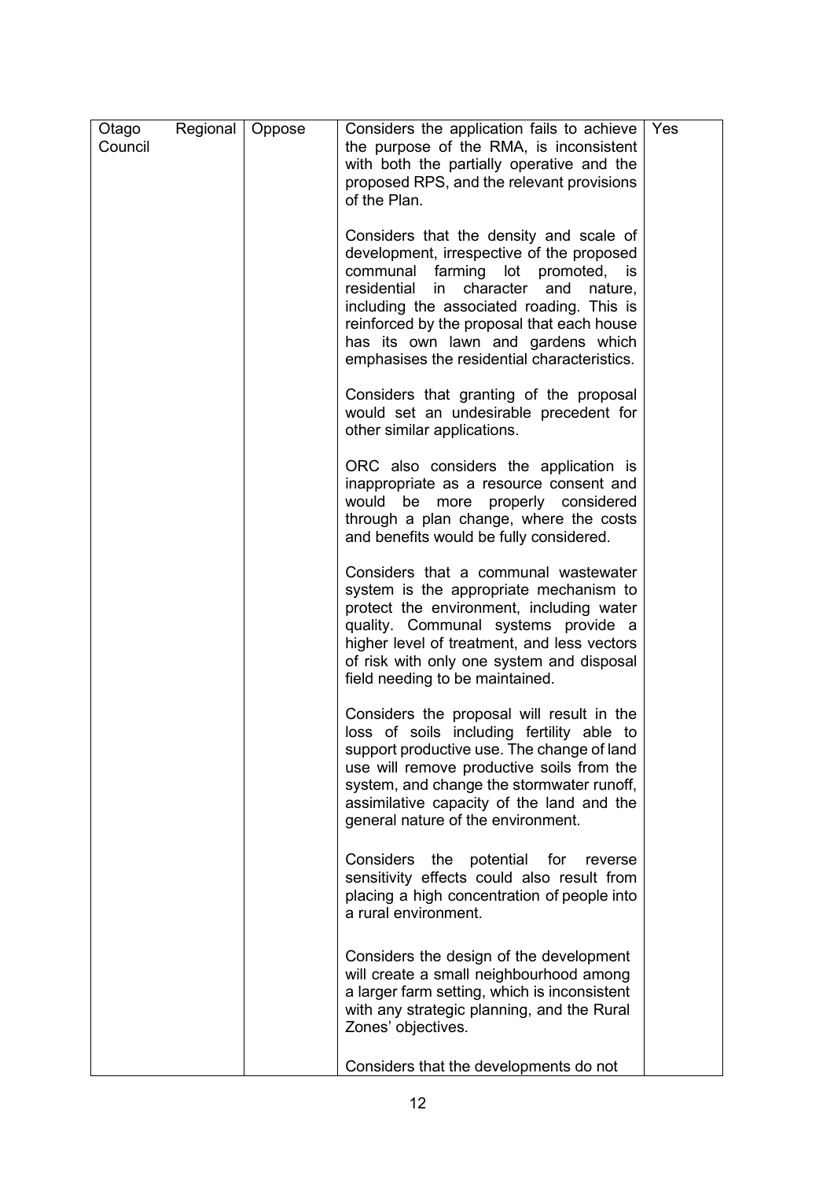| Otago Regional Council | Oppose | Considers the application fails to achieve the purpose of the RMA, is inconsistent with both the partially operative and the proposed RPS, and the relevant provisions of the Plan.<br><br>Considers that the density and scale of development, irrespective of the proposed communal farming lot promoted, is residential in character and nature, including the associated roading. This is reinforced by the proposal that each house has its own lawn and gardens which emphasises the residential characteristics.<br><br>Considers that granting of the proposal would set an undesirable precedent for other similar applications.<br><br>ORC also considers the application is inappropriate as a resource consent and would be more properly considered through a plan change, where the costs and benefits would be fully considered.<br><br>Considers that a communal wastewater system is the appropriate mechanism to protect the environment, including water quality. Communal systems provide a higher level of treatment, and less vectors of risk with only one system and disposal field needing to be maintained.<br><br>Considers the proposal will result in the loss of soils including fertility able to support productive use. The change of land use will remove productive soils from the system, and change the stormwater runoff, assimilative capacity of the land and the general nature of the environment.<br><br>Considers the potential for reverse sensitivity effects could also result from placing a high concentration of people into a rural environment.<br><br>Considers the design of the development will create a small neighbourhood among a larger farm setting, which is inconsistent with any strategic planning, and the Rural Zones' objectives.<br><br>Considers that the developments do not | Yes |
|---|---|---|---|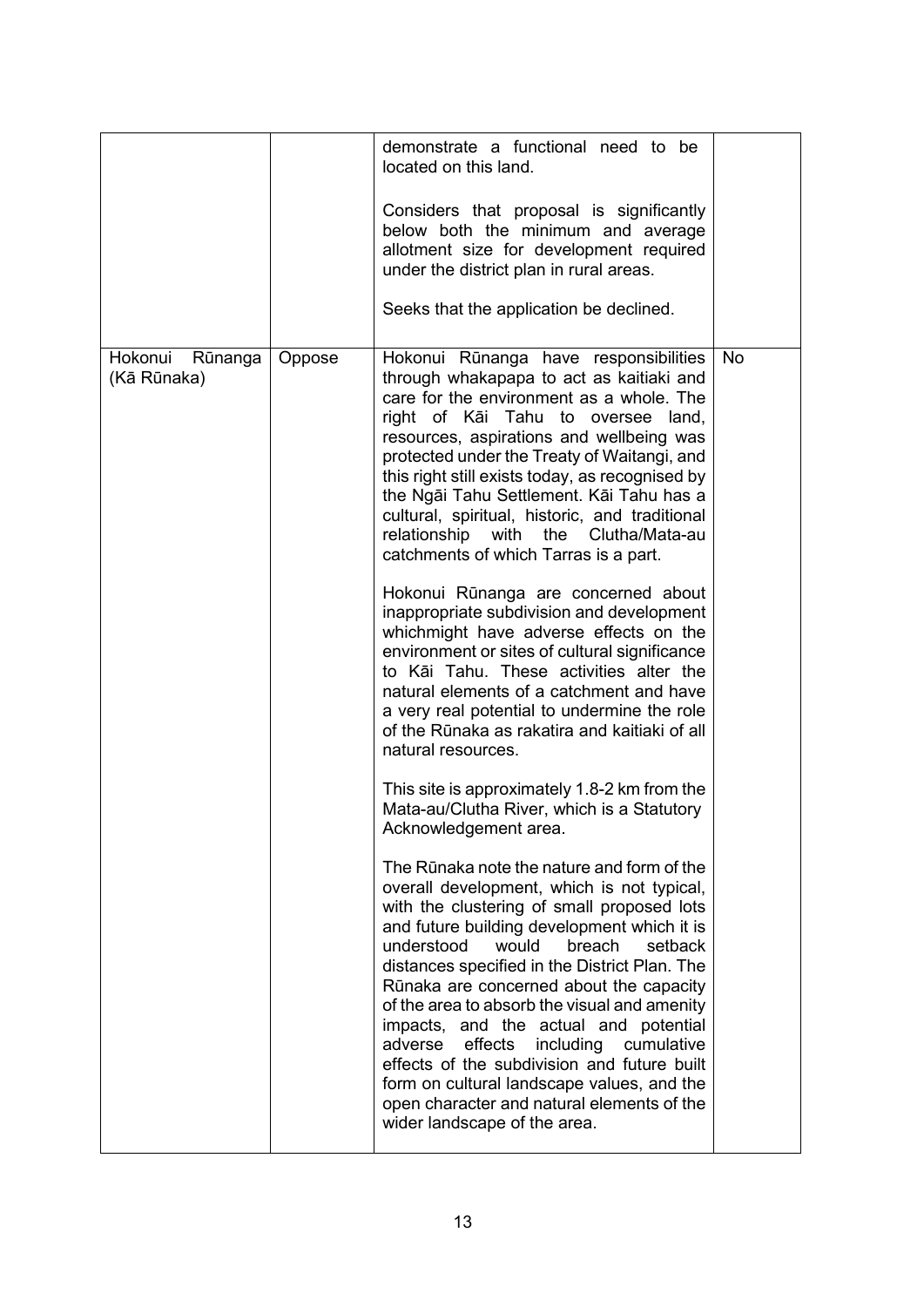| | | | |
|---|---|---|---|
| | | demonstrate a functional need to be located on this land.<br><br>Considers that proposal is significantly below both the minimum and average allotment size for development required under the district plan in rural areas.<br><br>Seeks that the application be declined. | |
| Hokonui Rūnanga (Kā Rūnaka) | Oppose | Hokonui Rūnanga have responsibilities through whakapapa to act as kaitiaki and care for the environment as a whole. The right of Kāi Tahu to oversee land, resources, aspirations and wellbeing was protected under the Treaty of Waitangi, and this right still exists today, as recognised by the Ngāi Tahu Settlement. Kāi Tahu has a cultural, spiritual, historic, and traditional relationship with the Clutha/Mata-au catchments of which Tarras is a part.<br><br>Hokonui Rūnanga are concerned about inappropriate subdivision and development whichmight have adverse effects on the environment or sites of cultural significance to Kāi Tahu. These activities alter the natural elements of a catchment and have a very real potential to undermine the role of the Rūnaka as rakatira and kaitiaki of all natural resources.<br><br>This site is approximately 1.8-2 km from the Mata-au/Clutha River, which is a Statutory Acknowledgement area.<br><br>The Rūnaka note the nature and form of the overall development, which is not typical, with the clustering of small proposed lots and future building development which it is understood would breach setback distances specified in the District Plan. The Rūnaka are concerned about the capacity of the area to absorb the visual and amenity impacts, and the actual and potential adverse effects including cumulative effects of the subdivision and future built form on cultural landscape values, and the open character and natural elements of the wider landscape of the area. | No |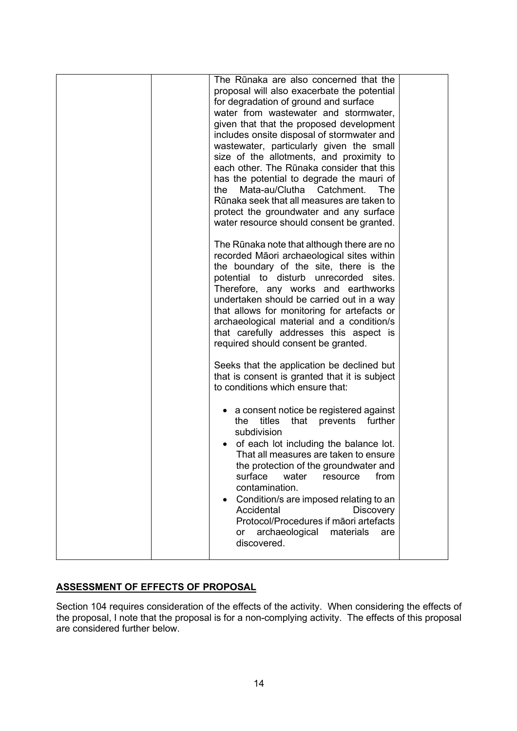| | | The Rūnaka are also concerned that the proposal will also exacerbate the potential for degradation of ground and surface water from wastewater and stormwater, given that that the proposed development includes onsite disposal of stormwater and wastewater, particularly given the small size of the allotments, and proximity to each other. The Rūnaka consider that this has the potential to degrade the mauri of the Mata-au/Clutha Catchment. The Rūnaka seek that all measures are taken to protect the groundwater and any surface water resource should consent be granted.<br><br>The Rūnaka note that although there are no recorded Māori archaeological sites within the boundary of the site, there is the potential to disturb unrecorded sites. Therefore, any works and earthworks undertaken should be carried out in a way that allows for monitoring for artefacts or archaeological material and a condition/s that carefully addresses this aspect is required should consent be granted.<br><br>Seeks that the application be declined but that is consent is granted that it is subject to conditions which ensure that:<br><br>• a consent notice be registered against the titles that prevents further subdivision<br>• of each lot including the balance lot. That all measures are taken to ensure the protection of the groundwater and surface water resource from contamination.<br>• Condition/s are imposed relating to an Accidental Discovery Protocol/Procedures if māori artefacts or archaeological materials are discovered. | |
|---|---|---|---|

## ASSESSMENT OF EFFECTS OF PROPOSAL

Section 104 requires consideration of the effects of the activity. When considering the effects of the proposal, I note that the proposal is for a non-complying activity. The effects of this proposal are considered further below.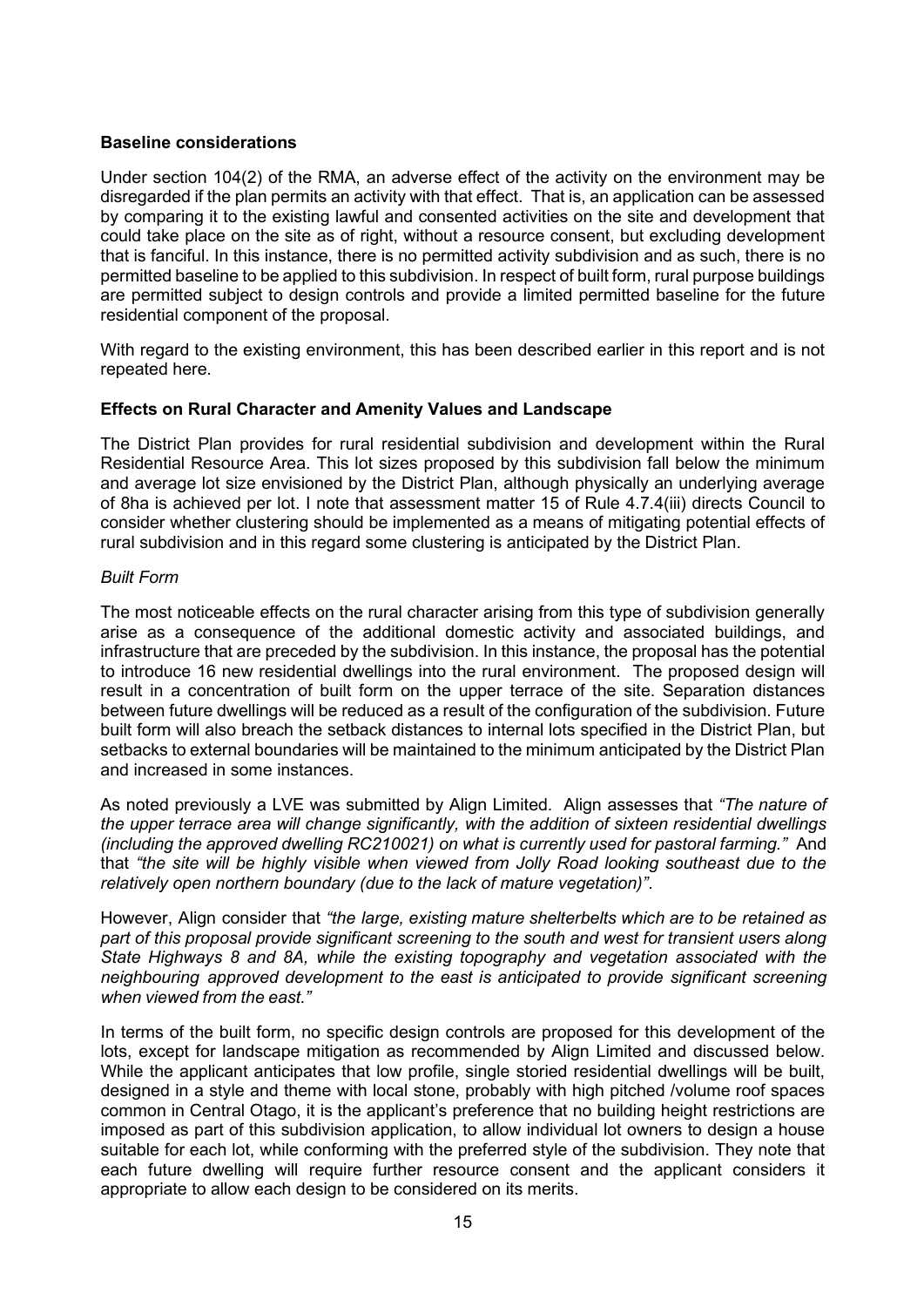**Baseline considerations**

Under section 104(2) of the RMA, an adverse effect of the activity on the environment may be disregarded if the plan permits an activity with that effect. That is, an application can be assessed by comparing it to the existing lawful and consented activities on the site and development that could take place on the site as of right, without a resource consent, but excluding development that is fanciful. In this instance, there is no permitted activity subdivision and as such, there is no permitted baseline to be applied to this subdivision. In respect of built form, rural purpose buildings are permitted subject to design controls and provide a limited permitted baseline for the future residential component of the proposal.

With regard to the existing environment, this has been described earlier in this report and is not repeated here.

**Effects on Rural Character and Amenity Values and Landscape**

The District Plan provides for rural residential subdivision and development within the Rural Residential Resource Area. This lot sizes proposed by this subdivision fall below the minimum and average lot size envisioned by the District Plan, although physically an underlying average of 8ha is achieved per lot. I note that assessment matter 15 of Rule 4.7.4(iii) directs Council to consider whether clustering should be implemented as a means of mitigating potential effects of rural subdivision and in this regard some clustering is anticipated by the District Plan.

*Built Form*

The most noticeable effects on the rural character arising from this type of subdivision generally arise as a consequence of the additional domestic activity and associated buildings, and infrastructure that are preceded by the subdivision. In this instance, the proposal has the potential to introduce 16 new residential dwellings into the rural environment. The proposed design will result in a concentration of built form on the upper terrace of the site. Separation distances between future dwellings will be reduced as a result of the configuration of the subdivision. Future built form will also breach the setback distances to internal lots specified in the District Plan, but setbacks to external boundaries will be maintained to the minimum anticipated by the District Plan and increased in some instances.

As noted previously a LVE was submitted by Align Limited. Align assesses that *"The nature of the upper terrace area will change significantly, with the addition of sixteen residential dwellings (including the approved dwelling RC210021) on what is currently used for pastoral farming."* And that *"the site will be highly visible when viewed from Jolly Road looking southeast due to the relatively open northern boundary (due to the lack of mature vegetation)"*.

However, Align consider that *"the large, existing mature shelterbelts which are to be retained as part of this proposal provide significant screening to the south and west for transient users along State Highways 8 and 8A, while the existing topography and vegetation associated with the neighbouring approved development to the east is anticipated to provide significant screening when viewed from the east."*

In terms of the built form, no specific design controls are proposed for this development of the lots, except for landscape mitigation as recommended by Align Limited and discussed below. While the applicant anticipates that low profile, single storied residential dwellings will be built, designed in a style and theme with local stone, probably with high pitched /volume roof spaces common in Central Otago, it is the applicant's preference that no building height restrictions are imposed as part of this subdivision application, to allow individual lot owners to design a house suitable for each lot, while conforming with the preferred style of the subdivision. They note that each future dwelling will require further resource consent and the applicant considers it appropriate to allow each design to be considered on its merits.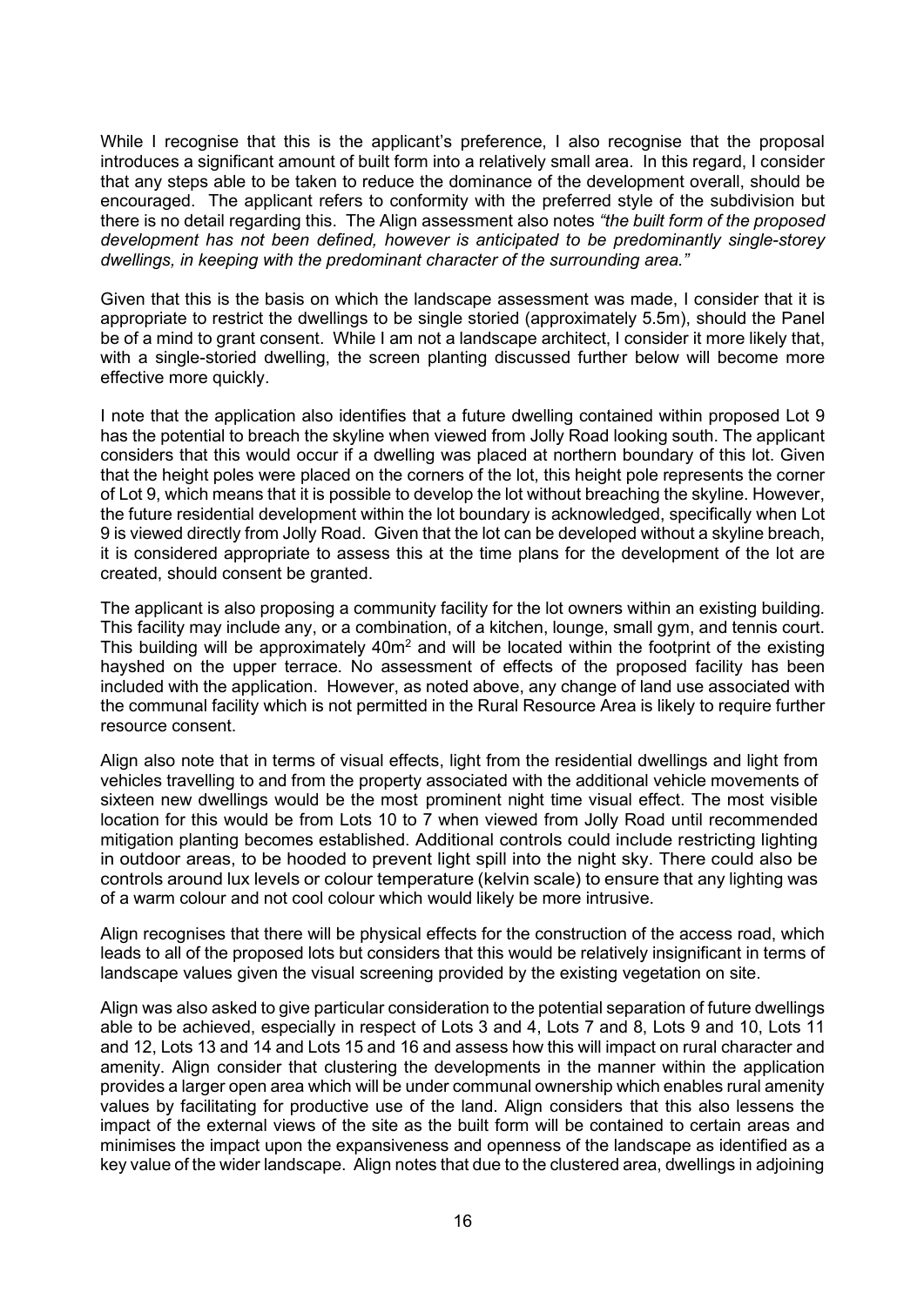While I recognise that this is the applicant's preference, I also recognise that the proposal introduces a significant amount of built form into a relatively small area. In this regard, I consider that any steps able to be taken to reduce the dominance of the development overall, should be encouraged. The applicant refers to conformity with the preferred style of the subdivision but there is no detail regarding this. The Align assessment also notes *"the built form of the proposed development has not been defined, however is anticipated to be predominantly single-storey dwellings, in keeping with the predominant character of the surrounding area."*

Given that this is the basis on which the landscape assessment was made, I consider that it is appropriate to restrict the dwellings to be single storied (approximately 5.5m), should the Panel be of a mind to grant consent. While I am not a landscape architect, I consider it more likely that, with a single-storied dwelling, the screen planting discussed further below will become more effective more quickly.

I note that the application also identifies that a future dwelling contained within proposed Lot 9 has the potential to breach the skyline when viewed from Jolly Road looking south. The applicant considers that this would occur if a dwelling was placed at northern boundary of this lot. Given that the height poles were placed on the corners of the lot, this height pole represents the corner of Lot 9, which means that it is possible to develop the lot without breaching the skyline. However, the future residential development within the lot boundary is acknowledged, specifically when Lot 9 is viewed directly from Jolly Road. Given that the lot can be developed without a skyline breach, it is considered appropriate to assess this at the time plans for the development of the lot are created, should consent be granted.

The applicant is also proposing a community facility for the lot owners within an existing building. This facility may include any, or a combination, of a kitchen, lounge, small gym, and tennis court. This building will be approximately $40m^2$ and will be located within the footprint of the existing hayshed on the upper terrace. No assessment of effects of the proposed facility has been included with the application. However, as noted above, any change of land use associated with the communal facility which is not permitted in the Rural Resource Area is likely to require further resource consent.

Align also note that in terms of visual effects, light from the residential dwellings and light from vehicles travelling to and from the property associated with the additional vehicle movements of sixteen new dwellings would be the most prominent night time visual effect. The most visible location for this would be from Lots 10 to 7 when viewed from Jolly Road until recommended mitigation planting becomes established. Additional controls could include restricting lighting in outdoor areas, to be hooded to prevent light spill into the night sky. There could also be controls around lux levels or colour temperature (kelvin scale) to ensure that any lighting was of a warm colour and not cool colour which would likely be more intrusive.

Align recognises that there will be physical effects for the construction of the access road, which leads to all of the proposed lots but considers that this would be relatively insignificant in terms of landscape values given the visual screening provided by the existing vegetation on site.

Align was also asked to give particular consideration to the potential separation of future dwellings able to be achieved, especially in respect of Lots 3 and 4, Lots 7 and 8, Lots 9 and 10, Lots 11 and 12, Lots 13 and 14 and Lots 15 and 16 and assess how this will impact on rural character and amenity. Align consider that clustering the developments in the manner within the application provides a larger open area which will be under communal ownership which enables rural amenity values by facilitating for productive use of the land. Align considers that this also lessens the impact of the external views of the site as the built form will be contained to certain areas and minimises the impact upon the expansiveness and openness of the landscape as identified as a key value of the wider landscape. Align notes that due to the clustered area, dwellings in adjoining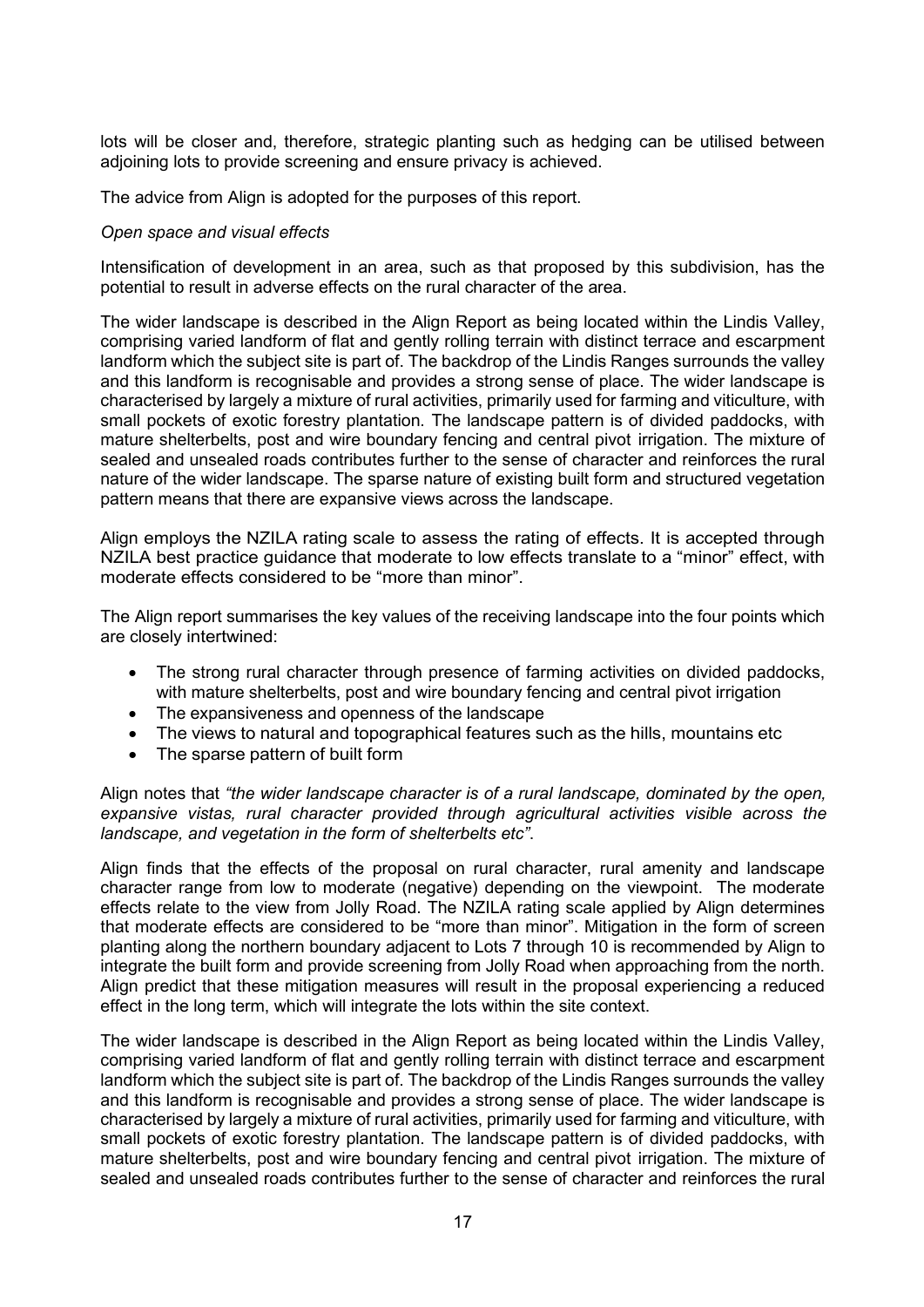lots will be closer and, therefore, strategic planting such as hedging can be utilised between adjoining lots to provide screening and ensure privacy is achieved.

The advice from Align is adopted for the purposes of this report.

*Open space and visual effects*

Intensification of development in an area, such as that proposed by this subdivision, has the potential to result in adverse effects on the rural character of the area.

The wider landscape is described in the Align Report as being located within the Lindis Valley, comprising varied landform of flat and gently rolling terrain with distinct terrace and escarpment landform which the subject site is part of. The backdrop of the Lindis Ranges surrounds the valley and this landform is recognisable and provides a strong sense of place. The wider landscape is characterised by largely a mixture of rural activities, primarily used for farming and viticulture, with small pockets of exotic forestry plantation. The landscape pattern is of divided paddocks, with mature shelterbelts, post and wire boundary fencing and central pivot irrigation. The mixture of sealed and unsealed roads contributes further to the sense of character and reinforces the rural nature of the wider landscape. The sparse nature of existing built form and structured vegetation pattern means that there are expansive views across the landscape.

Align employs the NZILA rating scale to assess the rating of effects. It is accepted through NZILA best practice guidance that moderate to low effects translate to a "minor" effect, with moderate effects considered to be "more than minor".

The Align report summarises the key values of the receiving landscape into the four points which are closely intertwined:

- The strong rural character through presence of farming activities on divided paddocks, with mature shelterbelts, post and wire boundary fencing and central pivot irrigation
- The expansiveness and openness of the landscape
- The views to natural and topographical features such as the hills, mountains etc
- The sparse pattern of built form

Align notes that *"the wider landscape character is of a rural landscape, dominated by the open, expansive vistas, rural character provided through agricultural activities visible across the landscape, and vegetation in the form of shelterbelts etc"*.

Align finds that the effects of the proposal on rural character, rural amenity and landscape character range from low to moderate (negative) depending on the viewpoint. The moderate effects relate to the view from Jolly Road. The NZILA rating scale applied by Align determines that moderate effects are considered to be "more than minor". Mitigation in the form of screen planting along the northern boundary adjacent to Lots 7 through 10 is recommended by Align to integrate the built form and provide screening from Jolly Road when approaching from the north. Align predict that these mitigation measures will result in the proposal experiencing a reduced effect in the long term, which will integrate the lots within the site context.

The wider landscape is described in the Align Report as being located within the Lindis Valley, comprising varied landform of flat and gently rolling terrain with distinct terrace and escarpment landform which the subject site is part of. The backdrop of the Lindis Ranges surrounds the valley and this landform is recognisable and provides a strong sense of place. The wider landscape is characterised by largely a mixture of rural activities, primarily used for farming and viticulture, with small pockets of exotic forestry plantation. The landscape pattern is of divided paddocks, with mature shelterbelts, post and wire boundary fencing and central pivot irrigation. The mixture of sealed and unsealed roads contributes further to the sense of character and reinforces the rural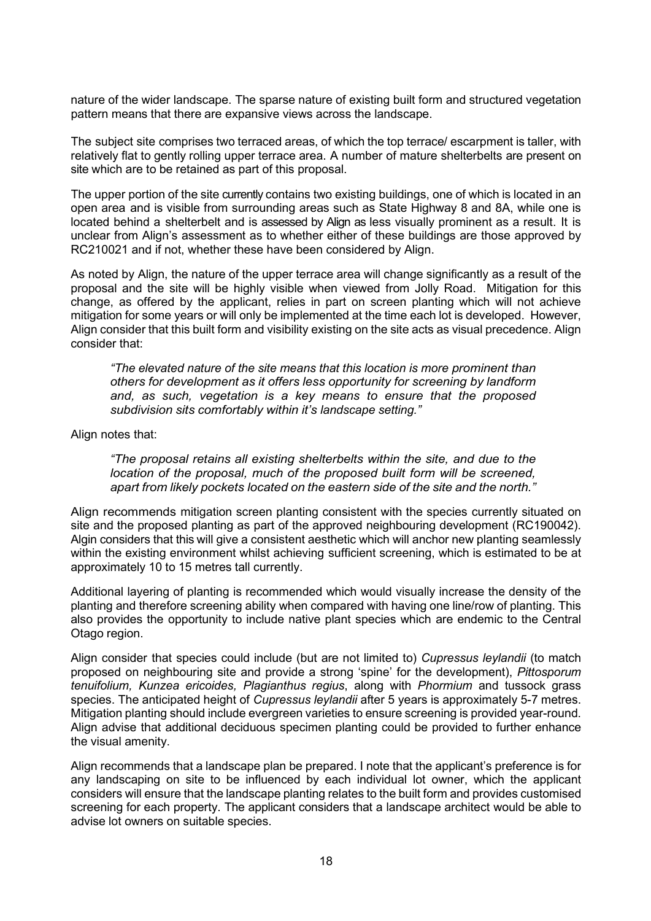nature of the wider landscape. The sparse nature of existing built form and structured vegetation pattern means that there are expansive views across the landscape.

The subject site comprises two terraced areas, of which the top terrace/ escarpment is taller, with relatively flat to gently rolling upper terrace area. A number of mature shelterbelts are present on site which are to be retained as part of this proposal.

The upper portion of the site currently contains two existing buildings, one of which is located in an open area and is visible from surrounding areas such as State Highway 8 and 8A, while one is located behind a shelterbelt and is assessed by Align as less visually prominent as a result. It is unclear from Align's assessment as to whether either of these buildings are those approved by RC210021 and if not, whether these have been considered by Align.

As noted by Align, the nature of the upper terrace area will change significantly as a result of the proposal and the site will be highly visible when viewed from Jolly Road. Mitigation for this change, as offered by the applicant, relies in part on screen planting which will not achieve mitigation for some years or will only be implemented at the time each lot is developed. However, Align consider that this built form and visibility existing on the site acts as visual precedence. Align consider that:

> *"The elevated nature of the site means that this location is more prominent than others for development as it offers less opportunity for screening by landform and, as such, vegetation is a key means to ensure that the proposed subdivision sits comfortably within it's landscape setting."*

Align notes that:

> *"The proposal retains all existing shelterbelts within the site, and due to the location of the proposal, much of the proposed built form will be screened, apart from likely pockets located on the eastern side of the site and the north."*

Align recommends mitigation screen planting consistent with the species currently situated on site and the proposed planting as part of the approved neighbouring development (RC190042). Algin considers that this will give a consistent aesthetic which will anchor new planting seamlessly within the existing environment whilst achieving sufficient screening, which is estimated to be at approximately 10 to 15 metres tall currently.

Additional layering of planting is recommended which would visually increase the density of the planting and therefore screening ability when compared with having one line/row of planting. This also provides the opportunity to include native plant species which are endemic to the Central Otago region.

Align consider that species could include (but are not limited to) *Cupressus leylandii* (to match proposed on neighbouring site and provide a strong 'spine' for the development), *Pittosporum tenuifolium, Kunzea ericoides, Plagianthus regius*, along with *Phormium* and tussock grass species. The anticipated height of *Cupressus leylandii* after 5 years is approximately 5-7 metres. Mitigation planting should include evergreen varieties to ensure screening is provided year-round. Align advise that additional deciduous specimen planting could be provided to further enhance the visual amenity.

Align recommends that a landscape plan be prepared. I note that the applicant's preference is for any landscaping on site to be influenced by each individual lot owner, which the applicant considers will ensure that the landscape planting relates to the built form and provides customised screening for each property. The applicant considers that a landscape architect would be able to advise lot owners on suitable species.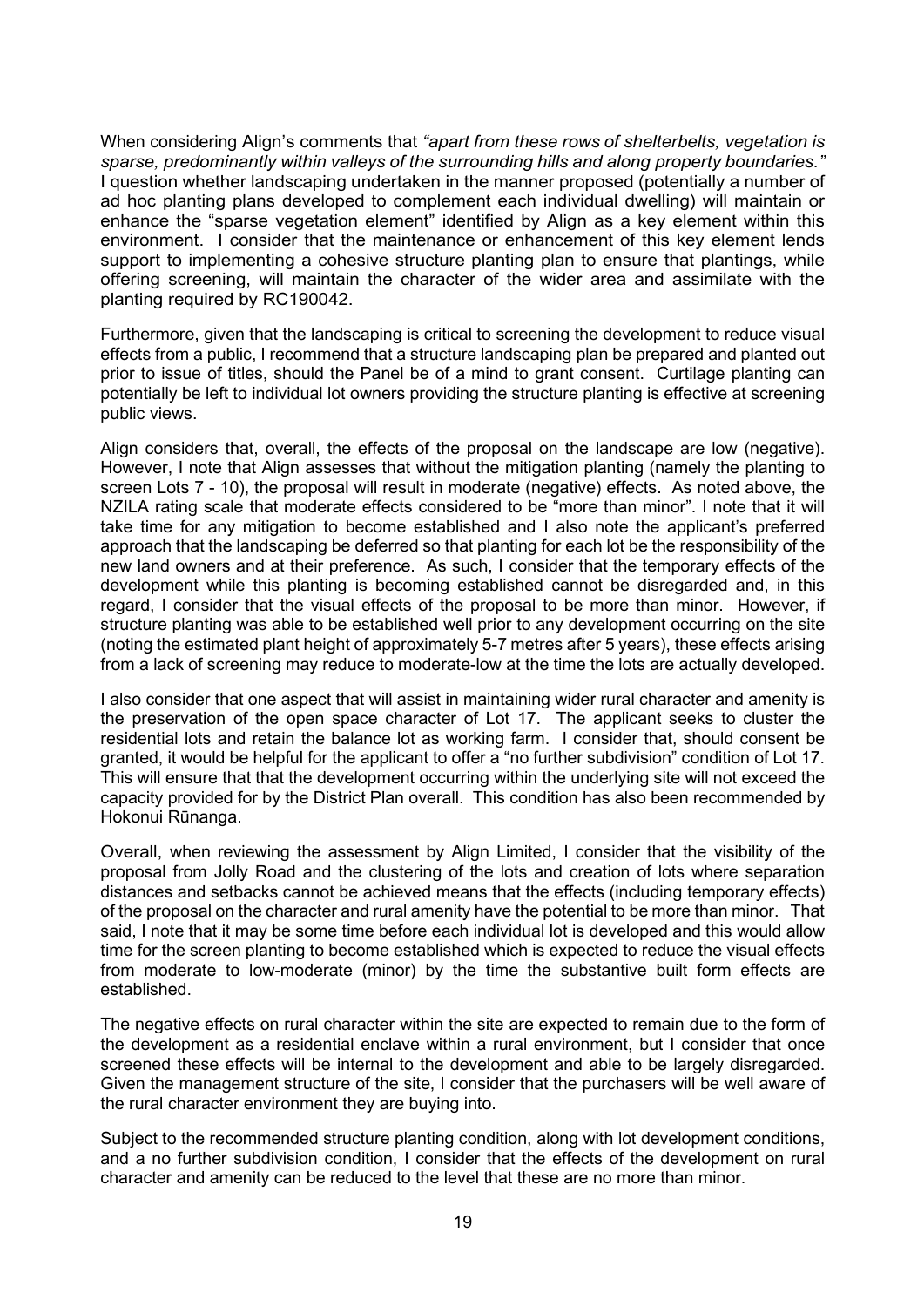When considering Align's comments that *"apart from these rows of shelterbelts, vegetation is sparse, predominantly within valleys of the surrounding hills and along property boundaries."* I question whether landscaping undertaken in the manner proposed (potentially a number of ad hoc planting plans developed to complement each individual dwelling) will maintain or enhance the "sparse vegetation element" identified by Align as a key element within this environment. I consider that the maintenance or enhancement of this key element lends support to implementing a cohesive structure planting plan to ensure that plantings, while offering screening, will maintain the character of the wider area and assimilate with the planting required by RC190042.

Furthermore, given that the landscaping is critical to screening the development to reduce visual effects from a public, I recommend that a structure landscaping plan be prepared and planted out prior to issue of titles, should the Panel be of a mind to grant consent. Curtilage planting can potentially be left to individual lot owners providing the structure planting is effective at screening public views.

Align considers that, overall, the effects of the proposal on the landscape are low (negative). However, I note that Align assesses that without the mitigation planting (namely the planting to screen Lots 7 - 10), the proposal will result in moderate (negative) effects. As noted above, the NZILA rating scale that moderate effects considered to be "more than minor". I note that it will take time for any mitigation to become established and I also note the applicant's preferred approach that the landscaping be deferred so that planting for each lot be the responsibility of the new land owners and at their preference. As such, I consider that the temporary effects of the development while this planting is becoming established cannot be disregarded and, in this regard, I consider that the visual effects of the proposal to be more than minor. However, if structure planting was able to be established well prior to any development occurring on the site (noting the estimated plant height of approximately 5-7 metres after 5 years), these effects arising from a lack of screening may reduce to moderate-low at the time the lots are actually developed.

I also consider that one aspect that will assist in maintaining wider rural character and amenity is the preservation of the open space character of Lot 17. The applicant seeks to cluster the residential lots and retain the balance lot as working farm. I consider that, should consent be granted, it would be helpful for the applicant to offer a "no further subdivision" condition of Lot 17. This will ensure that that the development occurring within the underlying site will not exceed the capacity provided for by the District Plan overall. This condition has also been recommended by Hokonui Rūnanga.

Overall, when reviewing the assessment by Align Limited, I consider that the visibility of the proposal from Jolly Road and the clustering of the lots and creation of lots where separation distances and setbacks cannot be achieved means that the effects (including temporary effects) of the proposal on the character and rural amenity have the potential to be more than minor. That said, I note that it may be some time before each individual lot is developed and this would allow time for the screen planting to become established which is expected to reduce the visual effects from moderate to low-moderate (minor) by the time the substantive built form effects are established.

The negative effects on rural character within the site are expected to remain due to the form of the development as a residential enclave within a rural environment, but I consider that once screened these effects will be internal to the development and able to be largely disregarded. Given the management structure of the site, I consider that the purchasers will be well aware of the rural character environment they are buying into.

Subject to the recommended structure planting condition, along with lot development conditions, and a no further subdivision condition, I consider that the effects of the development on rural character and amenity can be reduced to the level that these are no more than minor.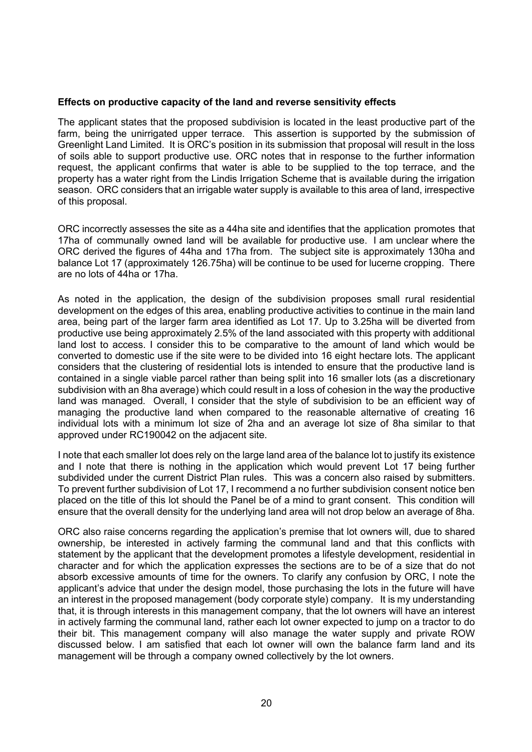**Effects on productive capacity of the land and reverse sensitivity effects**

The applicant states that the proposed subdivision is located in the least productive part of the farm, being the unirrigated upper terrace. This assertion is supported by the submission of Greenlight Land Limited. It is ORC's position in its submission that proposal will result in the loss of soils able to support productive use. ORC notes that in response to the further information request, the applicant confirms that water is able to be supplied to the top terrace, and the property has a water right from the Lindis Irrigation Scheme that is available during the irrigation season. ORC considers that an irrigable water supply is available to this area of land, irrespective of this proposal.

ORC incorrectly assesses the site as a 44ha site and identifies that the application promotes that 17ha of communally owned land will be available for productive use. I am unclear where the ORC derived the figures of 44ha and 17ha from. The subject site is approximately 130ha and balance Lot 17 (approximately 126.75ha) will be continue to be used for lucerne cropping. There are no lots of 44ha or 17ha.

As noted in the application, the design of the subdivision proposes small rural residential development on the edges of this area, enabling productive activities to continue in the main land area, being part of the larger farm area identified as Lot 17. Up to 3.25ha will be diverted from productive use being approximately 2.5% of the land associated with this property with additional land lost to access. I consider this to be comparative to the amount of land which would be converted to domestic use if the site were to be divided into 16 eight hectare lots. The applicant considers that the clustering of residential lots is intended to ensure that the productive land is contained in a single viable parcel rather than being split into 16 smaller lots (as a discretionary subdivision with an 8ha average) which could result in a loss of cohesion in the way the productive land was managed. Overall, I consider that the style of subdivision to be an efficient way of managing the productive land when compared to the reasonable alternative of creating 16 individual lots with a minimum lot size of 2ha and an average lot size of 8ha similar to that approved under RC190042 on the adjacent site.

I note that each smaller lot does rely on the large land area of the balance lot to justify its existence and I note that there is nothing in the application which would prevent Lot 17 being further subdivided under the current District Plan rules. This was a concern also raised by submitters. To prevent further subdivision of Lot 17, I recommend a no further subdivision consent notice ben placed on the title of this lot should the Panel be of a mind to grant consent. This condition will ensure that the overall density for the underlying land area will not drop below an average of 8ha.

ORC also raise concerns regarding the application's premise that lot owners will, due to shared ownership, be interested in actively farming the communal land and that this conflicts with statement by the applicant that the development promotes a lifestyle development, residential in character and for which the application expresses the sections are to be of a size that do not absorb excessive amounts of time for the owners. To clarify any confusion by ORC, I note the applicant's advice that under the design model, those purchasing the lots in the future will have an interest in the proposed management (body corporate style) company. It is my understanding that, it is through interests in this management company, that the lot owners will have an interest in actively farming the communal land, rather each lot owner expected to jump on a tractor to do their bit. This management company will also manage the water supply and private ROW discussed below. I am satisfied that each lot owner will own the balance farm land and its management will be through a company owned collectively by the lot owners.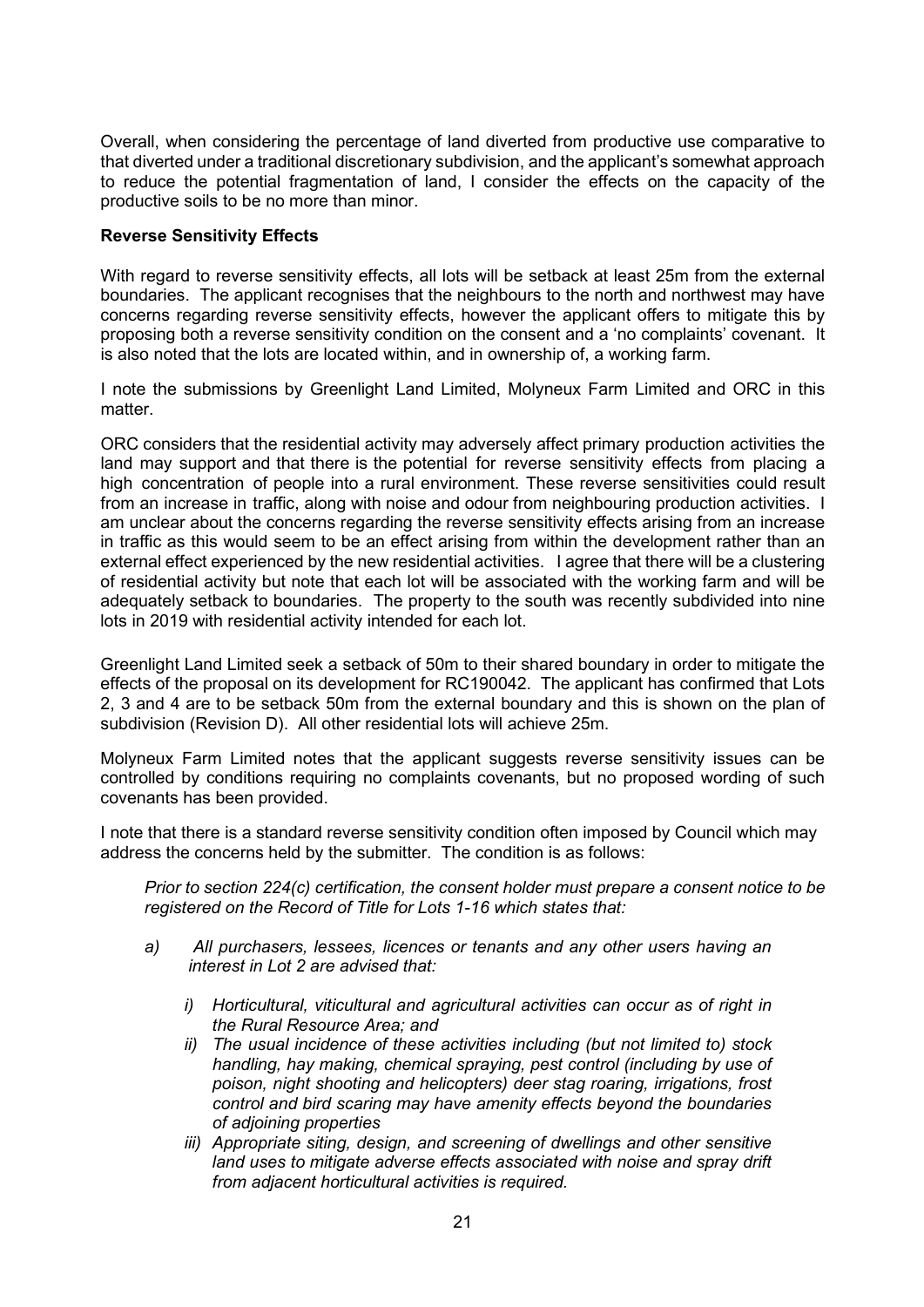Overall, when considering the percentage of land diverted from productive use comparative to that diverted under a traditional discretionary subdivision, and the applicant's somewhat approach to reduce the potential fragmentation of land, I consider the effects on the capacity of the productive soils to be no more than minor.

**Reverse Sensitivity Effects**

With regard to reverse sensitivity effects, all lots will be setback at least 25m from the external boundaries. The applicant recognises that the neighbours to the north and northwest may have concerns regarding reverse sensitivity effects, however the applicant offers to mitigate this by proposing both a reverse sensitivity condition on the consent and a 'no complaints' covenant. It is also noted that the lots are located within, and in ownership of, a working farm.

I note the submissions by Greenlight Land Limited, Molyneux Farm Limited and ORC in this matter.

ORC considers that the residential activity may adversely affect primary production activities the land may support and that there is the potential for reverse sensitivity effects from placing a high concentration of people into a rural environment. These reverse sensitivities could result from an increase in traffic, along with noise and odour from neighbouring production activities. I am unclear about the concerns regarding the reverse sensitivity effects arising from an increase in traffic as this would seem to be an effect arising from within the development rather than an external effect experienced by the new residential activities. I agree that there will be a clustering of residential activity but note that each lot will be associated with the working farm and will be adequately setback to boundaries. The property to the south was recently subdivided into nine lots in 2019 with residential activity intended for each lot.

Greenlight Land Limited seek a setback of 50m to their shared boundary in order to mitigate the effects of the proposal on its development for RC190042. The applicant has confirmed that Lots 2, 3 and 4 are to be setback 50m from the external boundary and this is shown on the plan of subdivision (Revision D). All other residential lots will achieve 25m.

Molyneux Farm Limited notes that the applicant suggests reverse sensitivity issues can be controlled by conditions requiring no complaints covenants, but no proposed wording of such covenants has been provided.

I note that there is a standard reverse sensitivity condition often imposed by Council which may address the concerns held by the submitter. The condition is as follows:

*Prior to section 224(c) certification, the consent holder must prepare a consent notice to be registered on the Record of Title for Lots 1-16 which states that:*

*a) All purchasers, lessees, licences or tenants and any other users having an interest in Lot 2 are advised that:*

*i) Horticultural, viticultural and agricultural activities can occur as of right in the Rural Resource Area; and*

*ii) The usual incidence of these activities including (but not limited to) stock handling, hay making, chemical spraying, pest control (including by use of poison, night shooting and helicopters) deer stag roaring, irrigations, frost control and bird scaring may have amenity effects beyond the boundaries of adjoining properties*

*iii) Appropriate siting, design, and screening of dwellings and other sensitive land uses to mitigate adverse effects associated with noise and spray drift from adjacent horticultural activities is required.*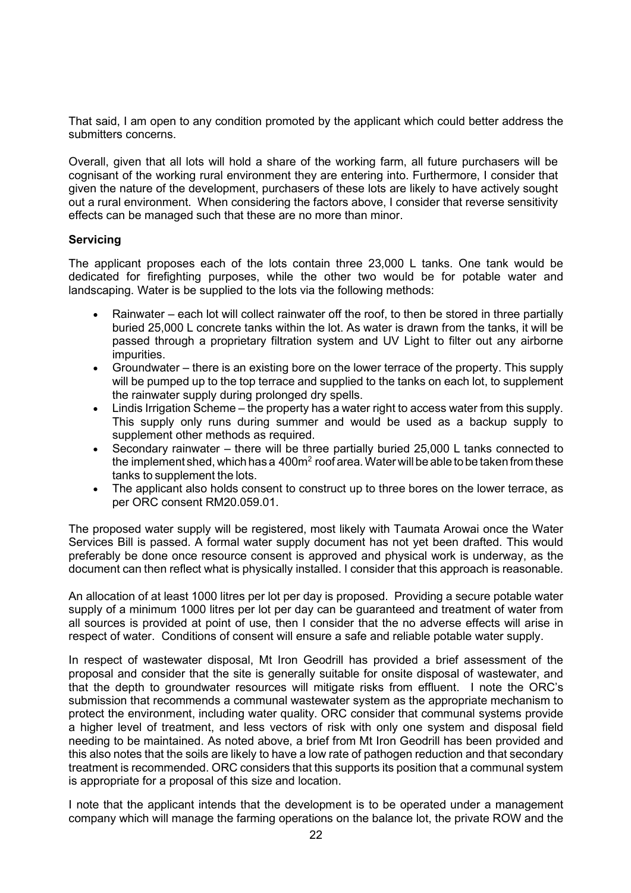That said, I am open to any condition promoted by the applicant which could better address the submitters concerns.

Overall, given that all lots will hold a share of the working farm, all future purchasers will be cognisant of the working rural environment they are entering into. Furthermore, I consider that given the nature of the development, purchasers of these lots are likely to have actively sought out a rural environment. When considering the factors above, I consider that reverse sensitivity effects can be managed such that these are no more than minor.

**Servicing**

The applicant proposes each of the lots contain three 23,000 L tanks. One tank would be dedicated for firefighting purposes, while the other two would be for potable water and landscaping. Water is be supplied to the lots via the following methods:

- Rainwater – each lot will collect rainwater off the roof, to then be stored in three partially buried 25,000 L concrete tanks within the lot. As water is drawn from the tanks, it will be passed through a proprietary filtration system and UV Light to filter out any airborne impurities.
- Groundwater – there is an existing bore on the lower terrace of the property. This supply will be pumped up to the top terrace and supplied to the tanks on each lot, to supplement the rainwater supply during prolonged dry spells.
- Lindis Irrigation Scheme – the property has a water right to access water from this supply. This supply only runs during summer and would be used as a backup supply to supplement other methods as required.
- Secondary rainwater – there will be three partially buried 25,000 L tanks connected to the implement shed, which has a 400m$^2$ roof area. Water will be able to be taken from these tanks to supplement the lots.
- The applicant also holds consent to construct up to three bores on the lower terrace, as per ORC consent RM20.059.01.

The proposed water supply will be registered, most likely with Taumata Arowai once the Water Services Bill is passed. A formal water supply document has not yet been drafted. This would preferably be done once resource consent is approved and physical work is underway, as the document can then reflect what is physically installed. I consider that this approach is reasonable.

An allocation of at least 1000 litres per lot per day is proposed. Providing a secure potable water supply of a minimum 1000 litres per lot per day can be guaranteed and treatment of water from all sources is provided at point of use, then I consider that the no adverse effects will arise in respect of water. Conditions of consent will ensure a safe and reliable potable water supply.

In respect of wastewater disposal, Mt Iron Geodrill has provided a brief assessment of the proposal and consider that the site is generally suitable for onsite disposal of wastewater, and that the depth to groundwater resources will mitigate risks from effluent. I note the ORC's submission that recommends a communal wastewater system as the appropriate mechanism to protect the environment, including water quality. ORC consider that communal systems provide a higher level of treatment, and less vectors of risk with only one system and disposal field needing to be maintained. As noted above, a brief from Mt Iron Geodrill has been provided and this also notes that the soils are likely to have a low rate of pathogen reduction and that secondary treatment is recommended. ORC considers that this supports its position that a communal system is appropriate for a proposal of this size and location.

I note that the applicant intends that the development is to be operated under a management company which will manage the farming operations on the balance lot, the private ROW and the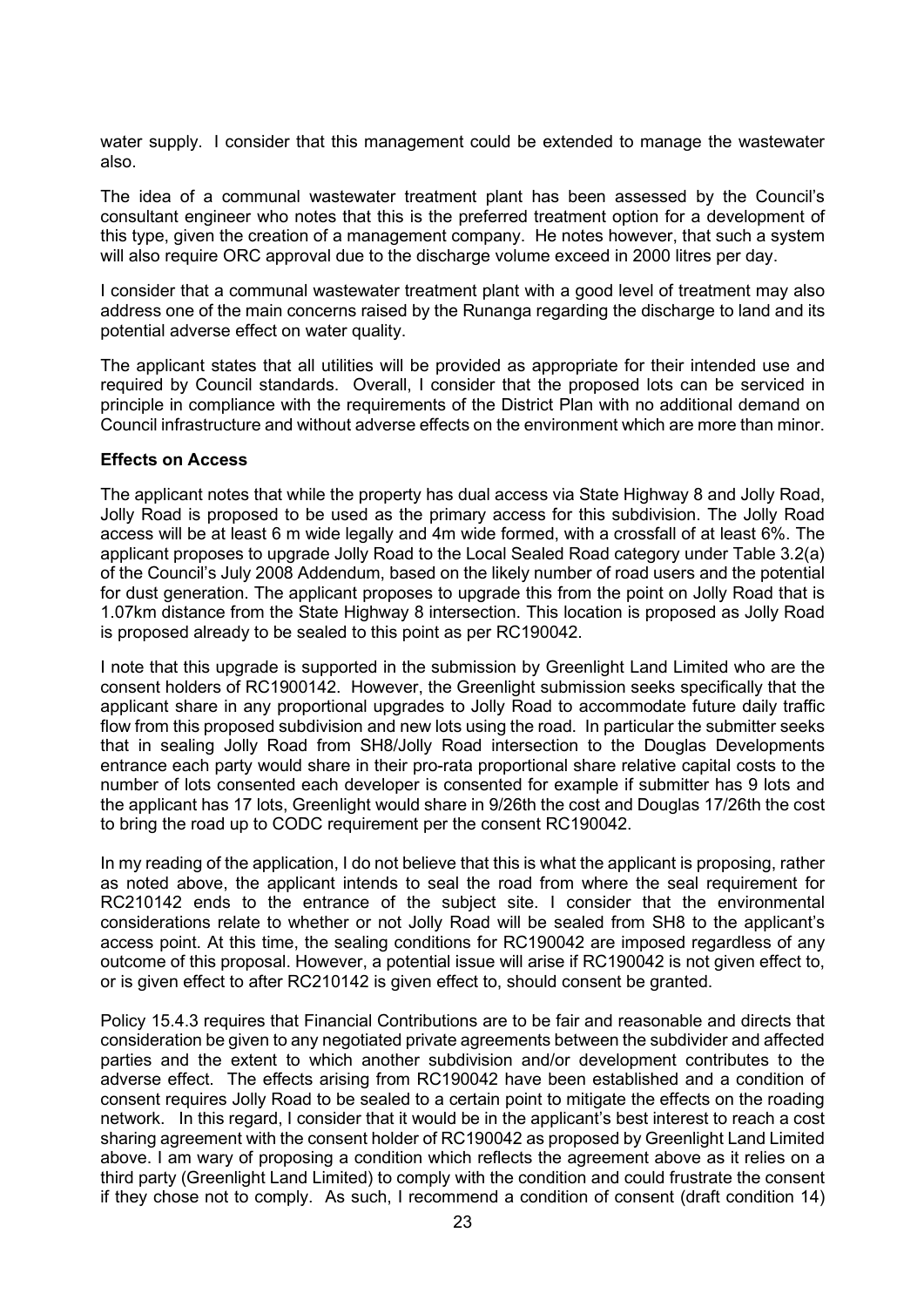water supply. I consider that this management could be extended to manage the wastewater also.

The idea of a communal wastewater treatment plant has been assessed by the Council's consultant engineer who notes that this is the preferred treatment option for a development of this type, given the creation of a management company. He notes however, that such a system will also require ORC approval due to the discharge volume exceed in 2000 litres per day.

I consider that a communal wastewater treatment plant with a good level of treatment may also address one of the main concerns raised by the Runanga regarding the discharge to land and its potential adverse effect on water quality.

The applicant states that all utilities will be provided as appropriate for their intended use and required by Council standards. Overall, I consider that the proposed lots can be serviced in principle in compliance with the requirements of the District Plan with no additional demand on Council infrastructure and without adverse effects on the environment which are more than minor.

**Effects on Access**

The applicant notes that while the property has dual access via State Highway 8 and Jolly Road, Jolly Road is proposed to be used as the primary access for this subdivision. The Jolly Road access will be at least 6 m wide legally and 4m wide formed, with a crossfall of at least 6%. The applicant proposes to upgrade Jolly Road to the Local Sealed Road category under Table 3.2(a) of the Council's July 2008 Addendum, based on the likely number of road users and the potential for dust generation. The applicant proposes to upgrade this from the point on Jolly Road that is 1.07km distance from the State Highway 8 intersection. This location is proposed as Jolly Road is proposed already to be sealed to this point as per RC190042.

I note that this upgrade is supported in the submission by Greenlight Land Limited who are the consent holders of RC1900142. However, the Greenlight submission seeks specifically that the applicant share in any proportional upgrades to Jolly Road to accommodate future daily traffic flow from this proposed subdivision and new lots using the road. In particular the submitter seeks that in sealing Jolly Road from SH8/Jolly Road intersection to the Douglas Developments entrance each party would share in their pro-rata proportional share relative capital costs to the number of lots consented each developer is consented for example if submitter has 9 lots and the applicant has 17 lots, Greenlight would share in 9/26th the cost and Douglas 17/26th the cost to bring the road up to CODC requirement per the consent RC190042.

In my reading of the application, I do not believe that this is what the applicant is proposing, rather as noted above, the applicant intends to seal the road from where the seal requirement for RC210142 ends to the entrance of the subject site. I consider that the environmental considerations relate to whether or not Jolly Road will be sealed from SH8 to the applicant's access point. At this time, the sealing conditions for RC190042 are imposed regardless of any outcome of this proposal. However, a potential issue will arise if RC190042 is not given effect to, or is given effect to after RC210142 is given effect to, should consent be granted.

Policy 15.4.3 requires that Financial Contributions are to be fair and reasonable and directs that consideration be given to any negotiated private agreements between the subdivider and affected parties and the extent to which another subdivision and/or development contributes to the adverse effect. The effects arising from RC190042 have been established and a condition of consent requires Jolly Road to be sealed to a certain point to mitigate the effects on the roading network. In this regard, I consider that it would be in the applicant's best interest to reach a cost sharing agreement with the consent holder of RC190042 as proposed by Greenlight Land Limited above. I am wary of proposing a condition which reflects the agreement above as it relies on a third party (Greenlight Land Limited) to comply with the condition and could frustrate the consent if they chose not to comply. As such, I recommend a condition of consent (draft condition 14)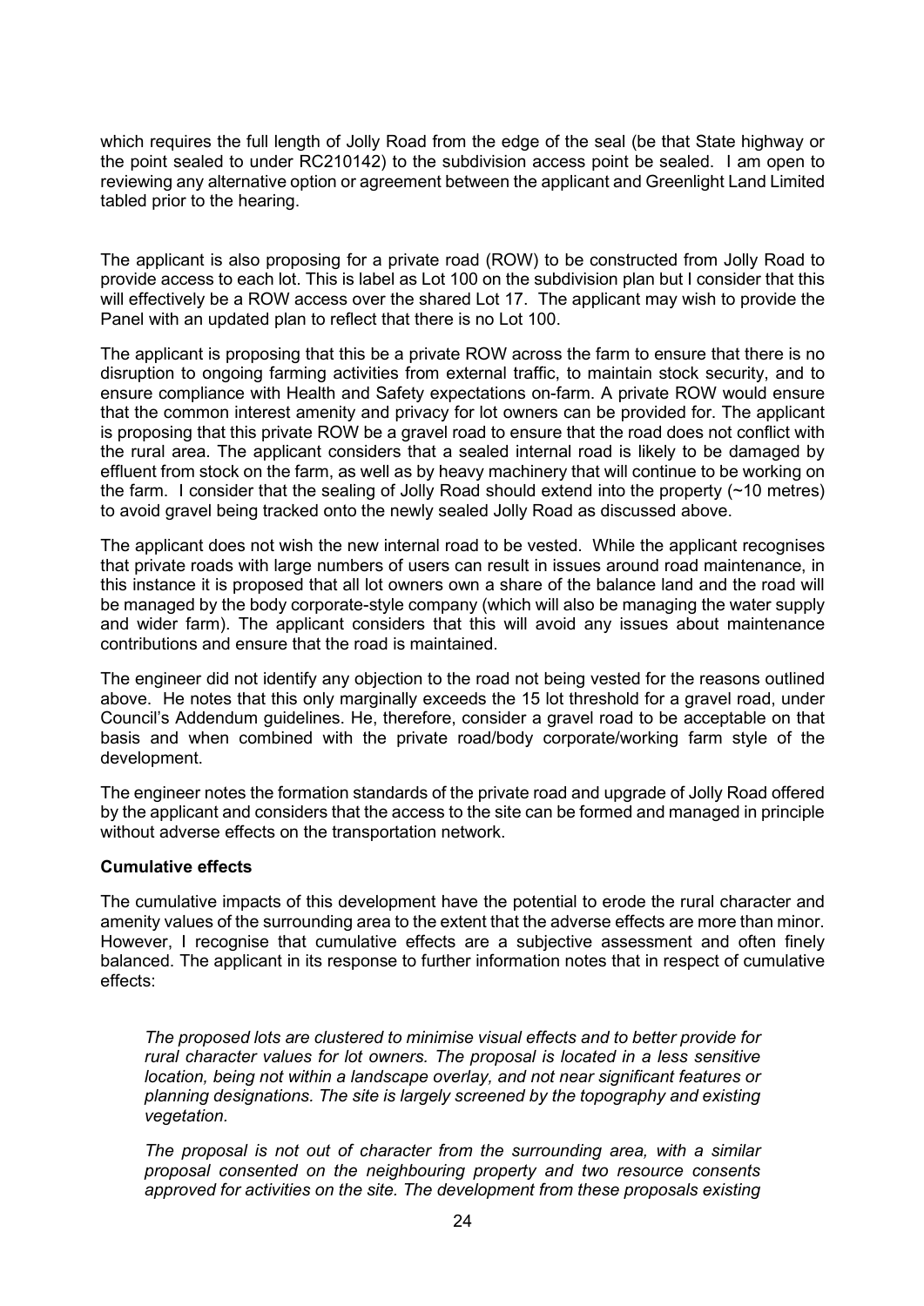which requires the full length of Jolly Road from the edge of the seal (be that State highway or the point sealed to under RC210142) to the subdivision access point be sealed. I am open to reviewing any alternative option or agreement between the applicant and Greenlight Land Limited tabled prior to the hearing.

The applicant is also proposing for a private road (ROW) to be constructed from Jolly Road to provide access to each lot. This is label as Lot 100 on the subdivision plan but I consider that this will effectively be a ROW access over the shared Lot 17. The applicant may wish to provide the Panel with an updated plan to reflect that there is no Lot 100.

The applicant is proposing that this be a private ROW across the farm to ensure that there is no disruption to ongoing farming activities from external traffic, to maintain stock security, and to ensure compliance with Health and Safety expectations on-farm. A private ROW would ensure that the common interest amenity and privacy for lot owners can be provided for. The applicant is proposing that this private ROW be a gravel road to ensure that the road does not conflict with the rural area. The applicant considers that a sealed internal road is likely to be damaged by effluent from stock on the farm, as well as by heavy machinery that will continue to be working on the farm. I consider that the sealing of Jolly Road should extend into the property (~10 metres) to avoid gravel being tracked onto the newly sealed Jolly Road as discussed above.

The applicant does not wish the new internal road to be vested. While the applicant recognises that private roads with large numbers of users can result in issues around road maintenance, in this instance it is proposed that all lot owners own a share of the balance land and the road will be managed by the body corporate-style company (which will also be managing the water supply and wider farm). The applicant considers that this will avoid any issues about maintenance contributions and ensure that the road is maintained.

The engineer did not identify any objection to the road not being vested for the reasons outlined above. He notes that this only marginally exceeds the 15 lot threshold for a gravel road, under Council's Addendum guidelines. He, therefore, consider a gravel road to be acceptable on that basis and when combined with the private road/body corporate/working farm style of the development.

The engineer notes the formation standards of the private road and upgrade of Jolly Road offered by the applicant and considers that the access to the site can be formed and managed in principle without adverse effects on the transportation network.

**Cumulative effects**

The cumulative impacts of this development have the potential to erode the rural character and amenity values of the surrounding area to the extent that the adverse effects are more than minor. However, I recognise that cumulative effects are a subjective assessment and often finely balanced. The applicant in its response to further information notes that in respect of cumulative effects:

> *The proposed lots are clustered to minimise visual effects and to better provide for rural character values for lot owners. The proposal is located in a less sensitive location, being not within a landscape overlay, and not near significant features or planning designations. The site is largely screened by the topography and existing vegetation.*
>
> *The proposal is not out of character from the surrounding area, with a similar proposal consented on the neighbouring property and two resource consents approved for activities on the site. The development from these proposals existing*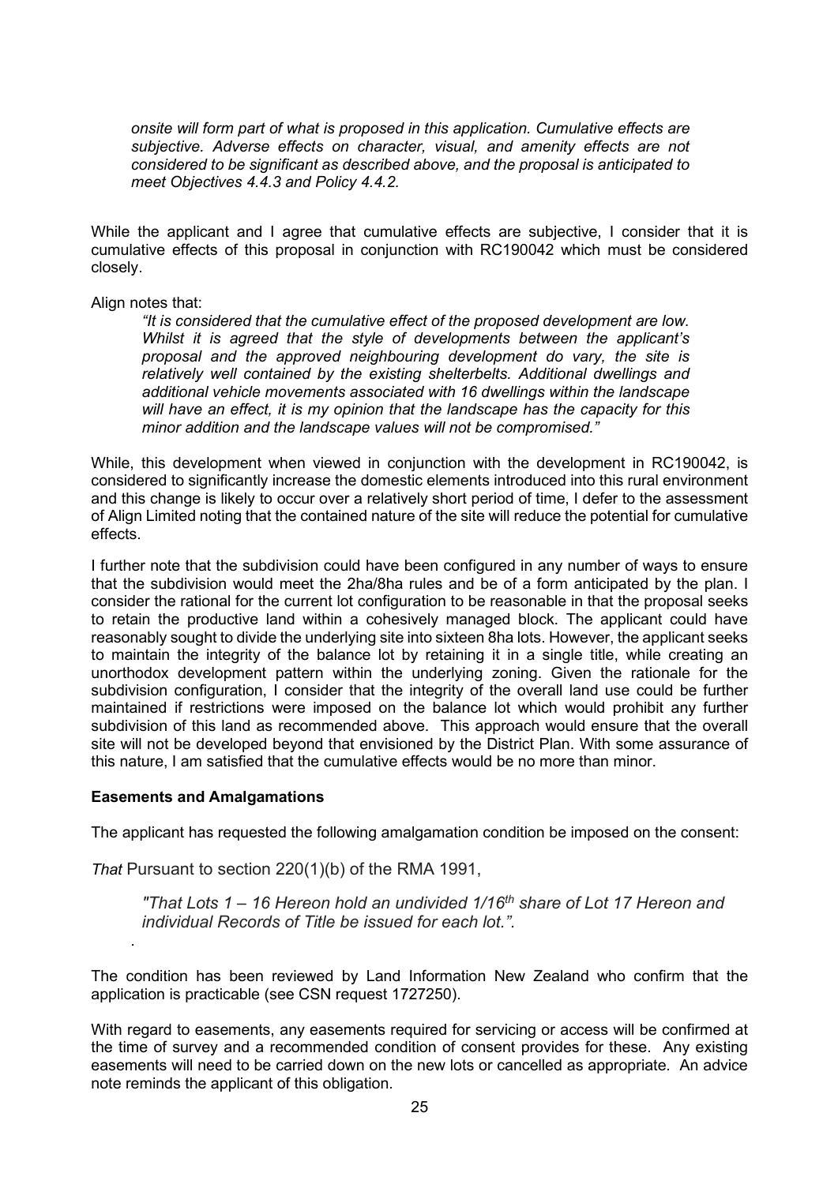*onsite will form part of what is proposed in this application. Cumulative effects are subjective. Adverse effects on character, visual, and amenity effects are not considered to be significant as described above, and the proposal is anticipated to meet Objectives 4.4.3 and Policy 4.4.2.*

While the applicant and I agree that cumulative effects are subjective, I consider that it is cumulative effects of this proposal in conjunction with RC190042 which must be considered closely.

Align notes that:

> *"It is considered that the cumulative effect of the proposed development are low. Whilst it is agreed that the style of developments between the applicant's proposal and the approved neighbouring development do vary, the site is relatively well contained by the existing shelterbelts. Additional dwellings and additional vehicle movements associated with 16 dwellings within the landscape will have an effect, it is my opinion that the landscape has the capacity for this minor addition and the landscape values will not be compromised."*

While, this development when viewed in conjunction with the development in RC190042, is considered to significantly increase the domestic elements introduced into this rural environment and this change is likely to occur over a relatively short period of time, I defer to the assessment of Align Limited noting that the contained nature of the site will reduce the potential for cumulative effects.

I further note that the subdivision could have been configured in any number of ways to ensure that the subdivision would meet the 2ha/8ha rules and be of a form anticipated by the plan. I consider the rational for the current lot configuration to be reasonable in that the proposal seeks to retain the productive land within a cohesively managed block. The applicant could have reasonably sought to divide the underlying site into sixteen 8ha lots. However, the applicant seeks to maintain the integrity of the balance lot by retaining it in a single title, while creating an unorthodox development pattern within the underlying zoning. Given the rationale for the subdivision configuration, I consider that the integrity of the overall land use could be further maintained if restrictions were imposed on the balance lot which would prohibit any further subdivision of this land as recommended above. This approach would ensure that the overall site will not be developed beyond that envisioned by the District Plan. With some assurance of this nature, I am satisfied that the cumulative effects would be no more than minor.

**Easements and Amalgamations**

The applicant has requested the following amalgamation condition be imposed on the consent:

*That* Pursuant to section 220(1)(b) of the RMA 1991,

> *"That Lots 1 – 16 Hereon hold an undivided 1/16th share of Lot 17 Hereon and individual Records of Title be issued for each lot.".*

The condition has been reviewed by Land Information New Zealand who confirm that the application is practicable (see CSN request 1727250).

With regard to easements, any easements required for servicing or access will be confirmed at the time of survey and a recommended condition of consent provides for these. Any existing easements will need to be carried down on the new lots or cancelled as appropriate. An advice note reminds the applicant of this obligation.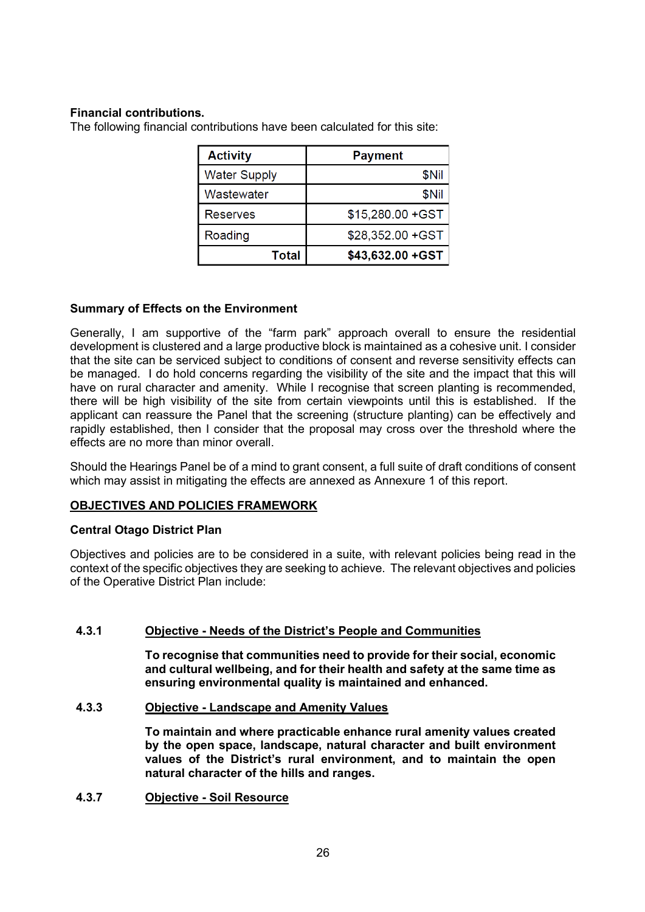**Financial contributions.**

The following financial contributions have been calculated for this site:

| Activity | Payment |
|---|---:|
| Water Supply | $Nil |
| Wastewater | $Nil |
| Reserves | $15,280.00 +GST |
| Roading | $28,352.00 +GST |
| **Total** | **$43,632.00 +GST** |

**Summary of Effects on the Environment**

Generally, I am supportive of the "farm park" approach overall to ensure the residential development is clustered and a large productive block is maintained as a cohesive unit. I consider that the site can be serviced subject to conditions of consent and reverse sensitivity effects can be managed. I do hold concerns regarding the visibility of the site and the impact that this will have on rural character and amenity. While I recognise that screen planting is recommended, there will be high visibility of the site from certain viewpoints until this is established. If the applicant can reassure the Panel that the screening (structure planting) can be effectively and rapidly established, then I consider that the proposal may cross over the threshold where the effects are no more than minor overall.

Should the Hearings Panel be of a mind to grant consent, a full suite of draft conditions of consent which may assist in mitigating the effects are annexed as Annexure 1 of this report.

**OBJECTIVES AND POLICIES FRAMEWORK**

**Central Otago District Plan**

Objectives and policies are to be considered in a suite, with relevant policies being read in the context of the specific objectives they are seeking to achieve. The relevant objectives and policies of the Operative District Plan include:

**4.3.1 Objective - Needs of the District's People and Communities**

**To recognise that communities need to provide for their social, economic and cultural wellbeing, and for their health and safety at the same time as ensuring environmental quality is maintained and enhanced.**

**4.3.3 Objective - Landscape and Amenity Values**

**To maintain and where practicable enhance rural amenity values created by the open space, landscape, natural character and built environment values of the District's rural environment, and to maintain the open natural character of the hills and ranges.**

**4.3.7 Objective - Soil Resource**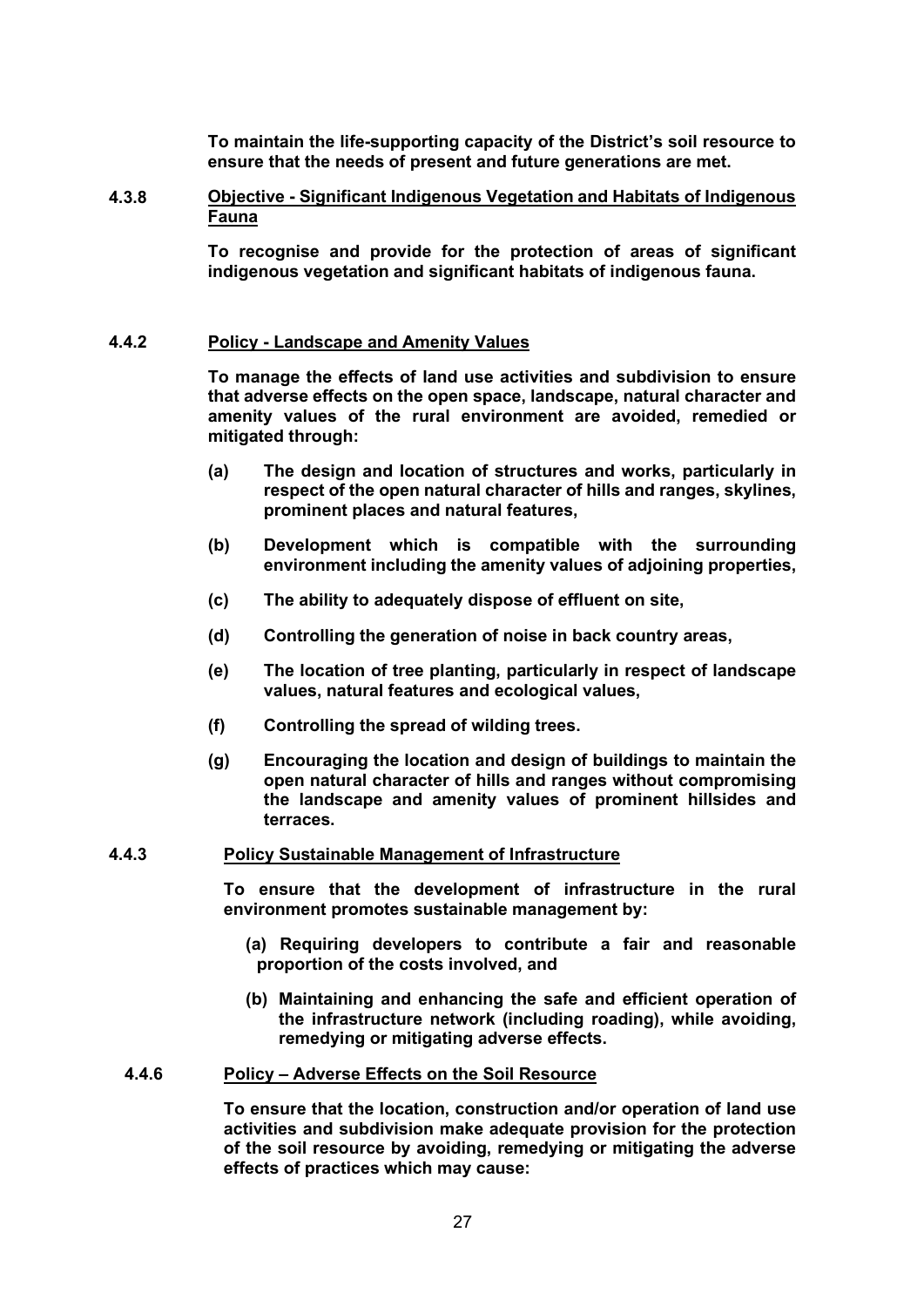**To maintain the life-supporting capacity of the District's soil resource to ensure that the needs of present and future generations are met.**

**4.3.8 Objective - Significant Indigenous Vegetation and Habitats of Indigenous Fauna**

**To recognise and provide for the protection of areas of significant indigenous vegetation and significant habitats of indigenous fauna.**

**4.4.2 Policy - Landscape and Amenity Values**

**To manage the effects of land use activities and subdivision to ensure that adverse effects on the open space, landscape, natural character and amenity values of the rural environment are avoided, remedied or mitigated through:**

**(a) The design and location of structures and works, particularly in respect of the open natural character of hills and ranges, skylines, prominent places and natural features,**

**(b) Development which is compatible with the surrounding environment including the amenity values of adjoining properties,**

**(c) The ability to adequately dispose of effluent on site,**

**(d) Controlling the generation of noise in back country areas,**

**(e) The location of tree planting, particularly in respect of landscape values, natural features and ecological values,**

**(f) Controlling the spread of wilding trees.**

**(g) Encouraging the location and design of buildings to maintain the open natural character of hills and ranges without compromising the landscape and amenity values of prominent hillsides and terraces.**

**4.4.3 Policy Sustainable Management of Infrastructure**

**To ensure that the development of infrastructure in the rural environment promotes sustainable management by:**

**(a) Requiring developers to contribute a fair and reasonable proportion of the costs involved, and**

**(b) Maintaining and enhancing the safe and efficient operation of the infrastructure network (including roading), while avoiding, remedying or mitigating adverse effects.**

**4.4.6 Policy – Adverse Effects on the Soil Resource**

**To ensure that the location, construction and/or operation of land use activities and subdivision make adequate provision for the protection of the soil resource by avoiding, remedying or mitigating the adverse effects of practices which may cause:**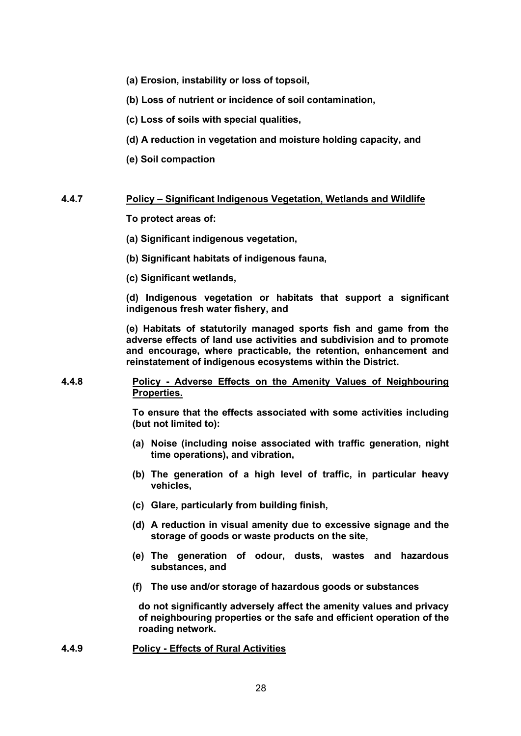**(a) Erosion, instability or loss of topsoil,**

**(b) Loss of nutrient or incidence of soil contamination,**

**(c) Loss of soils with special qualities,**

**(d) A reduction in vegetation and moisture holding capacity, and**

**(e) Soil compaction**

### 4.4.7 Policy – Significant Indigenous Vegetation, Wetlands and Wildlife

**To protect areas of:**

**(a) Significant indigenous vegetation,**

**(b) Significant habitats of indigenous fauna,**

**(c) Significant wetlands,**

**(d) Indigenous vegetation or habitats that support a significant indigenous fresh water fishery, and**

**(e) Habitats of statutorily managed sports fish and game from the adverse effects of land use activities and subdivision and to promote and encourage, where practicable, the retention, enhancement and reinstatement of indigenous ecosystems within the District.**

### 4.4.8 Policy - Adverse Effects on the Amenity Values of Neighbouring Properties.

**To ensure that the effects associated with some activities including (but not limited to):**

**(a) Noise (including noise associated with traffic generation, night time operations), and vibration,**

**(b) The generation of a high level of traffic, in particular heavy vehicles,**

**(c) Glare, particularly from building finish,**

**(d) A reduction in visual amenity due to excessive signage and the storage of goods or waste products on the site,**

**(e) The generation of odour, dusts, wastes and hazardous substances, and**

**(f) The use and/or storage of hazardous goods or substances**

**do not significantly adversely affect the amenity values and privacy of neighbouring properties or the safe and efficient operation of the roading network.**

### 4.4.9 Policy - Effects of Rural Activities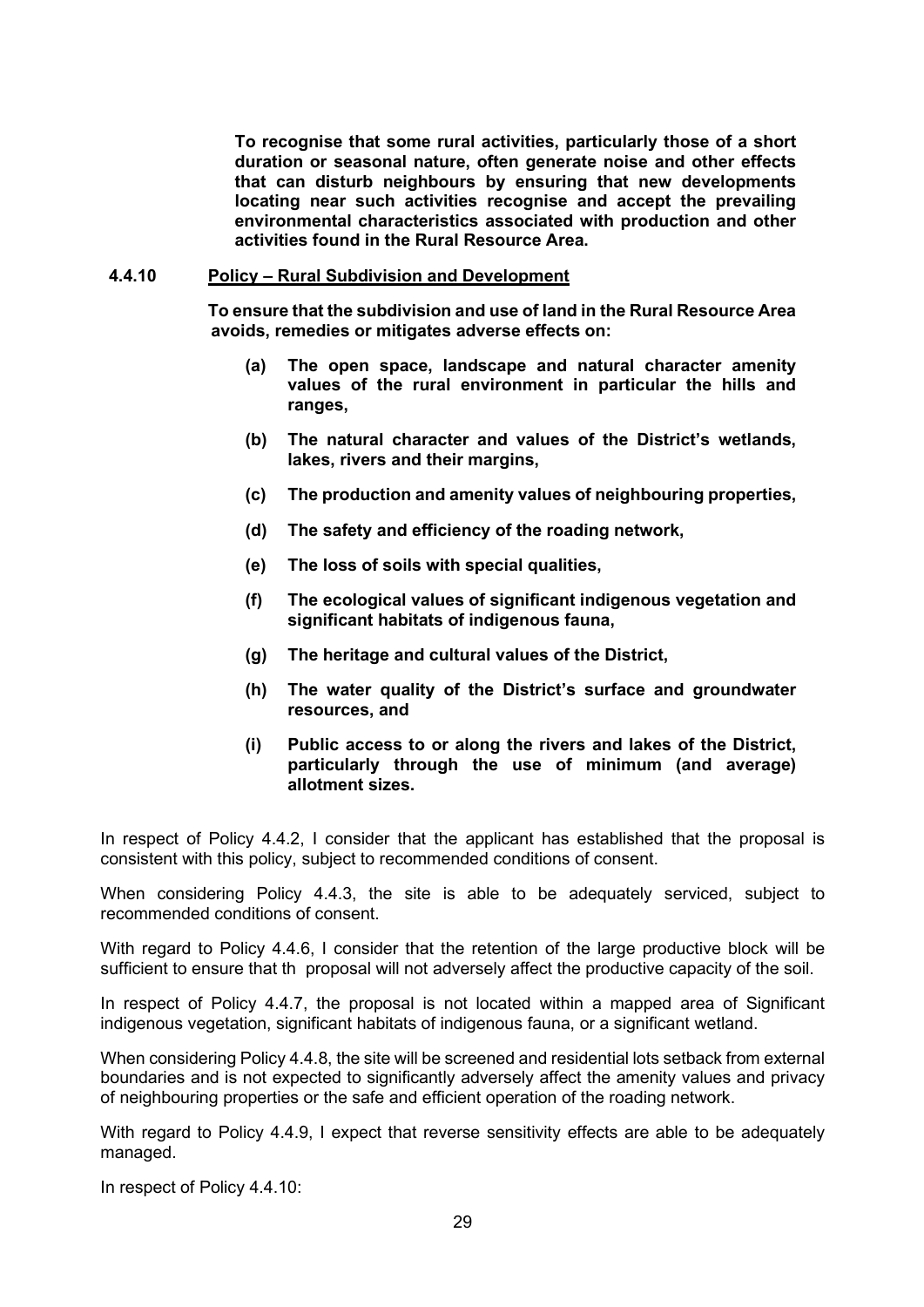**To recognise that some rural activities, particularly those of a short duration or seasonal nature, often generate noise and other effects that can disturb neighbours by ensuring that new developments locating near such activities recognise and accept the prevailing environmental characteristics associated with production and other activities found in the Rural Resource Area.**

**4.4.10 Policy – Rural Subdivision and Development**

**To ensure that the subdivision and use of land in the Rural Resource Area avoids, remedies or mitigates adverse effects on:**

**(a) The open space, landscape and natural character amenity values of the rural environment in particular the hills and ranges,**

**(b) The natural character and values of the District's wetlands, lakes, rivers and their margins,**

**(c) The production and amenity values of neighbouring properties,**

**(d) The safety and efficiency of the roading network,**

**(e) The loss of soils with special qualities,**

**(f) The ecological values of significant indigenous vegetation and significant habitats of indigenous fauna,**

**(g) The heritage and cultural values of the District,**

**(h) The water quality of the District's surface and groundwater resources, and**

**(i) Public access to or along the rivers and lakes of the District, particularly through the use of minimum (and average) allotment sizes.**

In respect of Policy 4.4.2, I consider that the applicant has established that the proposal is consistent with this policy, subject to recommended conditions of consent.

When considering Policy 4.4.3, the site is able to be adequately serviced, subject to recommended conditions of consent.

With regard to Policy 4.4.6, I consider that the retention of the large productive block will be sufficient to ensure that th proposal will not adversely affect the productive capacity of the soil.

In respect of Policy 4.4.7, the proposal is not located within a mapped area of Significant indigenous vegetation, significant habitats of indigenous fauna, or a significant wetland.

When considering Policy 4.4.8, the site will be screened and residential lots setback from external boundaries and is not expected to significantly adversely affect the amenity values and privacy of neighbouring properties or the safe and efficient operation of the roading network.

With regard to Policy 4.4.9, I expect that reverse sensitivity effects are able to be adequately managed.

In respect of Policy 4.4.10: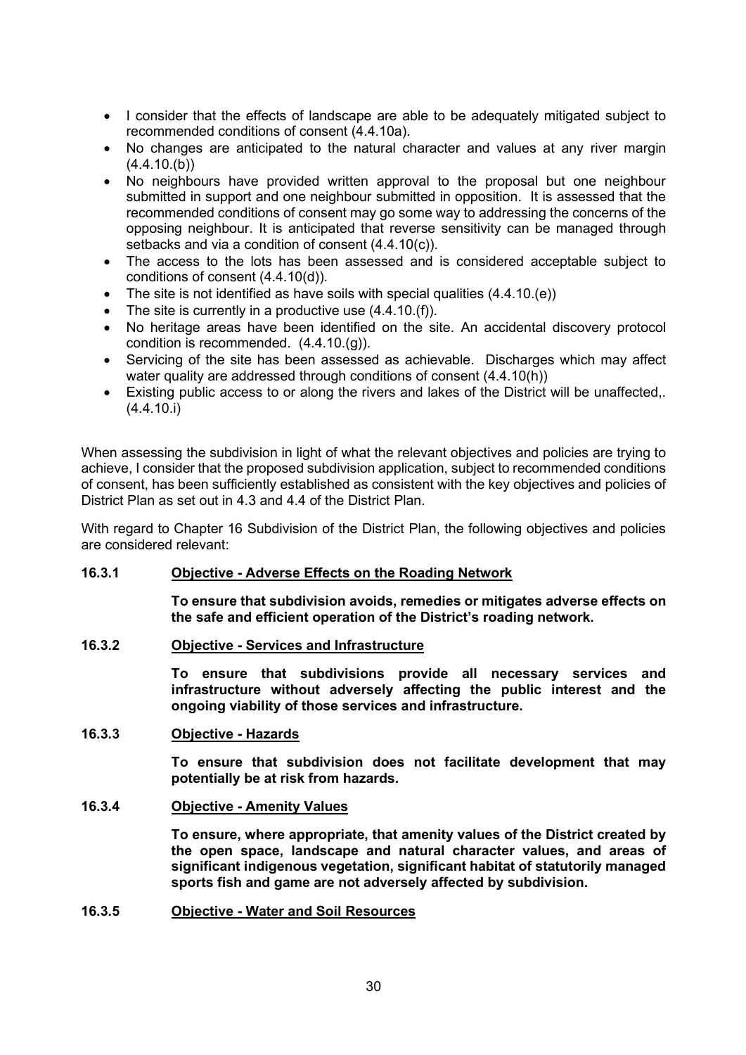- I consider that the effects of landscape are able to be adequately mitigated subject to recommended conditions of consent (4.4.10a).
- No changes are anticipated to the natural character and values at any river margin (4.4.10.(b))
- No neighbours have provided written approval to the proposal but one neighbour submitted in support and one neighbour submitted in opposition. It is assessed that the recommended conditions of consent may go some way to addressing the concerns of the opposing neighbour. It is anticipated that reverse sensitivity can be managed through setbacks and via a condition of consent (4.4.10(c)).
- The access to the lots has been assessed and is considered acceptable subject to conditions of consent (4.4.10(d)).
- The site is not identified as have soils with special qualities (4.4.10.(e))
- The site is currently in a productive use (4.4.10.(f)).
- No heritage areas have been identified on the site. An accidental discovery protocol condition is recommended. (4.4.10.(g)).
- Servicing of the site has been assessed as achievable. Discharges which may affect water quality are addressed through conditions of consent (4.4.10(h))
- Existing public access to or along the rivers and lakes of the District will be unaffected,. (4.4.10.i)

When assessing the subdivision in light of what the relevant objectives and policies are trying to achieve, I consider that the proposed subdivision application, subject to recommended conditions of consent, has been sufficiently established as consistent with the key objectives and policies of District Plan as set out in 4.3 and 4.4 of the District Plan.

With regard to Chapter 16 Subdivision of the District Plan, the following objectives and policies are considered relevant:

**16.3.1 Objective - Adverse Effects on the Roading Network**

**To ensure that subdivision avoids, remedies or mitigates adverse effects on the safe and efficient operation of the District's roading network.**

**16.3.2 Objective - Services and Infrastructure**

**To ensure that subdivisions provide all necessary services and infrastructure without adversely affecting the public interest and the ongoing viability of those services and infrastructure.**

**16.3.3 Objective - Hazards**

**To ensure that subdivision does not facilitate development that may potentially be at risk from hazards.**

**16.3.4 Objective - Amenity Values**

**To ensure, where appropriate, that amenity values of the District created by the open space, landscape and natural character values, and areas of significant indigenous vegetation, significant habitat of statutorily managed sports fish and game are not adversely affected by subdivision.**

**16.3.5 Objective - Water and Soil Resources**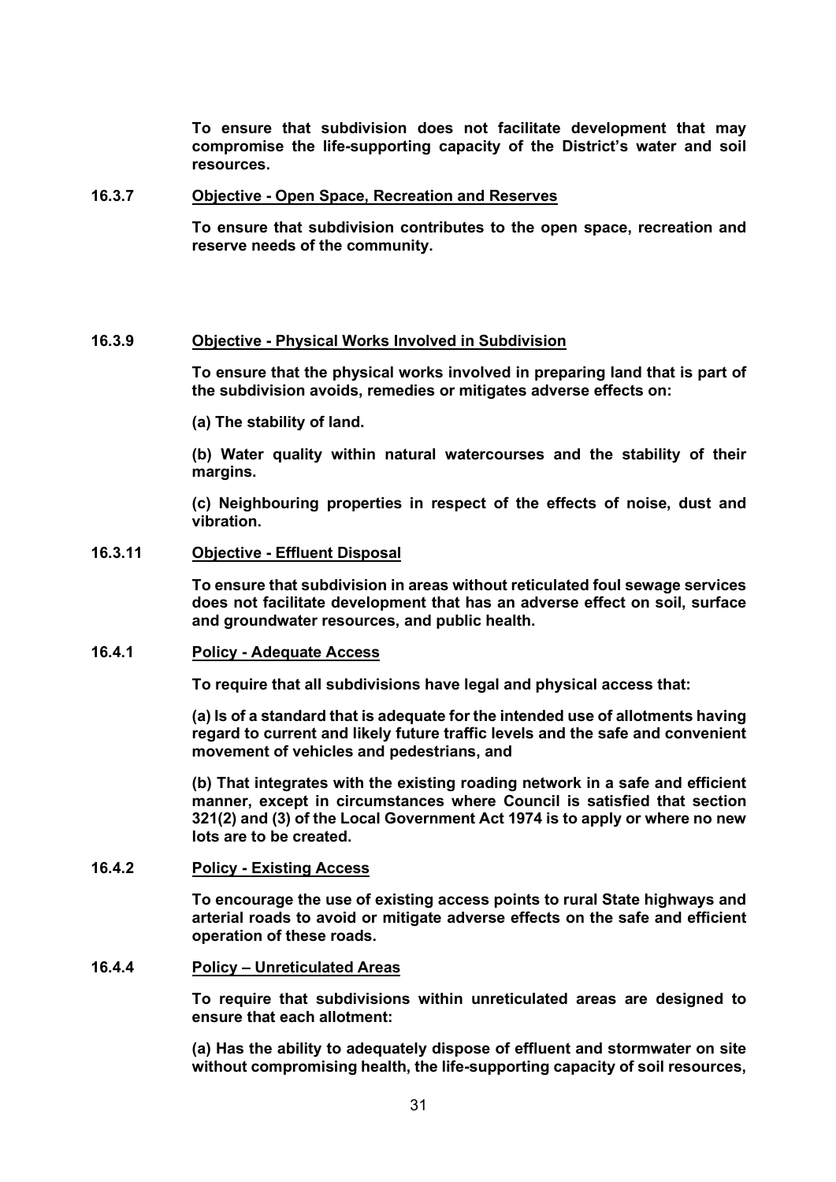**To ensure that subdivision does not facilitate development that may compromise the life-supporting capacity of the District's water and soil resources.**

### 16.3.7 Objective - Open Space, Recreation and Reserves

**To ensure that subdivision contributes to the open space, recreation and reserve needs of the community.**

### 16.3.9 Objective - Physical Works Involved in Subdivision

**To ensure that the physical works involved in preparing land that is part of the subdivision avoids, remedies or mitigates adverse effects on:**

**(a) The stability of land.**

**(b) Water quality within natural watercourses and the stability of their margins.**

**(c) Neighbouring properties in respect of the effects of noise, dust and vibration.**

### 16.3.11 Objective - Effluent Disposal

**To ensure that subdivision in areas without reticulated foul sewage services does not facilitate development that has an adverse effect on soil, surface and groundwater resources, and public health.**

### 16.4.1 Policy - Adequate Access

**To require that all subdivisions have legal and physical access that:**

**(a) Is of a standard that is adequate for the intended use of allotments having regard to current and likely future traffic levels and the safe and convenient movement of vehicles and pedestrians, and**

**(b) That integrates with the existing roading network in a safe and efficient manner, except in circumstances where Council is satisfied that section 321(2) and (3) of the Local Government Act 1974 is to apply or where no new lots are to be created.**

### 16.4.2 Policy - Existing Access

**To encourage the use of existing access points to rural State highways and arterial roads to avoid or mitigate adverse effects on the safe and efficient operation of these roads.**

### 16.4.4 Policy – Unreticulated Areas

**To require that subdivisions within unreticulated areas are designed to ensure that each allotment:**

**(a) Has the ability to adequately dispose of effluent and stormwater on site without compromising health, the life-supporting capacity of soil resources,**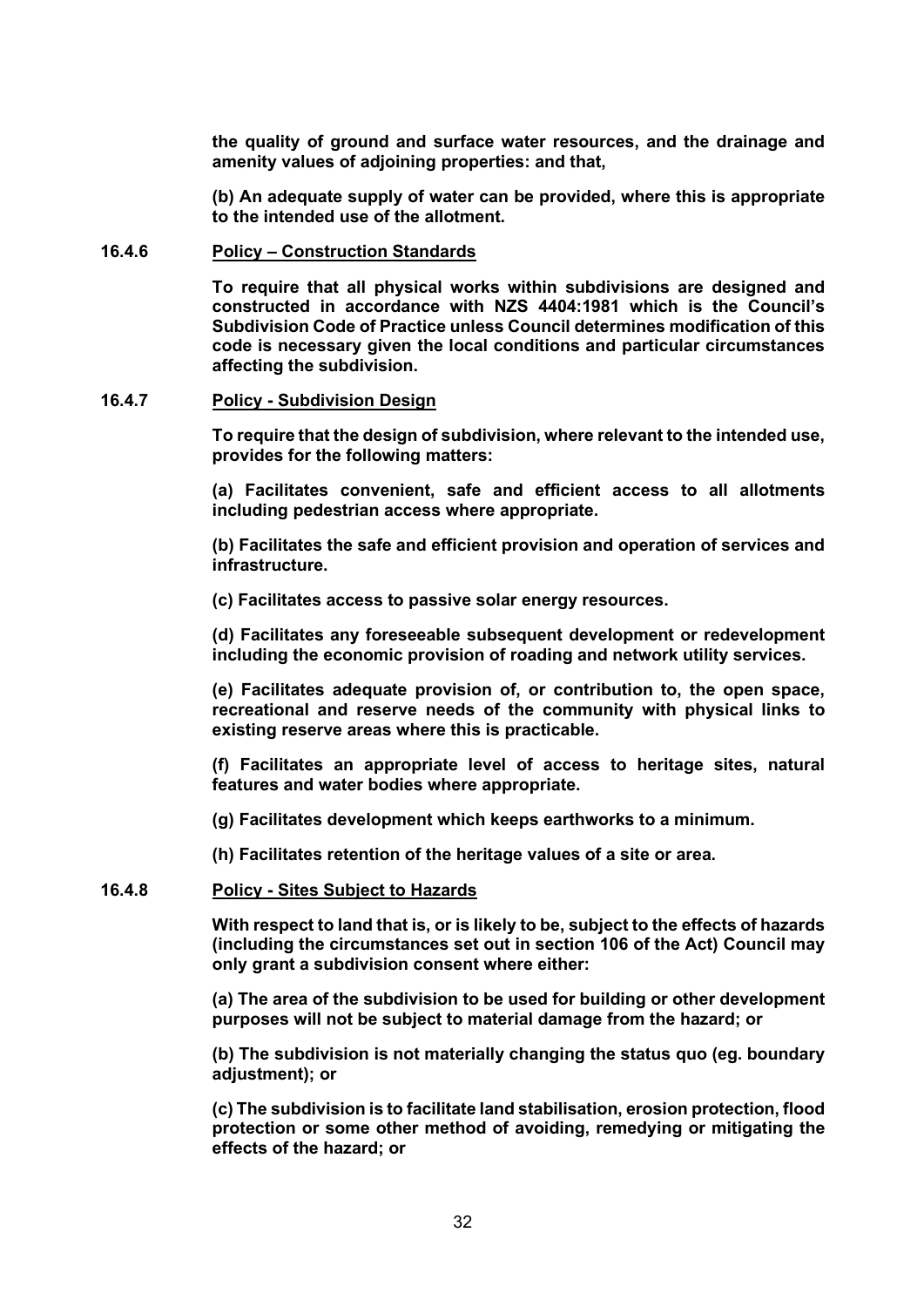**the quality of ground and surface water resources, and the drainage and amenity values of adjoining properties: and that,**

**(b) An adequate supply of water can be provided, where this is appropriate to the intended use of the allotment.**

**16.4.6 Policy – Construction Standards**

**To require that all physical works within subdivisions are designed and constructed in accordance with NZS 4404:1981 which is the Council's Subdivision Code of Practice unless Council determines modification of this code is necessary given the local conditions and particular circumstances affecting the subdivision.**

**16.4.7 Policy - Subdivision Design**

**To require that the design of subdivision, where relevant to the intended use, provides for the following matters:**

**(a) Facilitates convenient, safe and efficient access to all allotments including pedestrian access where appropriate.**

**(b) Facilitates the safe and efficient provision and operation of services and infrastructure.**

**(c) Facilitates access to passive solar energy resources.**

**(d) Facilitates any foreseeable subsequent development or redevelopment including the economic provision of roading and network utility services.**

**(e) Facilitates adequate provision of, or contribution to, the open space, recreational and reserve needs of the community with physical links to existing reserve areas where this is practicable.**

**(f) Facilitates an appropriate level of access to heritage sites, natural features and water bodies where appropriate.**

**(g) Facilitates development which keeps earthworks to a minimum.**

**(h) Facilitates retention of the heritage values of a site or area.**

**16.4.8 Policy - Sites Subject to Hazards**

**With respect to land that is, or is likely to be, subject to the effects of hazards (including the circumstances set out in section 106 of the Act) Council may only grant a subdivision consent where either:**

**(a) The area of the subdivision to be used for building or other development purposes will not be subject to material damage from the hazard; or**

**(b) The subdivision is not materially changing the status quo (eg. boundary adjustment); or**

**(c) The subdivision is to facilitate land stabilisation, erosion protection, flood protection or some other method of avoiding, remedying or mitigating the effects of the hazard; or**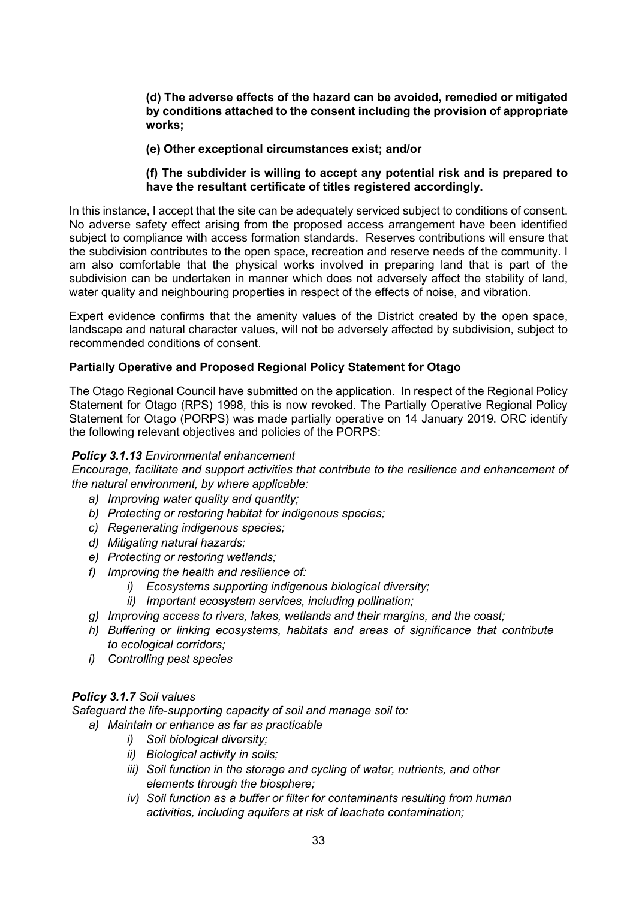**(d) The adverse effects of the hazard can be avoided, remedied or mitigated by conditions attached to the consent including the provision of appropriate works;**

**(e) Other exceptional circumstances exist; and/or**

**(f) The subdivider is willing to accept any potential risk and is prepared to have the resultant certificate of titles registered accordingly.**

In this instance, I accept that the site can be adequately serviced subject to conditions of consent. No adverse safety effect arising from the proposed access arrangement have been identified subject to compliance with access formation standards. Reserves contributions will ensure that the subdivision contributes to the open space, recreation and reserve needs of the community. I am also comfortable that the physical works involved in preparing land that is part of the subdivision can be undertaken in manner which does not adversely affect the stability of land, water quality and neighbouring properties in respect of the effects of noise, and vibration.

Expert evidence confirms that the amenity values of the District created by the open space, landscape and natural character values, will not be adversely affected by subdivision, subject to recommended conditions of consent.

**Partially Operative and Proposed Regional Policy Statement for Otago**

The Otago Regional Council have submitted on the application. In respect of the Regional Policy Statement for Otago (RPS) 1998, this is now revoked. The Partially Operative Regional Policy Statement for Otago (PORPS) was made partially operative on 14 January 2019. ORC identify the following relevant objectives and policies of the PORPS:

***Policy 3.1.13*** *Environmental enhancement*

*Encourage, facilitate and support activities that contribute to the resilience and enhancement of the natural environment, by where applicable:*

- *a) Improving water quality and quantity;*
- *b) Protecting or restoring habitat for indigenous species;*
- *c) Regenerating indigenous species;*
- *d) Mitigating natural hazards;*
- *e) Protecting or restoring wetlands;*
- *f) Improving the health and resilience of:*
  - *i) Ecosystems supporting indigenous biological diversity;*
  - *ii) Important ecosystem services, including pollination;*
- *g) Improving access to rivers, lakes, wetlands and their margins, and the coast;*
- *h) Buffering or linking ecosystems, habitats and areas of significance that contribute to ecological corridors;*
- *i) Controlling pest species*

***Policy 3.1.7*** *Soil values*

*Safeguard the life-supporting capacity of soil and manage soil to:*

- *a) Maintain or enhance as far as practicable*
  - *i) Soil biological diversity;*
  - *ii) Biological activity in soils;*
  - *iii) Soil function in the storage and cycling of water, nutrients, and other elements through the biosphere;*
  - *iv) Soil function as a buffer or filter for contaminants resulting from human activities, including aquifers at risk of leachate contamination;*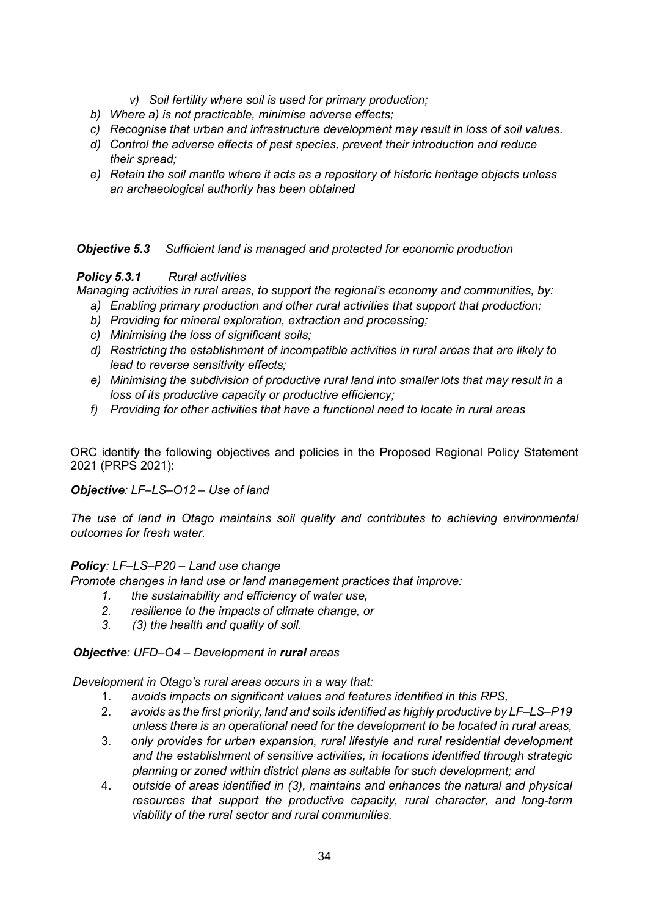*v) Soil fertility where soil is used for primary production;*

*b) Where a) is not practicable, minimise adverse effects;*

*c) Recognise that urban and infrastructure development may result in loss of soil values.*

*d) Control the adverse effects of pest species, prevent their introduction and reduce their spread;*

*e) Retain the soil mantle where it acts as a repository of historic heritage objects unless an archaeological authority has been obtained*

***Objective 5.3*** *Sufficient land is managed and protected for economic production*

***Policy 5.3.1*** *Rural activities*

*Managing activities in rural areas, to support the regional's economy and communities, by:*

*a) Enabling primary production and other rural activities that support that production;*

*b) Providing for mineral exploration, extraction and processing;*

*c) Minimising the loss of significant soils;*

*d) Restricting the establishment of incompatible activities in rural areas that are likely to lead to reverse sensitivity effects;*

*e) Minimising the subdivision of productive rural land into smaller lots that may result in a loss of its productive capacity or productive efficiency;*

*f) Providing for other activities that have a functional need to locate in rural areas*

ORC identify the following objectives and policies in the Proposed Regional Policy Statement 2021 (PRPS 2021):

***Objective**: LF–LS–O12 – Use of land*

*The use of land in Otago maintains soil quality and contributes to achieving environmental outcomes for fresh water.*

***Policy**: LF–LS–P20 – Land use change*

*Promote changes in land use or land management practices that improve:*

1. *the sustainability and efficiency of water use,*
2. *resilience to the impacts of climate change, or*
3. *(3) the health and quality of soil.*

***Objective**: UFD–O4 – Development in **rural** areas*

*Development in Otago's rural areas occurs in a way that:*

1. *avoids impacts on significant values and features identified in this RPS,*
2. *avoids as the first priority, land and soils identified as highly productive by LF–LS–P19 unless there is an operational need for the development to be located in rural areas,*
3. *only provides for urban expansion, rural lifestyle and rural residential development and the establishment of sensitive activities, in locations identified through strategic planning or zoned within district plans as suitable for such development; and*
4. *outside of areas identified in (3), maintains and enhances the natural and physical resources that support the productive capacity, rural character, and long-term viability of the rural sector and rural communities.*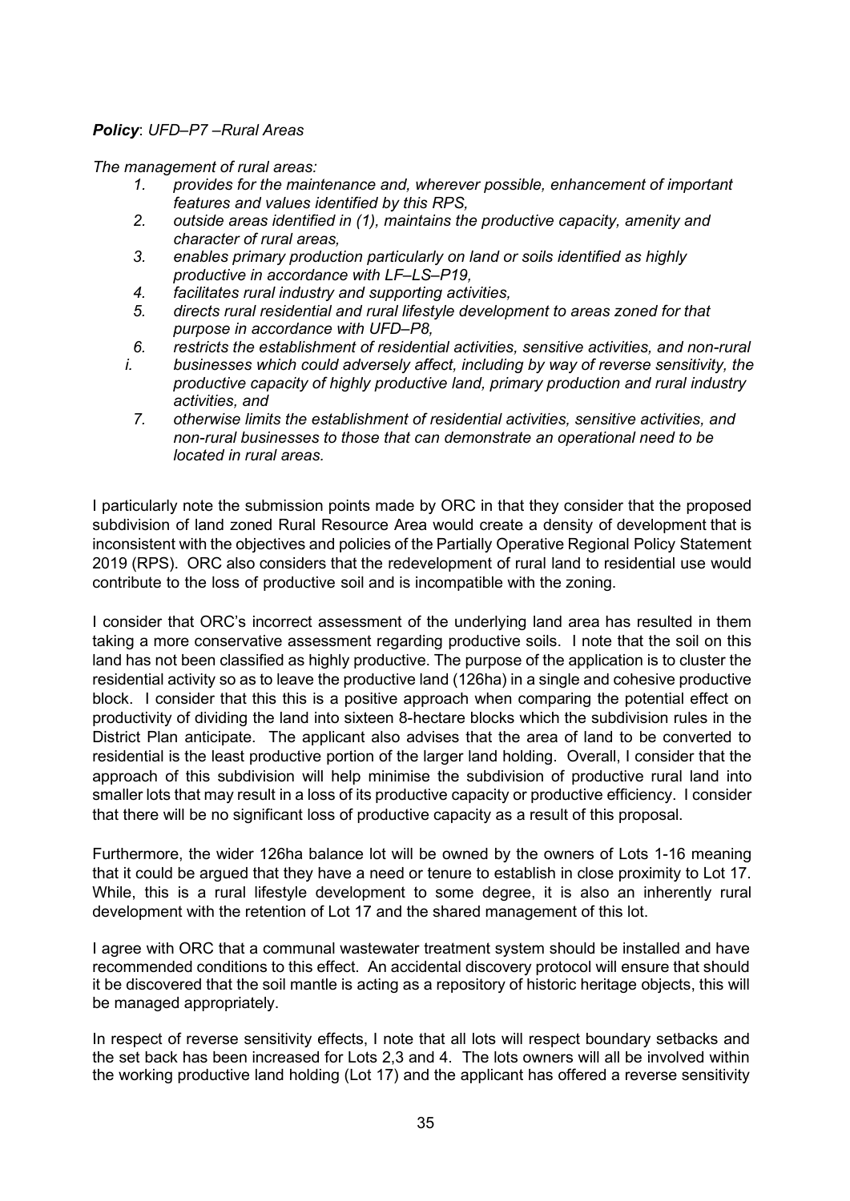***Policy**: UFD–P7 –Rural Areas*

*The management of rural areas:*

1. *provides for the maintenance and, wherever possible, enhancement of important features and values identified by this RPS,*
2. *outside areas identified in (1), maintains the productive capacity, amenity and character of rural areas,*
3. *enables primary production particularly on land or soils identified as highly productive in accordance with LF–LS–P19,*
4. *facilitates rural industry and supporting activities,*
5. *directs rural residential and rural lifestyle development to areas zoned for that purpose in accordance with UFD–P8,*
6. *restricts the establishment of residential activities, sensitive activities, and non-rural*
   i. *businesses which could adversely affect, including by way of reverse sensitivity, the productive capacity of highly productive land, primary production and rural industry activities, and*
7. *otherwise limits the establishment of residential activities, sensitive activities, and non-rural businesses to those that can demonstrate an operational need to be located in rural areas.*

I particularly note the submission points made by ORC in that they consider that the proposed subdivision of land zoned Rural Resource Area would create a density of development that is inconsistent with the objectives and policies of the Partially Operative Regional Policy Statement 2019 (RPS). ORC also considers that the redevelopment of rural land to residential use would contribute to the loss of productive soil and is incompatible with the zoning.

I consider that ORC's incorrect assessment of the underlying land area has resulted in them taking a more conservative assessment regarding productive soils. I note that the soil on this land has not been classified as highly productive. The purpose of the application is to cluster the residential activity so as to leave the productive land (126ha) in a single and cohesive productive block. I consider that this this is a positive approach when comparing the potential effect on productivity of dividing the land into sixteen 8-hectare blocks which the subdivision rules in the District Plan anticipate. The applicant also advises that the area of land to be converted to residential is the least productive portion of the larger land holding. Overall, I consider that the approach of this subdivision will help minimise the subdivision of productive rural land into smaller lots that may result in a loss of its productive capacity or productive efficiency. I consider that there will be no significant loss of productive capacity as a result of this proposal.

Furthermore, the wider 126ha balance lot will be owned by the owners of Lots 1-16 meaning that it could be argued that they have a need or tenure to establish in close proximity to Lot 17. While, this is a rural lifestyle development to some degree, it is also an inherently rural development with the retention of Lot 17 and the shared management of this lot.

I agree with ORC that a communal wastewater treatment system should be installed and have recommended conditions to this effect. An accidental discovery protocol will ensure that should it be discovered that the soil mantle is acting as a repository of historic heritage objects, this will be managed appropriately.

In respect of reverse sensitivity effects, I note that all lots will respect boundary setbacks and the set back has been increased for Lots 2,3 and 4. The lots owners will all be involved within the working productive land holding (Lot 17) and the applicant has offered a reverse sensitivity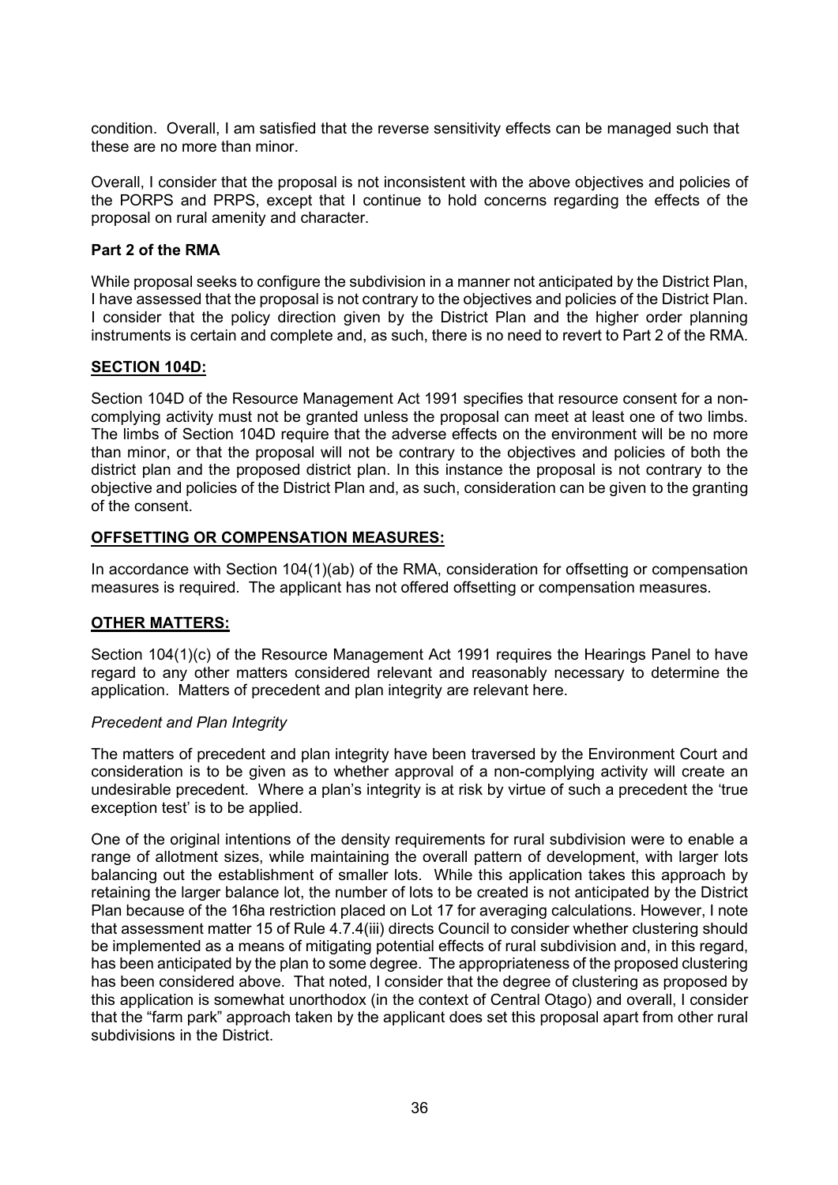condition. Overall, I am satisfied that the reverse sensitivity effects can be managed such that these are no more than minor.

Overall, I consider that the proposal is not inconsistent with the above objectives and policies of the PORPS and PRPS, except that I continue to hold concerns regarding the effects of the proposal on rural amenity and character.

**Part 2 of the RMA**

While proposal seeks to configure the subdivision in a manner not anticipated by the District Plan, I have assessed that the proposal is not contrary to the objectives and policies of the District Plan. I consider that the policy direction given by the District Plan and the higher order planning instruments is certain and complete and, as such, there is no need to revert to Part 2 of the RMA.

## **SECTION 104D:**

Section 104D of the Resource Management Act 1991 specifies that resource consent for a non-complying activity must not be granted unless the proposal can meet at least one of two limbs. The limbs of Section 104D require that the adverse effects on the environment will be no more than minor, or that the proposal will not be contrary to the objectives and policies of both the district plan and the proposed district plan. In this instance the proposal is not contrary to the objective and policies of the District Plan and, as such, consideration can be given to the granting of the consent.

## **OFFSETTING OR COMPENSATION MEASURES:**

In accordance with Section 104(1)(ab) of the RMA, consideration for offsetting or compensation measures is required. The applicant has not offered offsetting or compensation measures.

## **OTHER MATTERS:**

Section 104(1)(c) of the Resource Management Act 1991 requires the Hearings Panel to have regard to any other matters considered relevant and reasonably necessary to determine the application. Matters of precedent and plan integrity are relevant here.

*Precedent and Plan Integrity*

The matters of precedent and plan integrity have been traversed by the Environment Court and consideration is to be given as to whether approval of a non-complying activity will create an undesirable precedent. Where a plan's integrity is at risk by virtue of such a precedent the 'true exception test' is to be applied.

One of the original intentions of the density requirements for rural subdivision were to enable a range of allotment sizes, while maintaining the overall pattern of development, with larger lots balancing out the establishment of smaller lots. While this application takes this approach by retaining the larger balance lot, the number of lots to be created is not anticipated by the District Plan because of the 16ha restriction placed on Lot 17 for averaging calculations. However, I note that assessment matter 15 of Rule 4.7.4(iii) directs Council to consider whether clustering should be implemented as a means of mitigating potential effects of rural subdivision and, in this regard, has been anticipated by the plan to some degree. The appropriateness of the proposed clustering has been considered above. That noted, I consider that the degree of clustering as proposed by this application is somewhat unorthodox (in the context of Central Otago) and overall, I consider that the "farm park" approach taken by the applicant does set this proposal apart from other rural subdivisions in the District.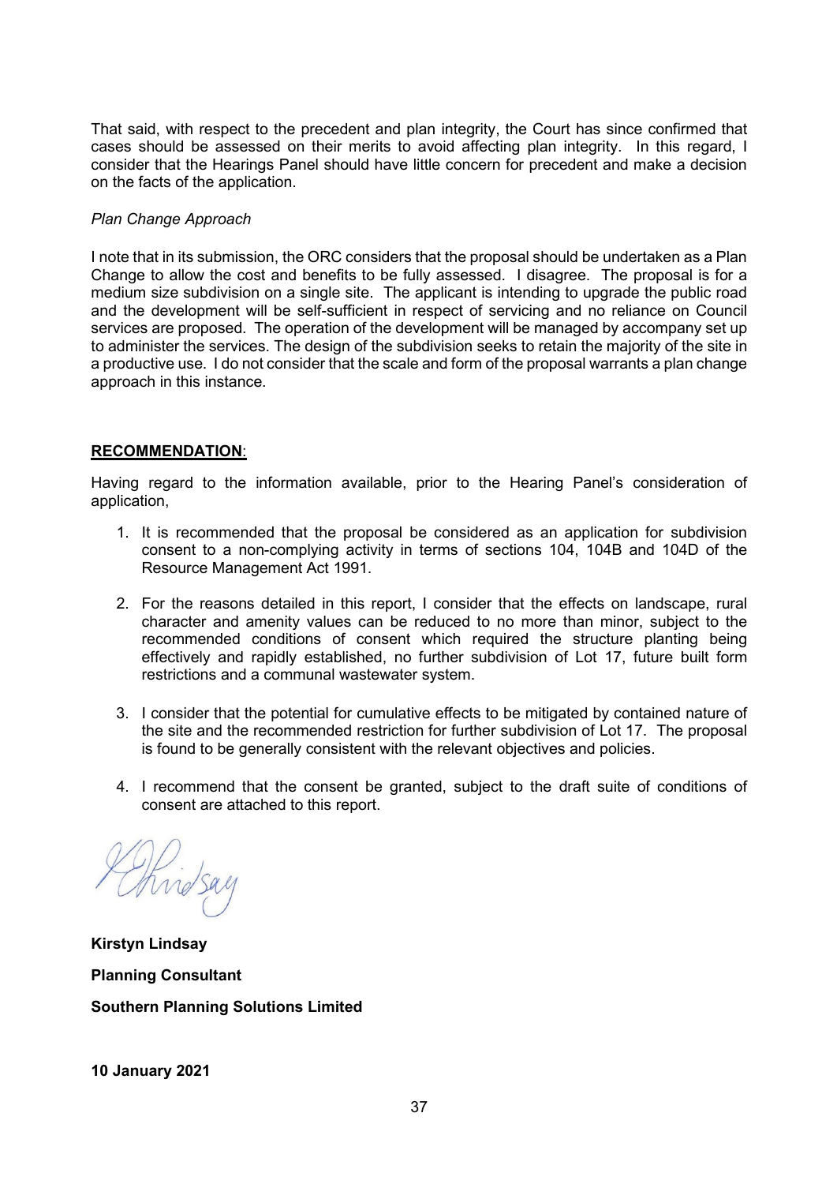That said, with respect to the precedent and plan integrity, the Court has since confirmed that cases should be assessed on their merits to avoid affecting plan integrity. In this regard, I consider that the Hearings Panel should have little concern for precedent and make a decision on the facts of the application.

*Plan Change Approach*

I note that in its submission, the ORC considers that the proposal should be undertaken as a Plan Change to allow the cost and benefits to be fully assessed. I disagree. The proposal is for a medium size subdivision on a single site. The applicant is intending to upgrade the public road and the development will be self-sufficient in respect of servicing and no reliance on Council services are proposed. The operation of the development will be managed by accompany set up to administer the services. The design of the subdivision seeks to retain the majority of the site in a productive use. I do not consider that the scale and form of the proposal warrants a plan change approach in this instance.

**RECOMMENDATION**:

Having regard to the information available, prior to the Hearing Panel's consideration of application,

1. It is recommended that the proposal be considered as an application for subdivision consent to a non-complying activity in terms of sections 104, 104B and 104D of the Resource Management Act 1991.
2. For the reasons detailed in this report, I consider that the effects on landscape, rural character and amenity values can be reduced to no more than minor, subject to the recommended conditions of consent which required the structure planting being effectively and rapidly established, no further subdivision of Lot 17, future built form restrictions and a communal wastewater system.
3. I consider that the potential for cumulative effects to be mitigated by contained nature of the site and the recommended restriction for further subdivision of Lot 17. The proposal is found to be generally consistent with the relevant objectives and policies.
4. I recommend that the consent be granted, subject to the draft suite of conditions of consent are attached to this report.

**Kirstyn Lindsay**

**Planning Consultant**

**Southern Planning Solutions Limited**

**10 January 2021**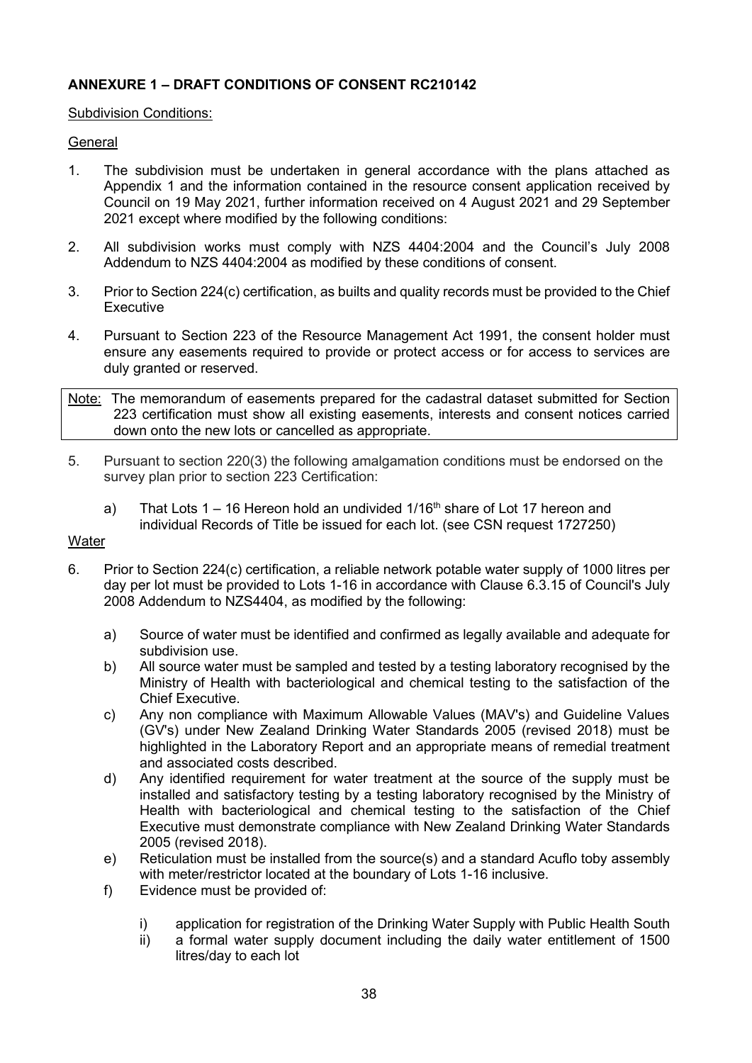**ANNEXURE 1 – DRAFT CONDITIONS OF CONSENT RC210142**

Subdivision Conditions:

General

1. The subdivision must be undertaken in general accordance with the plans attached as Appendix 1 and the information contained in the resource consent application received by Council on 19 May 2021, further information received on 4 August 2021 and 29 September 2021 except where modified by the following conditions:

2. All subdivision works must comply with NZS 4404:2004 and the Council's July 2008 Addendum to NZS 4404:2004 as modified by these conditions of consent.

3. Prior to Section 224(c) certification, as builts and quality records must be provided to the Chief Executive

4. Pursuant to Section 223 of the Resource Management Act 1991, the consent holder must ensure any easements required to provide or protect access or for access to services are duly granted or reserved.

Note: The memorandum of easements prepared for the cadastral dataset submitted for Section 223 certification must show all existing easements, interests and consent notices carried down onto the new lots or cancelled as appropriate.

5. Pursuant to section 220(3) the following amalgamation conditions must be endorsed on the survey plan prior to section 223 Certification:

   a) That Lots 1 – 16 Hereon hold an undivided 1/16th share of Lot 17 hereon and individual Records of Title be issued for each lot. (see CSN request 1727250)

Water

6. Prior to Section 224(c) certification, a reliable network potable water supply of 1000 litres per day per lot must be provided to Lots 1-16 in accordance with Clause 6.3.15 of Council's July 2008 Addendum to NZS4404, as modified by the following:

   a) Source of water must be identified and confirmed as legally available and adequate for subdivision use.
   b) All source water must be sampled and tested by a testing laboratory recognised by the Ministry of Health with bacteriological and chemical testing to the satisfaction of the Chief Executive.
   c) Any non compliance with Maximum Allowable Values (MAV's) and Guideline Values (GV's) under New Zealand Drinking Water Standards 2005 (revised 2018) must be highlighted in the Laboratory Report and an appropriate means of remedial treatment and associated costs described.
   d) Any identified requirement for water treatment at the source of the supply must be installed and satisfactory testing by a testing laboratory recognised by the Ministry of Health with bacteriological and chemical testing to the satisfaction of the Chief Executive must demonstrate compliance with New Zealand Drinking Water Standards 2005 (revised 2018).
   e) Reticulation must be installed from the source(s) and a standard Acuflo toby assembly with meter/restrictor located at the boundary of Lots 1-16 inclusive.
   f) Evidence must be provided of:

      i) application for registration of the Drinking Water Supply with Public Health South
      ii) a formal water supply document including the daily water entitlement of 1500 litres/day to each lot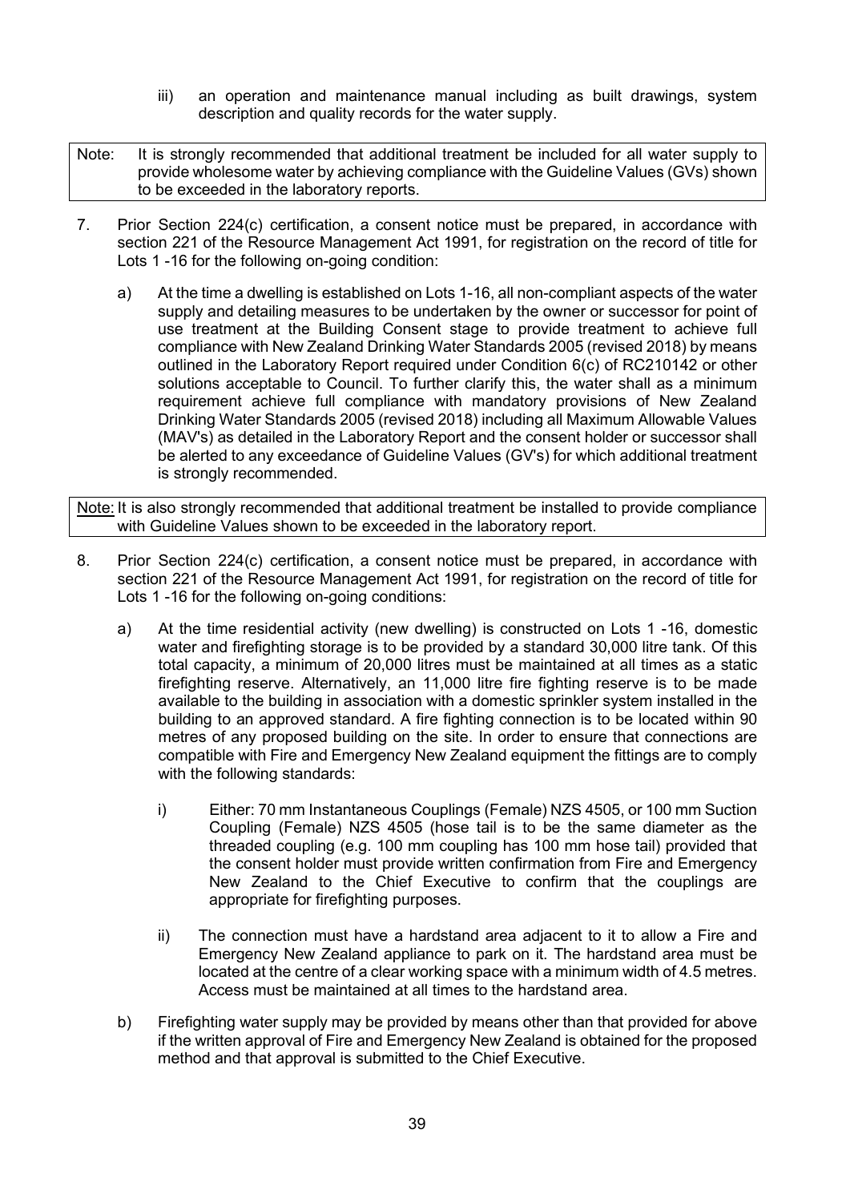iii) an operation and maintenance manual including as built drawings, system description and quality records for the water supply.

Note: It is strongly recommended that additional treatment be included for all water supply to provide wholesome water by achieving compliance with the Guideline Values (GVs) shown to be exceeded in the laboratory reports.

7. Prior Section 224(c) certification, a consent notice must be prepared, in accordance with section 221 of the Resource Management Act 1991, for registration on the record of title for Lots 1 -16 for the following on-going condition:

   a) At the time a dwelling is established on Lots 1-16, all non-compliant aspects of the water supply and detailing measures to be undertaken by the owner or successor for point of use treatment at the Building Consent stage to provide treatment to achieve full compliance with New Zealand Drinking Water Standards 2005 (revised 2018) by means outlined in the Laboratory Report required under Condition 6(c) of RC210142 or other solutions acceptable to Council. To further clarify this, the water shall as a minimum requirement achieve full compliance with mandatory provisions of New Zealand Drinking Water Standards 2005 (revised 2018) including all Maximum Allowable Values (MAV's) as detailed in the Laboratory Report and the consent holder or successor shall be alerted to any exceedance of Guideline Values (GV's) for which additional treatment is strongly recommended.

Note: It is also strongly recommended that additional treatment be installed to provide compliance with Guideline Values shown to be exceeded in the laboratory report.

8. Prior Section 224(c) certification, a consent notice must be prepared, in accordance with section 221 of the Resource Management Act 1991, for registration on the record of title for Lots 1 -16 for the following on-going conditions:

   a) At the time residential activity (new dwelling) is constructed on Lots 1 -16, domestic water and firefighting storage is to be provided by a standard 30,000 litre tank. Of this total capacity, a minimum of 20,000 litres must be maintained at all times as a static firefighting reserve. Alternatively, an 11,000 litre fire fighting reserve is to be made available to the building in association with a domestic sprinkler system installed in the building to an approved standard. A fire fighting connection is to be located within 90 metres of any proposed building on the site. In order to ensure that connections are compatible with Fire and Emergency New Zealand equipment the fittings are to comply with the following standards:

      i) Either: 70 mm Instantaneous Couplings (Female) NZS 4505, or 100 mm Suction Coupling (Female) NZS 4505 (hose tail is to be the same diameter as the threaded coupling (e.g. 100 mm coupling has 100 mm hose tail) provided that the consent holder must provide written confirmation from Fire and Emergency New Zealand to the Chief Executive to confirm that the couplings are appropriate for firefighting purposes.

      ii) The connection must have a hardstand area adjacent to it to allow a Fire and Emergency New Zealand appliance to park on it. The hardstand area must be located at the centre of a clear working space with a minimum width of 4.5 metres. Access must be maintained at all times to the hardstand area.

   b) Firefighting water supply may be provided by means other than that provided for above if the written approval of Fire and Emergency New Zealand is obtained for the proposed method and that approval is submitted to the Chief Executive.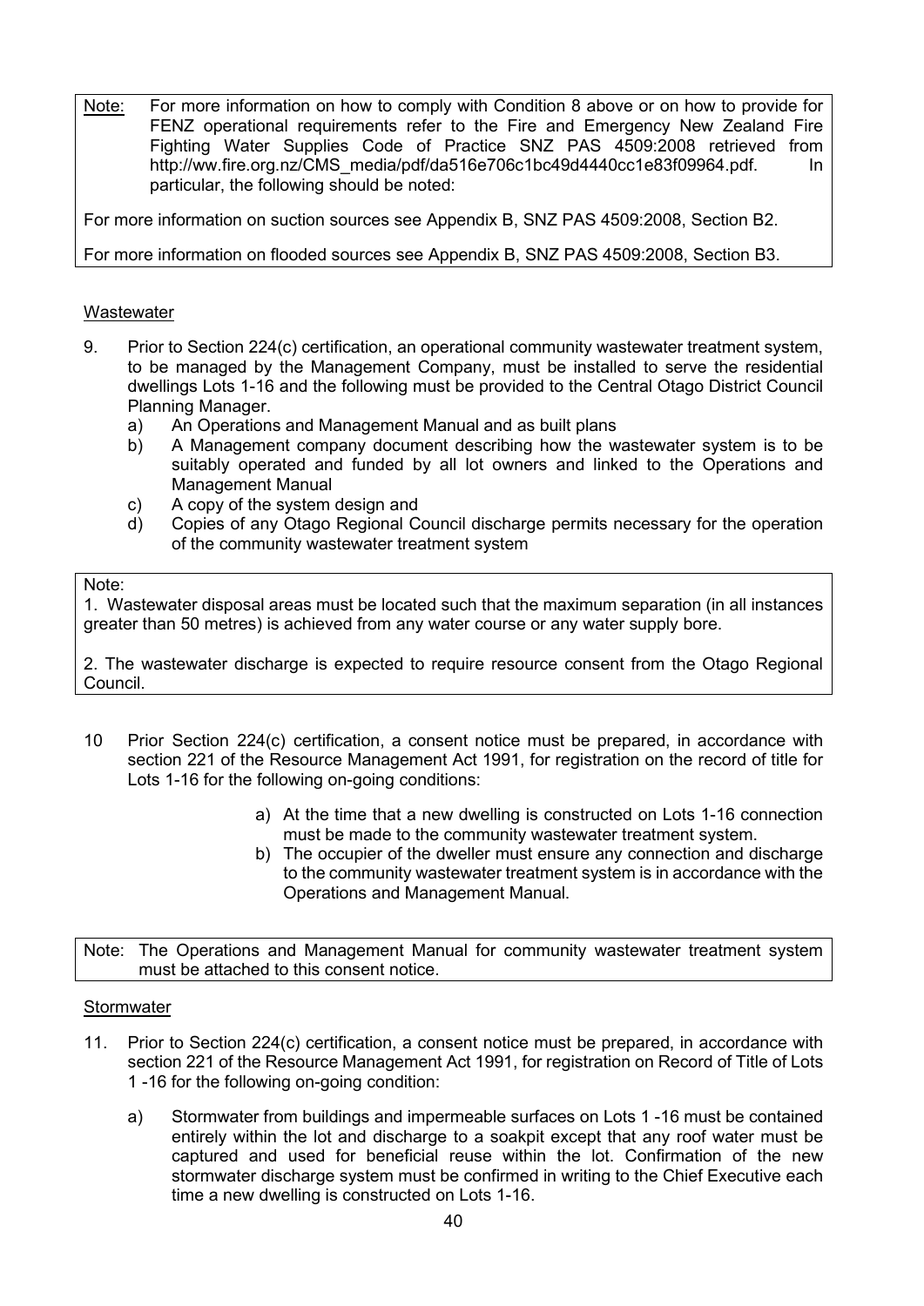Note: For more information on how to comply with Condition 8 above or on how to provide for FENZ operational requirements refer to the Fire and Emergency New Zealand Fire Fighting Water Supplies Code of Practice SNZ PAS 4509:2008 retrieved from http://ww.fire.org.nz/CMS_media/pdf/da516e706c1bc49d4440cc1e83f09964.pdf. In particular, the following should be noted:

For more information on suction sources see Appendix B, SNZ PAS 4509:2008, Section B2.

For more information on flooded sources see Appendix B, SNZ PAS 4509:2008, Section B3.

Wastewater

9. Prior to Section 224(c) certification, an operational community wastewater treatment system, to be managed by the Management Company, must be installed to serve the residential dwellings Lots 1-16 and the following must be provided to the Central Otago District Council Planning Manager.
   a) An Operations and Management Manual and as built plans
   b) A Management company document describing how the wastewater system is to be suitably operated and funded by all lot owners and linked to the Operations and Management Manual
   c) A copy of the system design and
   d) Copies of any Otago Regional Council discharge permits necessary for the operation of the community wastewater treatment system

Note:

1. Wastewater disposal areas must be located such that the maximum separation (in all instances greater than 50 metres) is achieved from any water course or any water supply bore.

2. The wastewater discharge is expected to require resource consent from the Otago Regional Council.

10 Prior Section 224(c) certification, a consent notice must be prepared, in accordance with section 221 of the Resource Management Act 1991, for registration on the record of title for Lots 1-16 for the following on-going conditions:

   a) At the time that a new dwelling is constructed on Lots 1-16 connection must be made to the community wastewater treatment system.
   b) The occupier of the dweller must ensure any connection and discharge to the community wastewater treatment system is in accordance with the Operations and Management Manual.

Note: The Operations and Management Manual for community wastewater treatment system must be attached to this consent notice.

Stormwater

11. Prior to Section 224(c) certification, a consent notice must be prepared, in accordance with section 221 of the Resource Management Act 1991, for registration on Record of Title of Lots 1 -16 for the following on-going condition:

   a) Stormwater from buildings and impermeable surfaces on Lots 1 -16 must be contained entirely within the lot and discharge to a soakpit except that any roof water must be captured and used for beneficial reuse within the lot. Confirmation of the new stormwater discharge system must be confirmed in writing to the Chief Executive each time a new dwelling is constructed on Lots 1-16.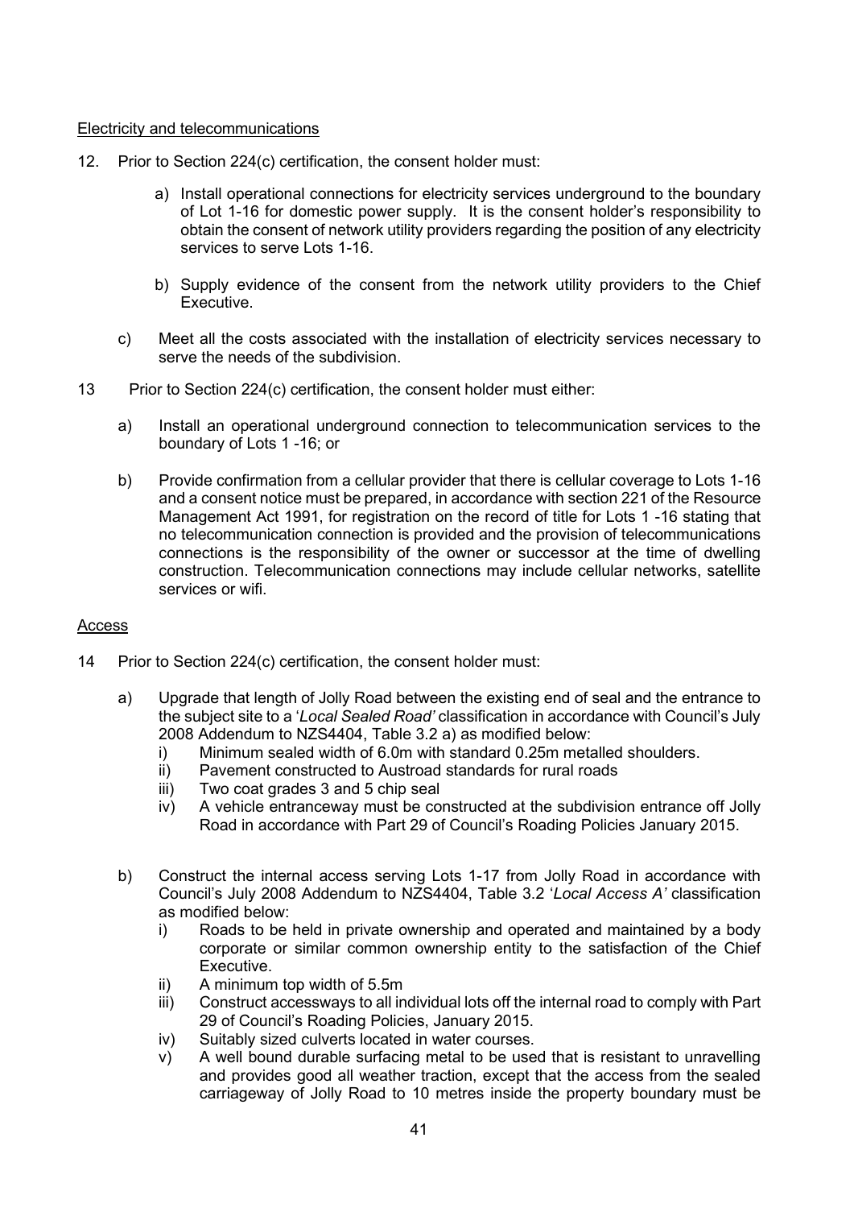Electricity and telecommunications

12. Prior to Section 224(c) certification, the consent holder must:

    a) Install operational connections for electricity services underground to the boundary of Lot 1-16 for domestic power supply. It is the consent holder's responsibility to obtain the consent of network utility providers regarding the position of any electricity services to serve Lots 1-16.

    b) Supply evidence of the consent from the network utility providers to the Chief Executive.

    c) Meet all the costs associated with the installation of electricity services necessary to serve the needs of the subdivision.

13 Prior to Section 224(c) certification, the consent holder must either:

    a) Install an operational underground connection to telecommunication services to the boundary of Lots 1 -16; or

    b) Provide confirmation from a cellular provider that there is cellular coverage to Lots 1-16 and a consent notice must be prepared, in accordance with section 221 of the Resource Management Act 1991, for registration on the record of title for Lots 1 -16 stating that no telecommunication connection is provided and the provision of telecommunications connections is the responsibility of the owner or successor at the time of dwelling construction. Telecommunication connections may include cellular networks, satellite services or wifi.

Access

14 Prior to Section 224(c) certification, the consent holder must:

    a) Upgrade that length of Jolly Road between the existing end of seal and the entrance to the subject site to a '*Local Sealed Road'* classification in accordance with Council's July 2008 Addendum to NZS4404, Table 3.2 a) as modified below:
       i) Minimum sealed width of 6.0m with standard 0.25m metalled shoulders.
       ii) Pavement constructed to Austroad standards for rural roads
       iii) Two coat grades 3 and 5 chip seal
       iv) A vehicle entranceway must be constructed at the subdivision entrance off Jolly Road in accordance with Part 29 of Council's Roading Policies January 2015.

    b) Construct the internal access serving Lots 1-17 from Jolly Road in accordance with Council's July 2008 Addendum to NZS4404, Table 3.2 '*Local Access A'* classification as modified below:
       i) Roads to be held in private ownership and operated and maintained by a body corporate or similar common ownership entity to the satisfaction of the Chief Executive.
       ii) A minimum top width of 5.5m
       iii) Construct accessways to all individual lots off the internal road to comply with Part 29 of Council's Roading Policies, January 2015.
       iv) Suitably sized culverts located in water courses.
       v) A well bound durable surfacing metal to be used that is resistant to unravelling and provides good all weather traction, except that the access from the sealed carriageway of Jolly Road to 10 metres inside the property boundary must be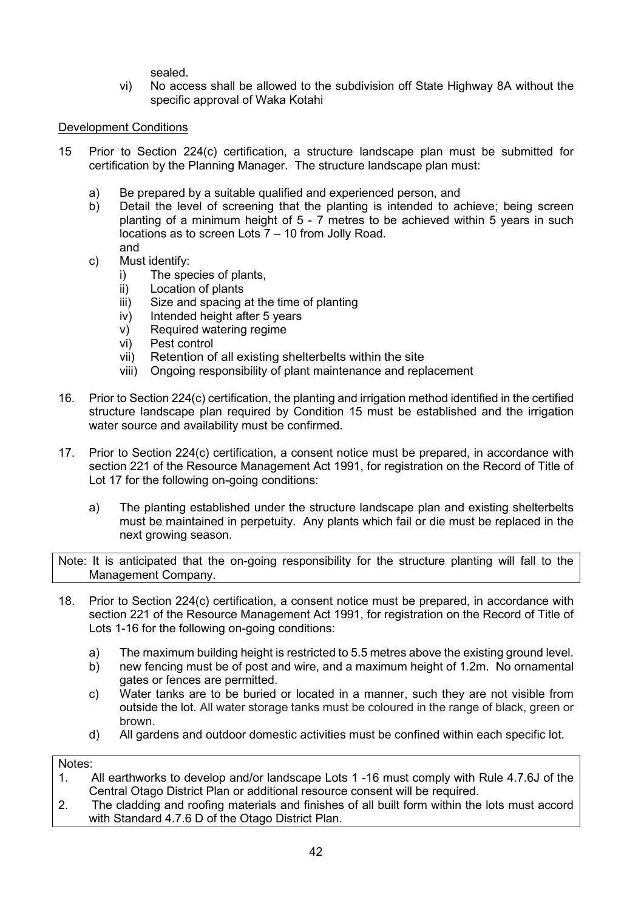sealed.

vi) No access shall be allowed to the subdivision off State Highway 8A without the specific approval of Waka Kotahi

Development Conditions

15 Prior to Section 224(c) certification, a structure landscape plan must be submitted for certification by the Planning Manager. The structure landscape plan must:

a) Be prepared by a suitable qualified and experienced person, and
b) Detail the level of screening that the planting is intended to achieve; being screen planting of a minimum height of 5 - 7 metres to be achieved within 5 years in such locations as to screen Lots 7 – 10 from Jolly Road.
and
c) Must identify:
   i) The species of plants,
   ii) Location of plants
   iii) Size and spacing at the time of planting
   iv) Intended height after 5 years
   v) Required watering regime
   vi) Pest control
   vii) Retention of all existing shelterbelts within the site
   viii) Ongoing responsibility of plant maintenance and replacement

16. Prior to Section 224(c) certification, the planting and irrigation method identified in the certified structure landscape plan required by Condition 15 must be established and the irrigation water source and availability must be confirmed.

17. Prior to Section 224(c) certification, a consent notice must be prepared, in accordance with section 221 of the Resource Management Act 1991, for registration on the Record of Title of Lot 17 for the following on-going conditions:

a) The planting established under the structure landscape plan and existing shelterbelts must be maintained in perpetuity. Any plants which fail or die must be replaced in the next growing season.

Note: It is anticipated that the on-going responsibility for the structure planting will fall to the Management Company.

18. Prior to Section 224(c) certification, a consent notice must be prepared, in accordance with section 221 of the Resource Management Act 1991, for registration on the Record of Title of Lots 1-16 for the following on-going conditions:

a) The maximum building height is restricted to 5.5 metres above the existing ground level.
b) new fencing must be of post and wire, and a maximum height of 1.2m. No ornamental gates or fences are permitted.
c) Water tanks are to be buried or located in a manner, such they are not visible from outside the lot. All water storage tanks must be coloured in the range of black, green or brown.
d) All gardens and outdoor domestic activities must be confined within each specific lot.

Notes:
1. All earthworks to develop and/or landscape Lots 1 -16 must comply with Rule 4.7.6J of the Central Otago District Plan or additional resource consent will be required.
2. The cladding and roofing materials and finishes of all built form within the lots must accord with Standard 4.7.6 D of the Otago District Plan.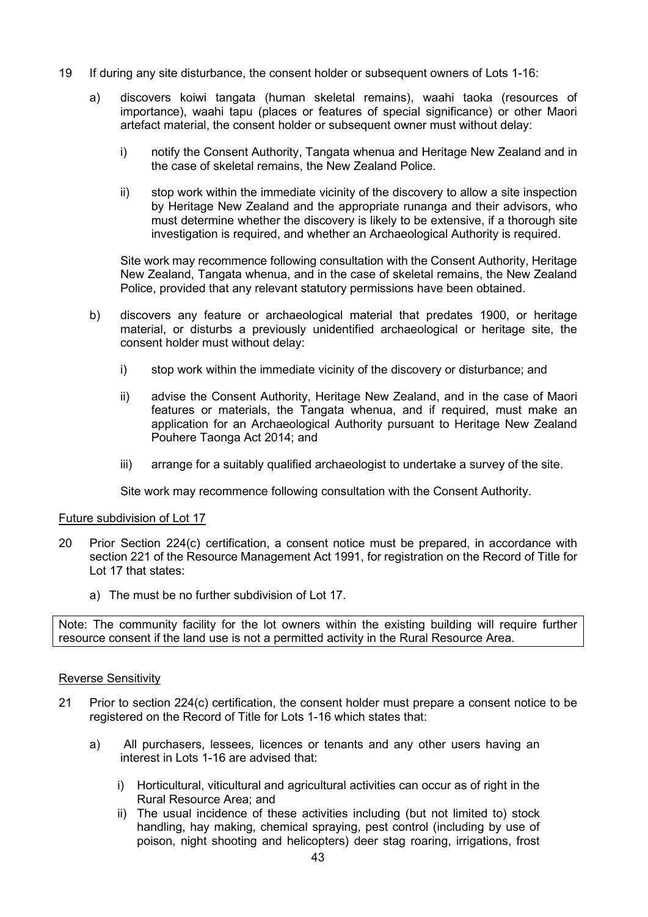19 If during any site disturbance, the consent holder or subsequent owners of Lots 1-16:

   a) discovers koiwi tangata (human skeletal remains), waahi taoka (resources of importance), waahi tapu (places or features of special significance) or other Maori artefact material, the consent holder or subsequent owner must without delay:

      i) notify the Consent Authority, Tangata whenua and Heritage New Zealand and in the case of skeletal remains, the New Zealand Police.

      ii) stop work within the immediate vicinity of the discovery to allow a site inspection by Heritage New Zealand and the appropriate runanga and their advisors, who must determine whether the discovery is likely to be extensive, if a thorough site investigation is required, and whether an Archaeological Authority is required.

      Site work may recommence following consultation with the Consent Authority, Heritage New Zealand, Tangata whenua, and in the case of skeletal remains, the New Zealand Police, provided that any relevant statutory permissions have been obtained.

   b) discovers any feature or archaeological material that predates 1900, or heritage material, or disturbs a previously unidentified archaeological or heritage site, the consent holder must without delay:

      i) stop work within the immediate vicinity of the discovery or disturbance; and

      ii) advise the Consent Authority, Heritage New Zealand, and in the case of Maori features or materials, the Tangata whenua, and if required, must make an application for an Archaeological Authority pursuant to Heritage New Zealand Pouhere Taonga Act 2014; and

      iii) arrange for a suitably qualified archaeologist to undertake a survey of the site.

      Site work may recommence following consultation with the Consent Authority.

<u>Future subdivision of Lot 17</u>

20 Prior Section 224(c) certification, a consent notice must be prepared, in accordance with section 221 of the Resource Management Act 1991, for registration on the Record of Title for Lot 17 that states:

   a) The must be no further subdivision of Lot 17.

| Note: The community facility for the lot owners within the existing building will require further resource consent if the land use is not a permitted activity in the Rural Resource Area. |
|---|

<u>Reverse Sensitivity</u>

21 Prior to section 224(c) certification, the consent holder must prepare a consent notice to be registered on the Record of Title for Lots 1-16 which states that:

   a) All purchasers, lessees, licences or tenants and any other users having an interest in Lots 1-16 are advised that:

      i) Horticultural, viticultural and agricultural activities can occur as of right in the Rural Resource Area; and
      ii) The usual incidence of these activities including (but not limited to) stock handling, hay making, chemical spraying, pest control (including by use of poison, night shooting and helicopters) deer stag roaring, irrigations, frost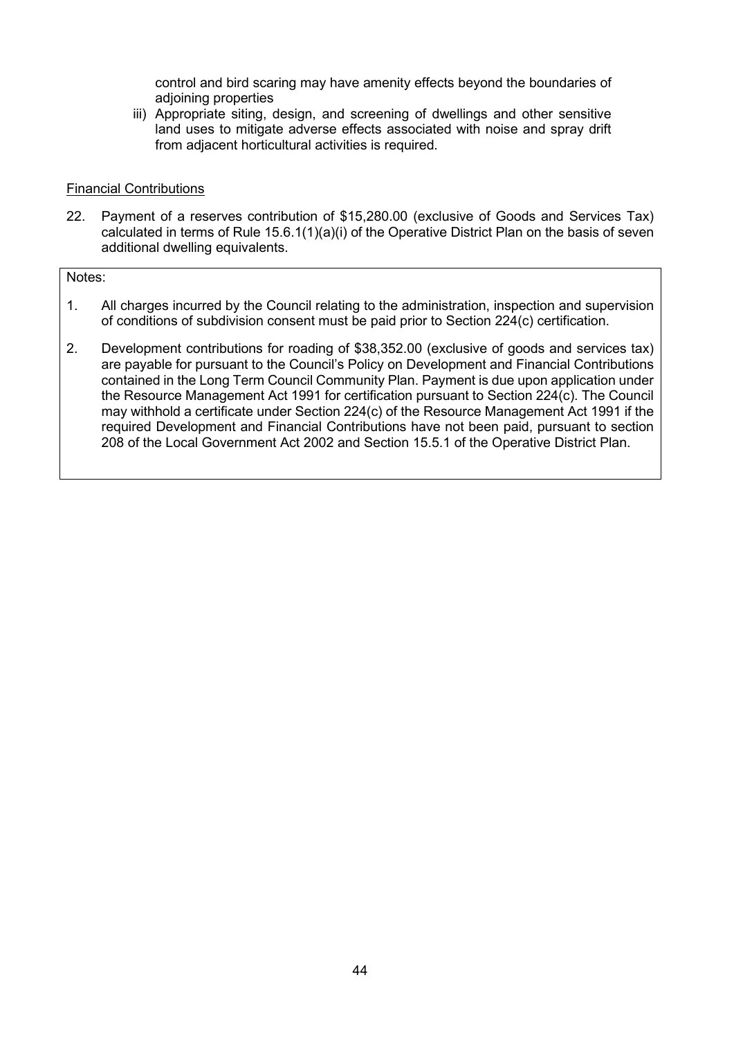control and bird scaring may have amenity effects beyond the boundaries of adjoining properties

iii) Appropriate siting, design, and screening of dwellings and other sensitive land uses to mitigate adverse effects associated with noise and spray drift from adjacent horticultural activities is required.

<u>Financial Contributions</u>

22. Payment of a reserves contribution of $15,280.00 (exclusive of Goods and Services Tax) calculated in terms of Rule 15.6.1(1)(a)(i) of the Operative District Plan on the basis of seven additional dwelling equivalents.

Notes:

1. All charges incurred by the Council relating to the administration, inspection and supervision of conditions of subdivision consent must be paid prior to Section 224(c) certification.

2. Development contributions for roading of $38,352.00 (exclusive of goods and services tax) are payable for pursuant to the Council's Policy on Development and Financial Contributions contained in the Long Term Council Community Plan. Payment is due upon application under the Resource Management Act 1991 for certification pursuant to Section 224(c). The Council may withhold a certificate under Section 224(c) of the Resource Management Act 1991 if the required Development and Financial Contributions have not been paid, pursuant to section 208 of the Local Government Act 2002 and Section 15.5.1 of the Operative District Plan.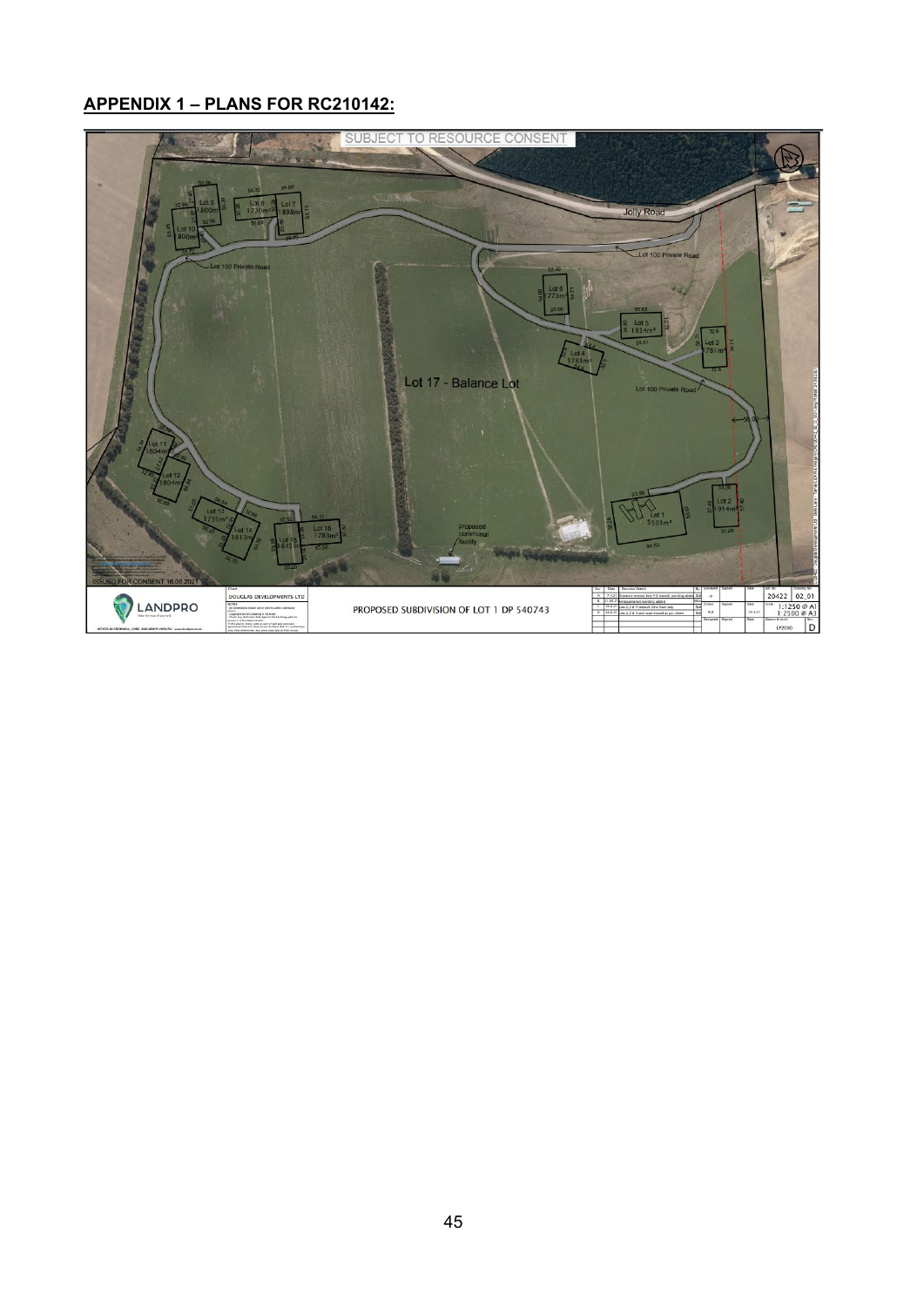## APPENDIX 1 – PLANS FOR RC210142:

SUBJECT TO RESOURCE CONSENT

Jolly Road

Lot 100 Private Road

Lot 9 1800m²

Lot 8 1720m²

Lot 7 1898m²

Lot 10 1800m²

Lot 6 1273m²

Lot 5 1834m²

Lot 4 1781m²

Lot 3 1781m²

Lot 17 - Balance Lot

Lot 11 1804m²

Lot 12 1804m²

Lot 13 1735m²

Lot 14 1813m²

Lot 15 1845m²

Lot 16 1783m²

Lot 1 5503m²

Lot 2 1914m²

Proposed communal facility

ISSUED FOR CONSENT 16.08.2021

LANDPRO

DOUGLAS DEVELOPMENTS LTD

PROPOSED SUBDIVISION OF LOT 1 DP 540743

20422 02_01

1:1250 @ A1
1:2500 @ A3

LP2000

D